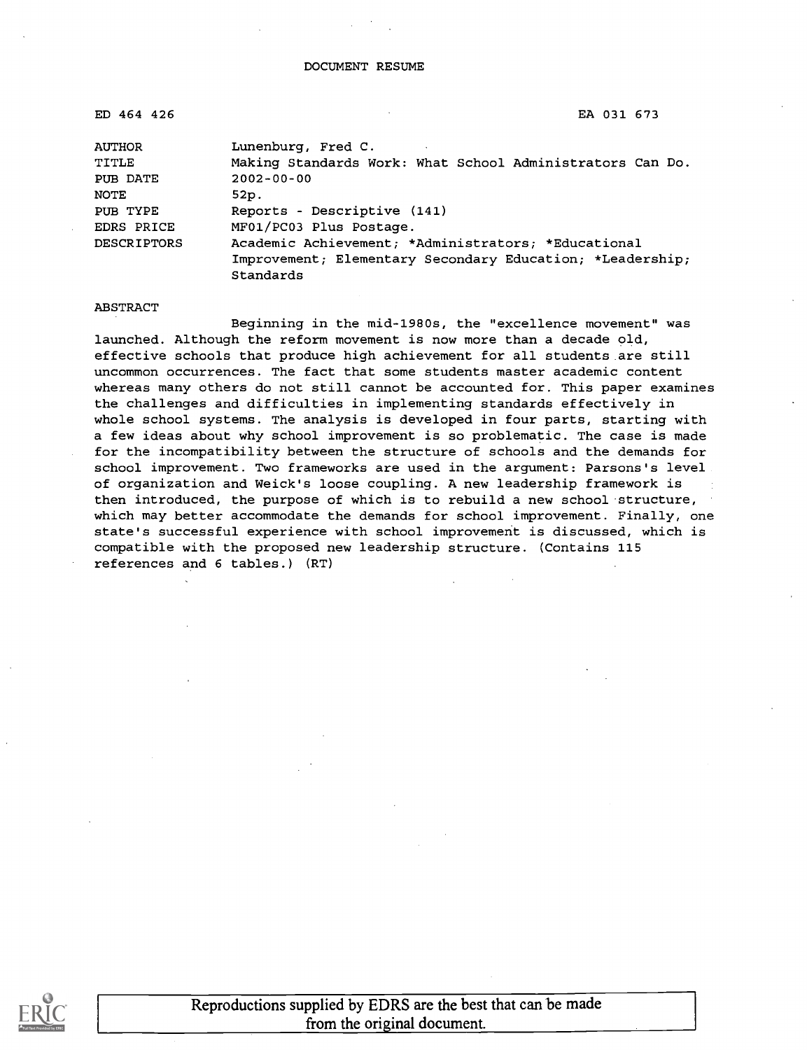DOCUMENT RESUME

| | |
|---|---|
| ED 464 426 | EA 031 673 |
| AUTHOR | Lunenburg, Fred C. |
| TITLE | Making Standards Work: What School Administrators Can Do. |
| PUB DATE | 2002-00-00 |
| NOTE | 52p. |
| PUB TYPE | Reports - Descriptive (141) |
| EDRS PRICE | MF01/PC03 Plus Postage. |
| DESCRIPTORS | Academic Achievement; *Administrators; *Educational Improvement; Elementary Secondary Education; *Leadership; Standards |

ABSTRACT

Beginning in the mid-1980s, the "excellence movement" was launched. Although the reform movement is now more than a decade old, effective schools that produce high achievement for all students are still uncommon occurrences. The fact that some students master academic content whereas many others do not still cannot be accounted for. This paper examines the challenges and difficulties in implementing standards effectively in whole school systems. The analysis is developed in four parts, starting with a few ideas about why school improvement is so problematic. The case is made for the incompatibility between the structure of schools and the demands for school improvement. Two frameworks are used in the argument: Parsons's level of organization and Weick's loose coupling. A new leadership framework is then introduced, the purpose of which is to rebuild a new school structure, which may better accommodate the demands for school improvement. Finally, one state's successful experience with school improvement is discussed, which is compatible with the proposed new leadership structure. (Contains 115 references and 6 tables.) (RT)

Reproductions supplied by EDRS are the best that can be made from the original document.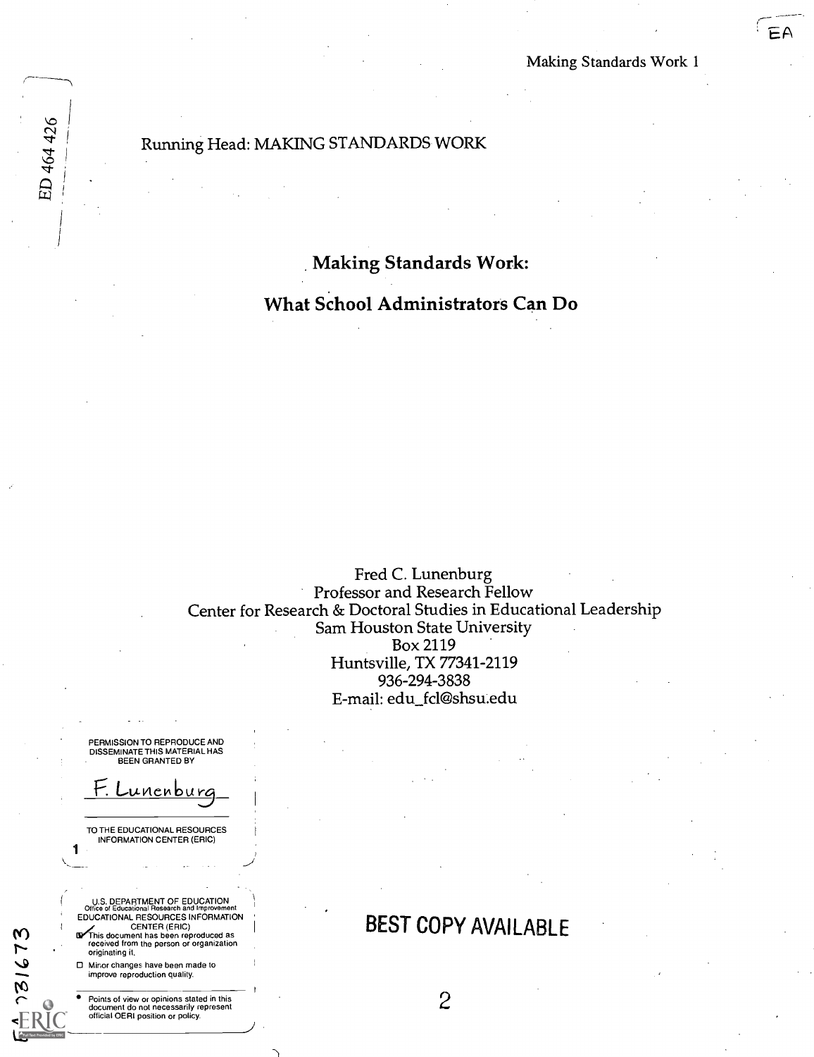Running Head: MAKING STANDARDS WORK

# Making Standards Work:

# What School Administrators Can Do

Fred C. Lunenburg
Professor and Research Fellow
Center for Research & Doctoral Studies in Educational Leadership
Sam Houston State University
Box 2119
Huntsville, TX 77341-2119
936-294-3838
E-mail: edu_fcl@shsu.edu

PERMISSION TO REPRODUCE AND DISSEMINATE THIS MATERIAL HAS BEEN GRANTED BY

F. Lunenburg

TO THE EDUCATIONAL RESOURCES INFORMATION CENTER (ERIC)

U.S. DEPARTMENT OF EDUCATION
Office of Educational Research and Improvement
EDUCATIONAL RESOURCES INFORMATION CENTER (ERIC)

- [x] This document has been reproduced as received from the person or organization originating it.
- [ ] Minor changes have been made to improve reproduction quality.

- Points of view or opinions stated in this document do not necessarily represent official OERI position or policy.

BEST COPY AVAILABLE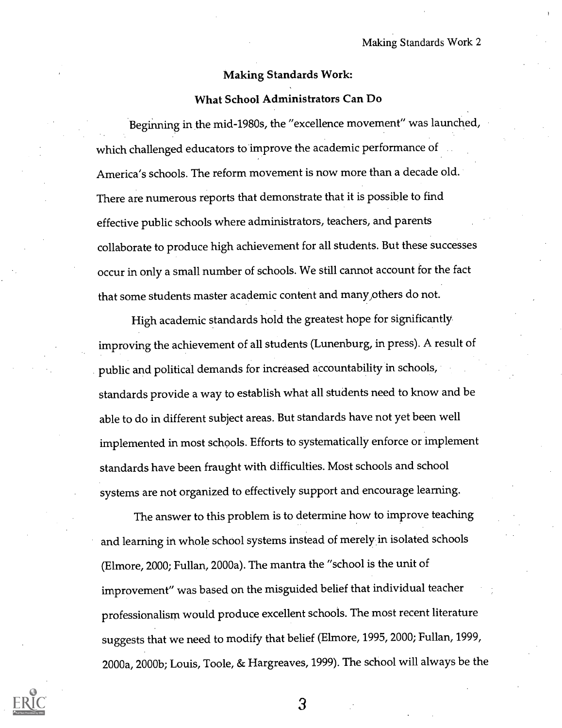## Making Standards Work:

### What School Administrators Can Do

Beginning in the mid-1980s, the "excellence movement" was launched, which challenged educators to improve the academic performance of America's schools. The reform movement is now more than a decade old. There are numerous reports that demonstrate that it is possible to find effective public schools where administrators, teachers, and parents collaborate to produce high achievement for all students. But these successes occur in only a small number of schools. We still cannot account for the fact that some students master academic content and many others do not.

High academic standards hold the greatest hope for significantly improving the achievement of all students (Lunenburg, in press). A result of public and political demands for increased accountability in schools, standards provide a way to establish what all students need to know and be able to do in different subject areas. But standards have not yet been well implemented in most schools. Efforts to systematically enforce or implement standards have been fraught with difficulties. Most schools and school systems are not organized to effectively support and encourage learning.

The answer to this problem is to determine how to improve teaching and learning in whole school systems instead of merely in isolated schools (Elmore, 2000; Fullan, 2000a). The mantra the "school is the unit of improvement" was based on the misguided belief that individual teacher professionalism would produce excellent schools. The most recent literature suggests that we need to modify that belief (Elmore, 1995, 2000; Fullan, 1999, 2000a, 2000b; Louis, Toole, & Hargreaves, 1999). The school will always be the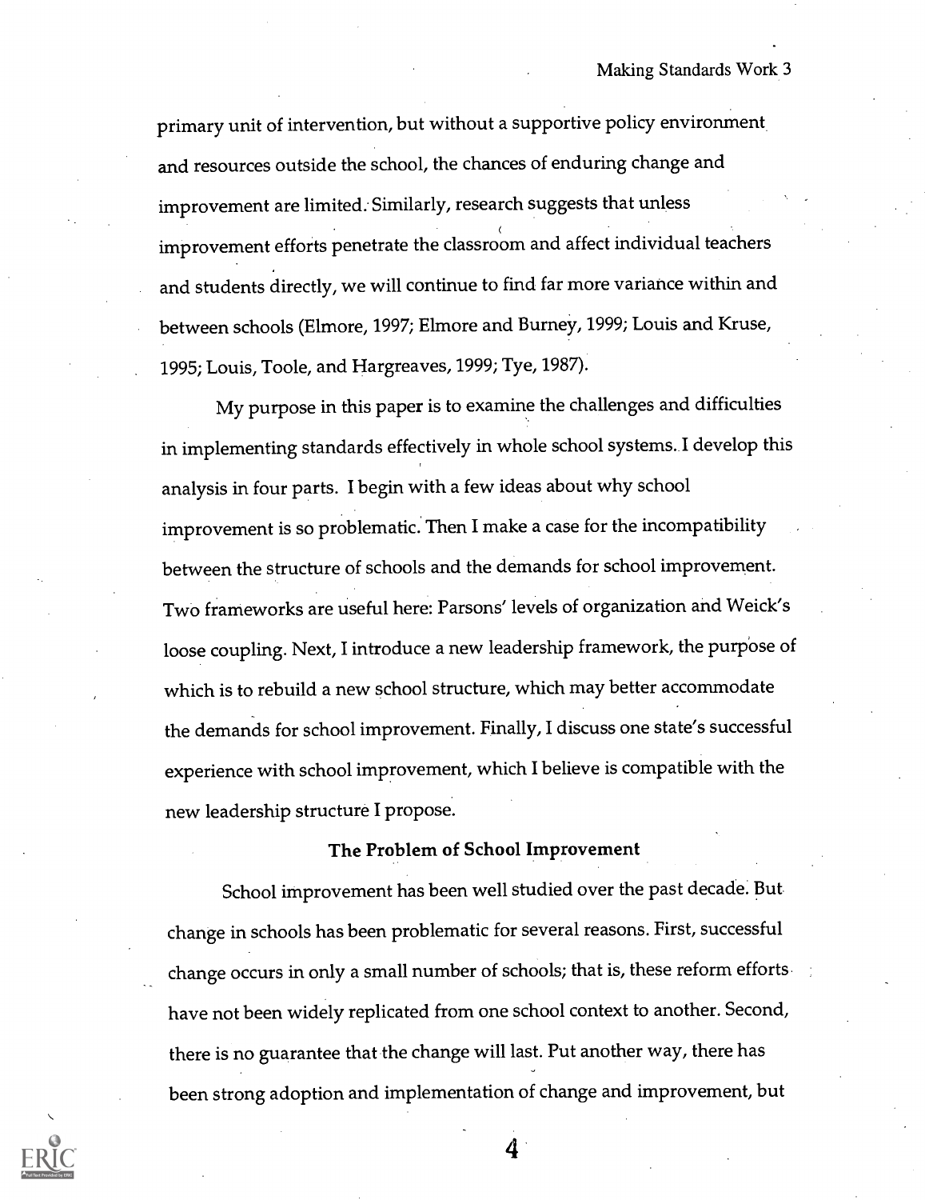primary unit of intervention, but without a supportive policy environment and resources outside the school, the chances of enduring change and improvement are limited. Similarly, research suggests that unless improvement efforts penetrate the classroom and affect individual teachers and students directly, we will continue to find far more variance within and between schools (Elmore, 1997; Elmore and Burney, 1999; Louis and Kruse, 1995; Louis, Toole, and Hargreaves, 1999; Tye, 1987).

My purpose in this paper is to examine the challenges and difficulties in implementing standards effectively in whole school systems. I develop this analysis in four parts. I begin with a few ideas about why school improvement is so problematic. Then I make a case for the incompatibility between the structure of schools and the demands for school improvement. Two frameworks are useful here: Parsons' levels of organization and Weick's loose coupling. Next, I introduce a new leadership framework, the purpose of which is to rebuild a new school structure, which may better accommodate the demands for school improvement. Finally, I discuss one state's successful experience with school improvement, which I believe is compatible with the new leadership structure I propose.

## The Problem of School Improvement

School improvement has been well studied over the past decade. But change in schools has been problematic for several reasons. First, successful change occurs in only a small number of schools; that is, these reform efforts have not been widely replicated from one school context to another. Second, there is no guarantee that the change will last. Put another way, there has been strong adoption and implementation of change and improvement, but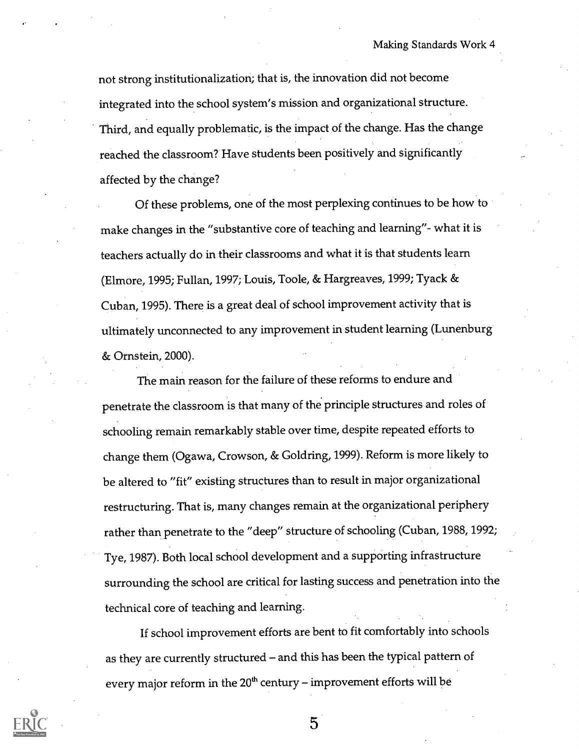not strong institutionalization; that is, the innovation did not become integrated into the school system's mission and organizational structure. Third, and equally problematic, is the impact of the change. Has the change reached the classroom? Have students been positively and significantly affected by the change?

Of these problems, one of the most perplexing continues to be how to make changes in the "substantive core of teaching and learning"- what it is teachers actually do in their classrooms and what it is that students learn (Elmore, 1995; Fullan, 1997; Louis, Toole, & Hargreaves, 1999; Tyack & Cuban, 1995). There is a great deal of school improvement activity that is ultimately unconnected to any improvement in student learning (Lunenburg & Ornstein, 2000).

The main reason for the failure of these reforms to endure and penetrate the classroom is that many of the principle structures and roles of schooling remain remarkably stable over time, despite repeated efforts to change them (Ogawa, Crowson, & Goldring, 1999). Reform is more likely to be altered to "fit" existing structures than to result in major organizational restructuring. That is, many changes remain at the organizational periphery rather than penetrate to the "deep" structure of schooling (Cuban, 1988, 1992; Tye, 1987). Both local school development and a supporting infrastructure surrounding the school are critical for lasting success and penetration into the technical core of teaching and learning.

If school improvement efforts are bent to fit comfortably into schools as they are currently structured – and this has been the typical pattern of every major reform in the 20th century – improvement efforts will be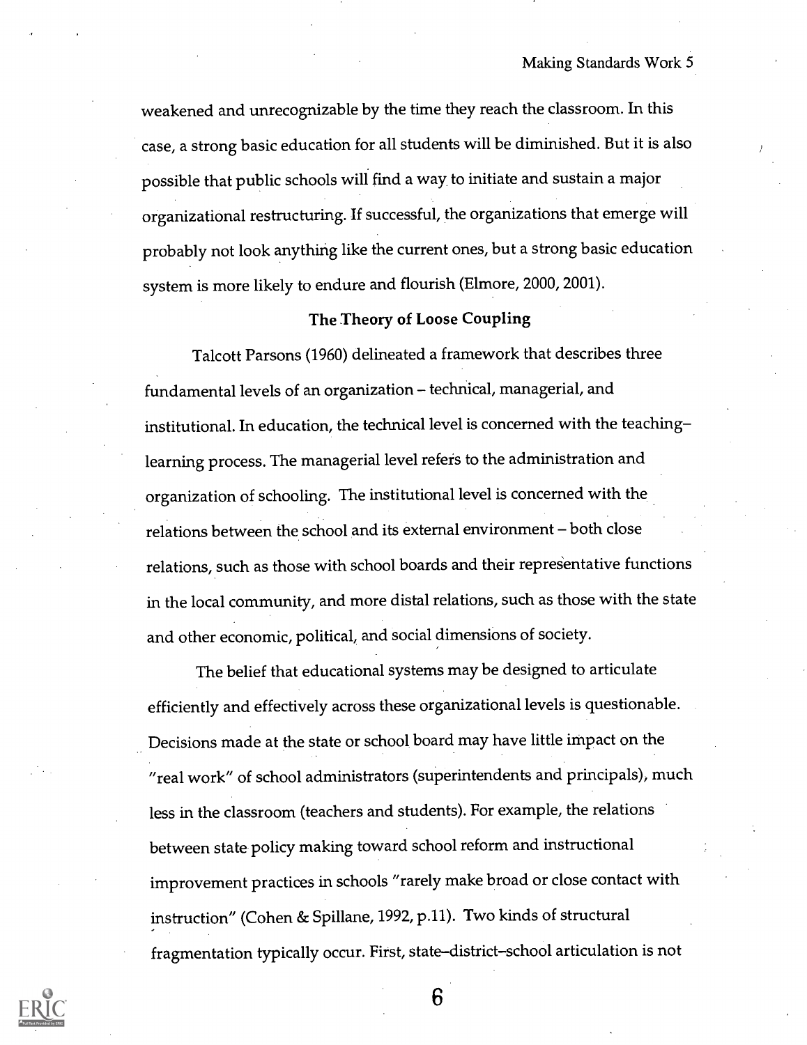weakened and unrecognizable by the time they reach the classroom. In this case, a strong basic education for all students will be diminished. But it is also possible that public schools will find a way to initiate and sustain a major organizational restructuring. If successful, the organizations that emerge will probably not look anything like the current ones, but a strong basic education system is more likely to endure and flourish (Elmore, 2000, 2001).

## The Theory of Loose Coupling

Talcott Parsons (1960) delineated a framework that describes three fundamental levels of an organization – technical, managerial, and institutional. In education, the technical level is concerned with the teaching–learning process. The managerial level refers to the administration and organization of schooling. The institutional level is concerned with the relations between the school and its external environment – both close relations, such as those with school boards and their representative functions in the local community, and more distal relations, such as those with the state and other economic, political, and social dimensions of society.

The belief that educational systems may be designed to articulate efficiently and effectively across these organizational levels is questionable. Decisions made at the state or school board may have little impact on the "real work" of school administrators (superintendents and principals), much less in the classroom (teachers and students). For example, the relations between state policy making toward school reform and instructional improvement practices in schools "rarely make broad or close contact with instruction" (Cohen & Spillane, 1992, p.11). Two kinds of structural fragmentation typically occur. First, state–district–school articulation is not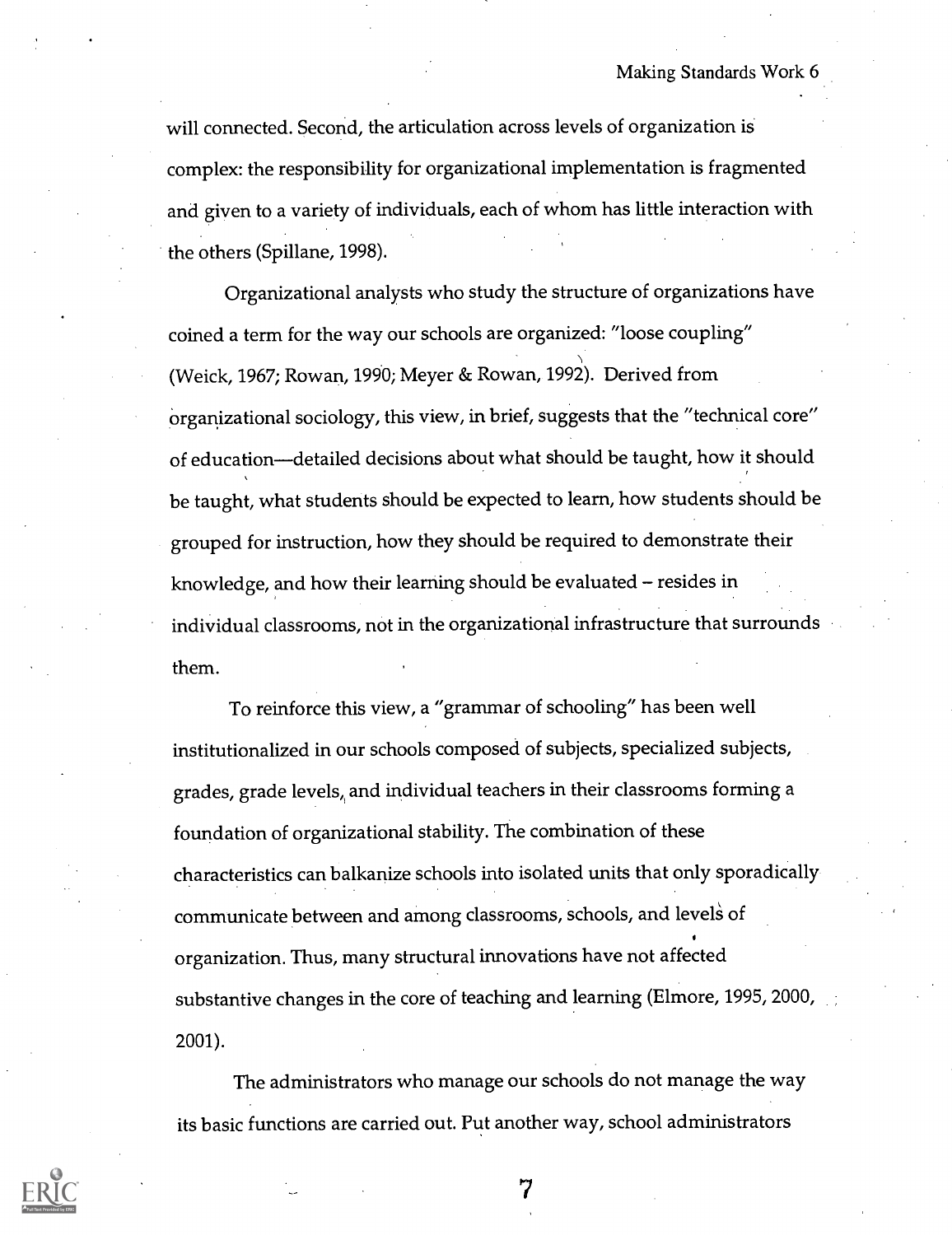will connected. Second, the articulation across levels of organization is complex: the responsibility for organizational implementation is fragmented and given to a variety of individuals, each of whom has little interaction with the others (Spillane, 1998).

Organizational analysts who study the structure of organizations have coined a term for the way our schools are organized: "loose coupling" (Weick, 1967; Rowan, 1990; Meyer & Rowan, 1992). Derived from organizational sociology, this view, in brief, suggests that the "technical core" of education—detailed decisions about what should be taught, how it should be taught, what students should be expected to learn, how students should be grouped for instruction, how they should be required to demonstrate their knowledge, and how their learning should be evaluated – resides in individual classrooms, not in the organizational infrastructure that surrounds them.

To reinforce this view, a "grammar of schooling" has been well institutionalized in our schools composed of subjects, specialized subjects, grades, grade levels, and individual teachers in their classrooms forming a foundation of organizational stability. The combination of these characteristics can balkanize schools into isolated units that only sporadically communicate between and among classrooms, schools, and levels of organization. Thus, many structural innovations have not affected substantive changes in the core of teaching and learning (Elmore, 1995, 2000, 2001).

The administrators who manage our schools do not manage the way its basic functions are carried out. Put another way, school administrators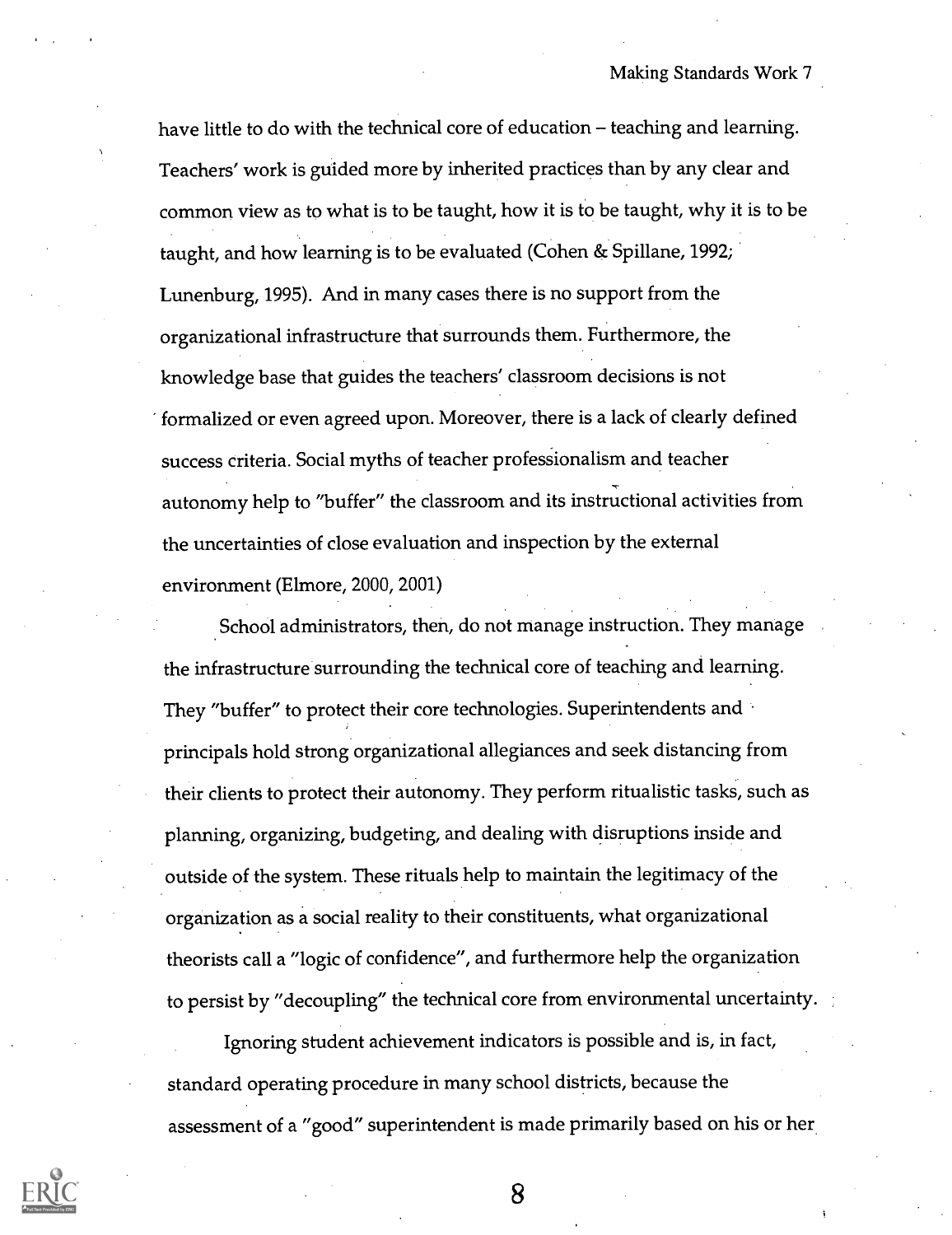have little to do with the technical core of education – teaching and learning. Teachers' work is guided more by inherited practices than by any clear and common view as to what is to be taught, how it is to be taught, why it is to be taught, and how learning is to be evaluated (Cohen & Spillane, 1992; Lunenburg, 1995). And in many cases there is no support from the organizational infrastructure that surrounds them. Furthermore, the knowledge base that guides the teachers' classroom decisions is not formalized or even agreed upon. Moreover, there is a lack of clearly defined success criteria. Social myths of teacher professionalism and teacher autonomy help to "buffer" the classroom and its instructional activities from the uncertainties of close evaluation and inspection by the external environment (Elmore, 2000, 2001)

School administrators, then, do not manage instruction. They manage the infrastructure surrounding the technical core of teaching and learning. They "buffer" to protect their core technologies. Superintendents and principals hold strong organizational allegiances and seek distancing from their clients to protect their autonomy. They perform ritualistic tasks, such as planning, organizing, budgeting, and dealing with disruptions inside and outside of the system. These rituals help to maintain the legitimacy of the organization as a social reality to their constituents, what organizational theorists call a "logic of confidence", and furthermore help the organization to persist by "decoupling" the technical core from environmental uncertainty.

Ignoring student achievement indicators is possible and is, in fact, standard operating procedure in many school districts, because the assessment of a "good" superintendent is made primarily based on his or her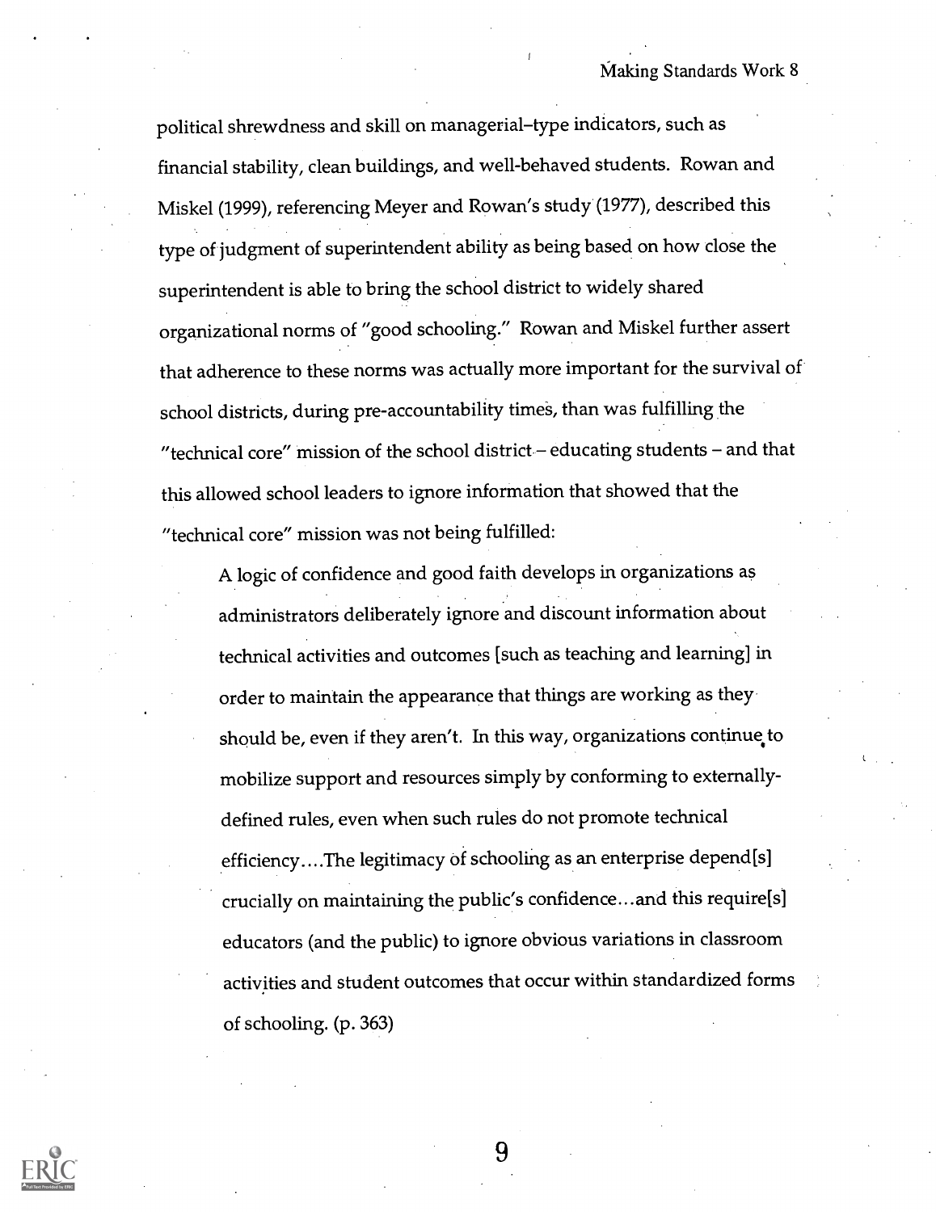political shrewdness and skill on managerial–type indicators, such as financial stability, clean buildings, and well-behaved students. Rowan and Miskel (1999), referencing Meyer and Rowan's study (1977), described this type of judgment of superintendent ability as being based on how close the superintendent is able to bring the school district to widely shared organizational norms of "good schooling." Rowan and Miskel further assert that adherence to these norms was actually more important for the survival of school districts, during pre-accountability times, than was fulfilling the "technical core" mission of the school district – educating students – and that this allowed school leaders to ignore information that showed that the "technical core" mission was not being fulfilled:

> A logic of confidence and good faith develops in organizations as administrators deliberately ignore and discount information about technical activities and outcomes [such as teaching and learning] in order to maintain the appearance that things are working as they should be, even if they aren't. In this way, organizations continue to mobilize support and resources simply by conforming to externally-defined rules, even when such rules do not promote technical efficiency....The legitimacy of schooling as an enterprise depend[s] crucially on maintaining the public's confidence...and this require[s] educators (and the public) to ignore obvious variations in classroom activities and student outcomes that occur within standardized forms of schooling. (p. 363)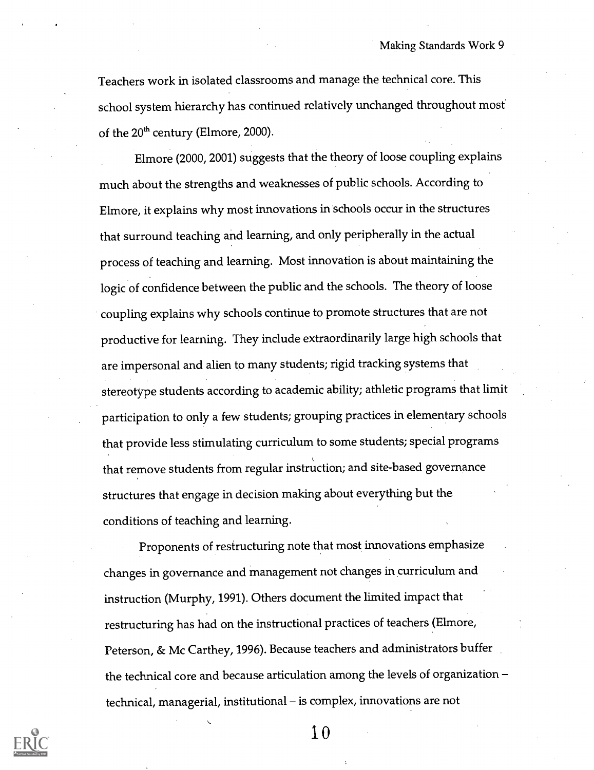Teachers work in isolated classrooms and manage the technical core. This school system hierarchy has continued relatively unchanged throughout most of the 20th century (Elmore, 2000).

Elmore (2000, 2001) suggests that the theory of loose coupling explains much about the strengths and weaknesses of public schools. According to Elmore, it explains why most innovations in schools occur in the structures that surround teaching and learning, and only peripherally in the actual process of teaching and learning. Most innovation is about maintaining the logic of confidence between the public and the schools. The theory of loose coupling explains why schools continue to promote structures that are not productive for learning. They include extraordinarily large high schools that are impersonal and alien to many students; rigid tracking systems that stereotype students according to academic ability; athletic programs that limit participation to only a few students; grouping practices in elementary schools that provide less stimulating curriculum to some students; special programs that remove students from regular instruction; and site-based governance structures that engage in decision making about everything but the conditions of teaching and learning.

Proponents of restructuring note that most innovations emphasize changes in governance and management not changes in curriculum and instruction (Murphy, 1991). Others document the limited impact that restructuring has had on the instructional practices of teachers (Elmore, Peterson, & Mc Carthey, 1996). Because teachers and administrators buffer the technical core and because articulation among the levels of organization – technical, managerial, institutional – is complex, innovations are not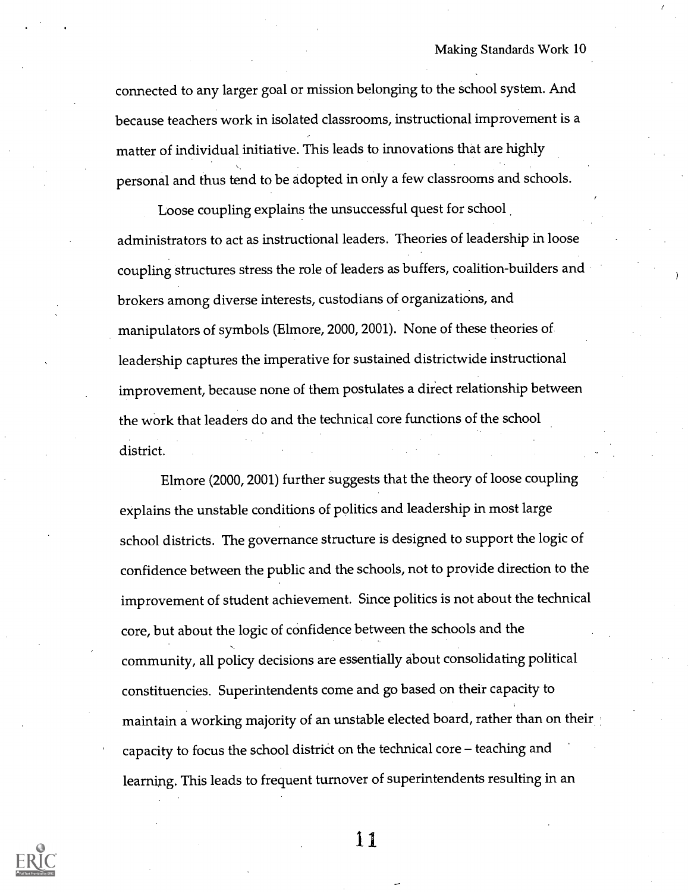connected to any larger goal or mission belonging to the school system. And because teachers work in isolated classrooms, instructional improvement is a matter of individual initiative. This leads to innovations that are highly personal and thus tend to be adopted in only a few classrooms and schools.

Loose coupling explains the unsuccessful quest for school administrators to act as instructional leaders. Theories of leadership in loose coupling structures stress the role of leaders as buffers, coalition-builders and brokers among diverse interests, custodians of organizations, and manipulators of symbols (Elmore, 2000, 2001). None of these theories of leadership captures the imperative for sustained districtwide instructional improvement, because none of them postulates a direct relationship between the work that leaders do and the technical core functions of the school district.

Elmore (2000, 2001) further suggests that the theory of loose coupling explains the unstable conditions of politics and leadership in most large school districts. The governance structure is designed to support the logic of confidence between the public and the schools, not to provide direction to the improvement of student achievement. Since politics is not about the technical core, but about the logic of confidence between the schools and the community, all policy decisions are essentially about consolidating political constituencies. Superintendents come and go based on their capacity to maintain a working majority of an unstable elected board, rather than on their capacity to focus the school district on the technical core – teaching and learning. This leads to frequent turnover of superintendents resulting in an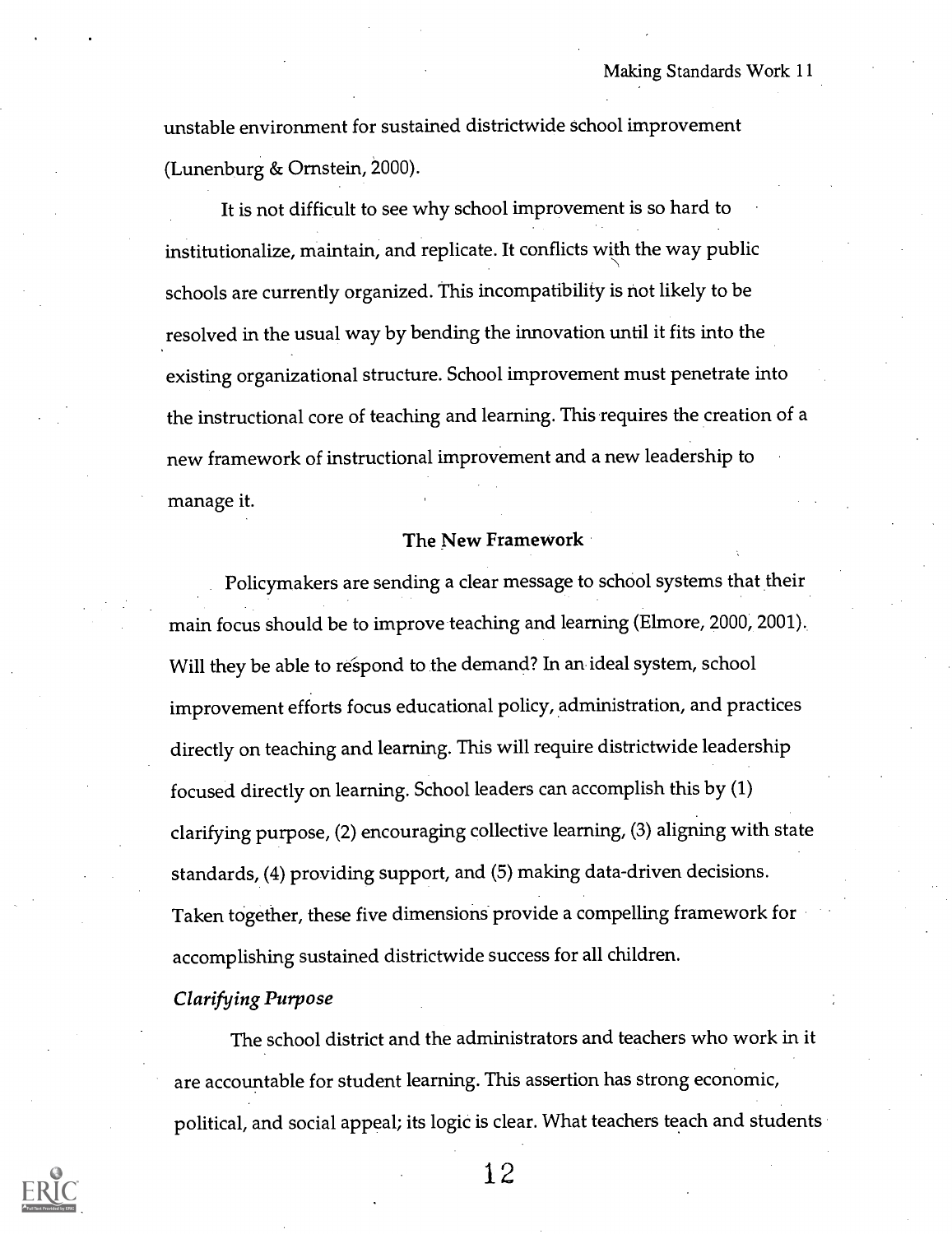unstable environment for sustained districtwide school improvement (Lunenburg & Ornstein, 2000).

It is not difficult to see why school improvement is so hard to institutionalize, maintain, and replicate. It conflicts with the way public schools are currently organized. This incompatibility is not likely to be resolved in the usual way by bending the innovation until it fits into the existing organizational structure. School improvement must penetrate into the instructional core of teaching and learning. This requires the creation of a new framework of instructional improvement and a new leadership to manage it.

## The New Framework

Policymakers are sending a clear message to school systems that their main focus should be to improve teaching and learning (Elmore, 2000, 2001). Will they be able to respond to the demand? In an ideal system, school improvement efforts focus educational policy, administration, and practices directly on teaching and learning. This will require districtwide leadership focused directly on learning. School leaders can accomplish this by (1) clarifying purpose, (2) encouraging collective learning, (3) aligning with state standards, (4) providing support, and (5) making data-driven decisions. Taken together, these five dimensions provide a compelling framework for accomplishing sustained districtwide success for all children.

### *Clarifying Purpose*

The school district and the administrators and teachers who work in it are accountable for student learning. This assertion has strong economic, political, and social appeal; its logic is clear. What teachers teach and students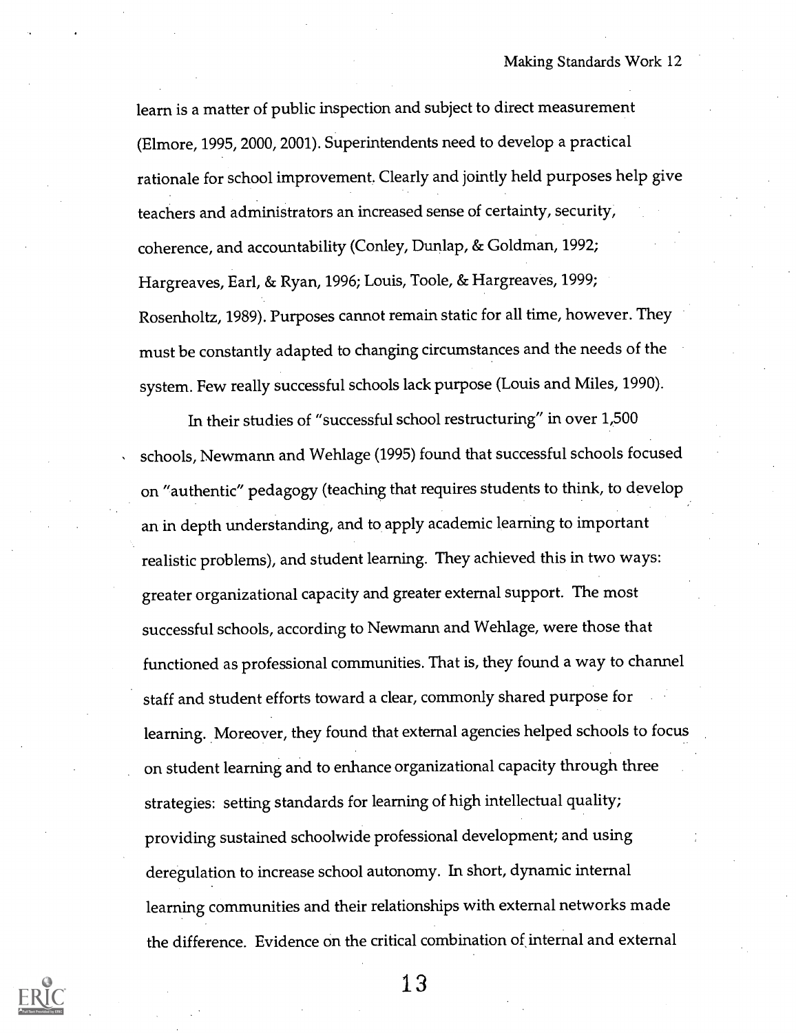learn is a matter of public inspection and subject to direct measurement (Elmore, 1995, 2000, 2001). Superintendents need to develop a practical rationale for school improvement. Clearly and jointly held purposes help give teachers and administrators an increased sense of certainty, security, coherence, and accountability (Conley, Dunlap, & Goldman, 1992; Hargreaves, Earl, & Ryan, 1996; Louis, Toole, & Hargreaves, 1999; Rosenholtz, 1989). Purposes cannot remain static for all time, however. They must be constantly adapted to changing circumstances and the needs of the system. Few really successful schools lack purpose (Louis and Miles, 1990).

In their studies of "successful school restructuring" in over 1,500 schools, Newmann and Wehlage (1995) found that successful schools focused on "authentic" pedagogy (teaching that requires students to think, to develop an in depth understanding, and to apply academic learning to important realistic problems), and student learning. They achieved this in two ways: greater organizational capacity and greater external support. The most successful schools, according to Newmann and Wehlage, were those that functioned as professional communities. That is, they found a way to channel staff and student efforts toward a clear, commonly shared purpose for learning. Moreover, they found that external agencies helped schools to focus on student learning and to enhance organizational capacity through three strategies: setting standards for learning of high intellectual quality; providing sustained schoolwide professional development; and using deregulation to increase school autonomy. In short, dynamic internal learning communities and their relationships with external networks made the difference. Evidence on the critical combination of internal and external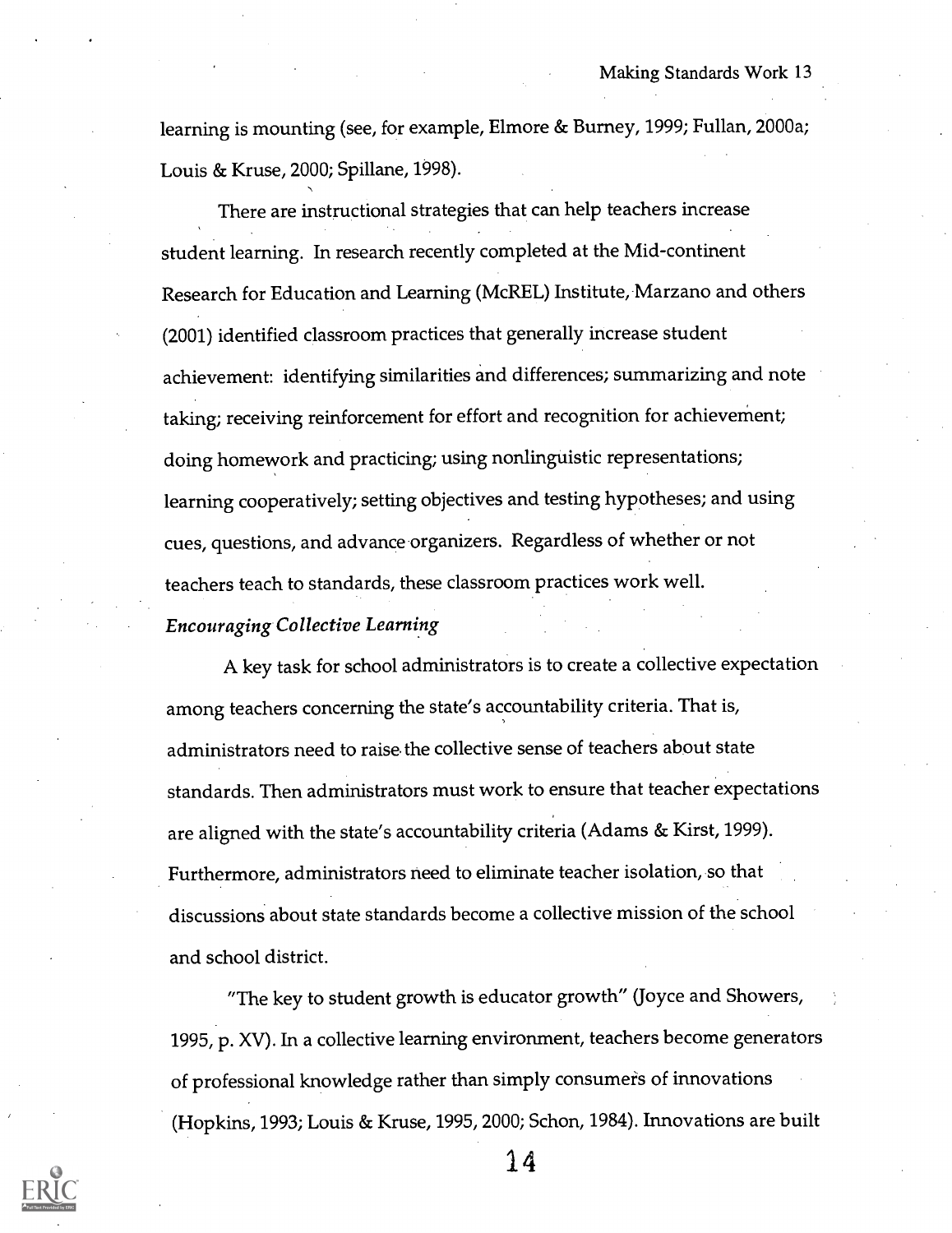learning is mounting (see, for example, Elmore & Burney, 1999; Fullan, 2000a; Louis & Kruse, 2000; Spillane, 1998).

There are instructional strategies that can help teachers increase student learning. In research recently completed at the Mid-continent Research for Education and Learning (McREL) Institute, Marzano and others (2001) identified classroom practices that generally increase student achievement: identifying similarities and differences; summarizing and note taking; receiving reinforcement for effort and recognition for achievement; doing homework and practicing; using nonlinguistic representations; learning cooperatively; setting objectives and testing hypotheses; and using cues, questions, and advance organizers. Regardless of whether or not teachers teach to standards, these classroom practices work well.

*Encouraging Collective Learning*

A key task for school administrators is to create a collective expectation among teachers concerning the state's accountability criteria. That is, administrators need to raise the collective sense of teachers about state standards. Then administrators must work to ensure that teacher expectations are aligned with the state's accountability criteria (Adams & Kirst, 1999). Furthermore, administrators need to eliminate teacher isolation, so that discussions about state standards become a collective mission of the school and school district.

"The key to student growth is educator growth" (Joyce and Showers, 1995, p. XV). In a collective learning environment, teachers become generators of professional knowledge rather than simply consumers of innovations (Hopkins, 1993; Louis & Kruse, 1995, 2000; Schon, 1984). Innovations are built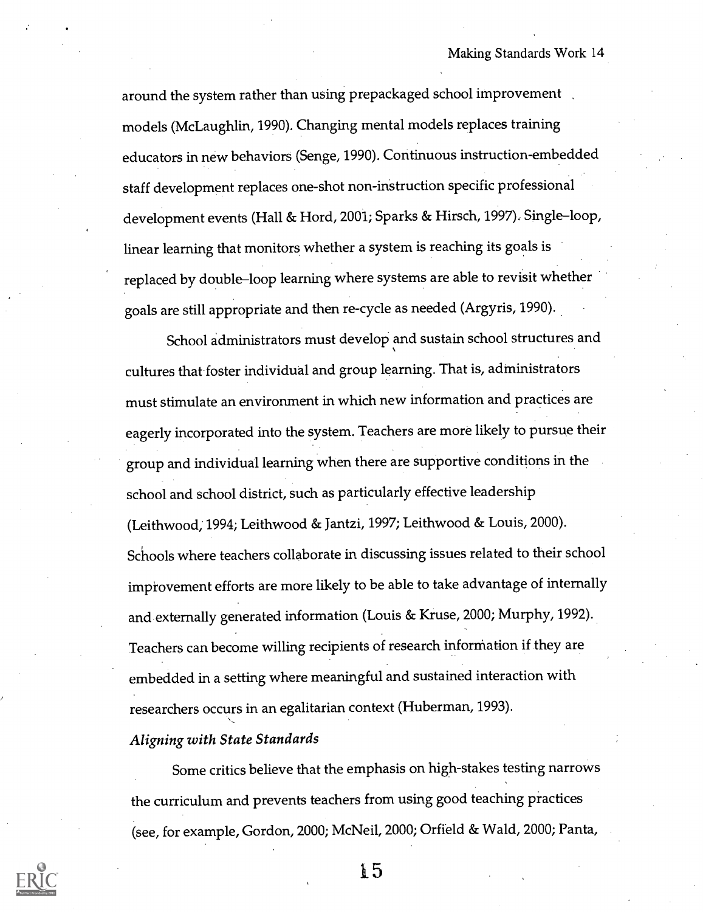around the system rather than using prepackaged school improvement models (McLaughlin, 1990). Changing mental models replaces training educators in new behaviors (Senge, 1990). Continuous instruction-embedded staff development replaces one-shot non-instruction specific professional development events (Hall & Hord, 2001; Sparks & Hirsch, 1997). Single–loop, linear learning that monitors whether a system is reaching its goals is replaced by double–loop learning where systems are able to revisit whether goals are still appropriate and then re-cycle as needed (Argyris, 1990).

School administrators must develop and sustain school structures and cultures that foster individual and group learning. That is, administrators must stimulate an environment in which new information and practices are eagerly incorporated into the system. Teachers are more likely to pursue their group and individual learning when there are supportive conditions in the school and school district, such as particularly effective leadership (Leithwood, 1994; Leithwood & Jantzi, 1997; Leithwood & Louis, 2000). Schools where teachers collaborate in discussing issues related to their school improvement efforts are more likely to be able to take advantage of internally and externally generated information (Louis & Kruse, 2000; Murphy, 1992). Teachers can become willing recipients of research information if they are embedded in a setting where meaningful and sustained interaction with researchers occurs in an egalitarian context (Huberman, 1993).

*Aligning with State Standards*

Some critics believe that the emphasis on high-stakes testing narrows the curriculum and prevents teachers from using good teaching practices (see, for example, Gordon, 2000; McNeil, 2000; Orfield & Wald, 2000; Panta,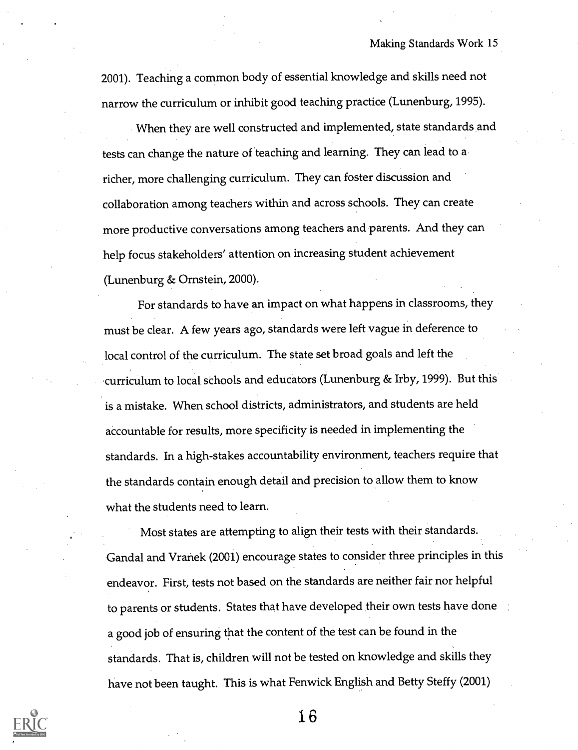2001). Teaching a common body of essential knowledge and skills need not narrow the curriculum or inhibit good teaching practice (Lunenburg, 1995).

When they are well constructed and implemented, state standards and tests can change the nature of teaching and learning. They can lead to a richer, more challenging curriculum. They can foster discussion and collaboration among teachers within and across schools. They can create more productive conversations among teachers and parents. And they can help focus stakeholders' attention on increasing student achievement (Lunenburg & Ornstein, 2000).

For standards to have an impact on what happens in classrooms, they must be clear. A few years ago, standards were left vague in deference to local control of the curriculum. The state set broad goals and left the curriculum to local schools and educators (Lunenburg & Irby, 1999). But this is a mistake. When school districts, administrators, and students are held accountable for results, more specificity is needed in implementing the standards. In a high-stakes accountability environment, teachers require that the standards contain enough detail and precision to allow them to know what the students need to learn.

Most states are attempting to align their tests with their standards. Gandal and Vranek (2001) encourage states to consider three principles in this endeavor. First, tests not based on the standards are neither fair nor helpful to parents or students. States that have developed their own tests have done a good job of ensuring that the content of the test can be found in the standards. That is, children will not be tested on knowledge and skills they have not been taught. This is what Fenwick English and Betty Steffy (2001)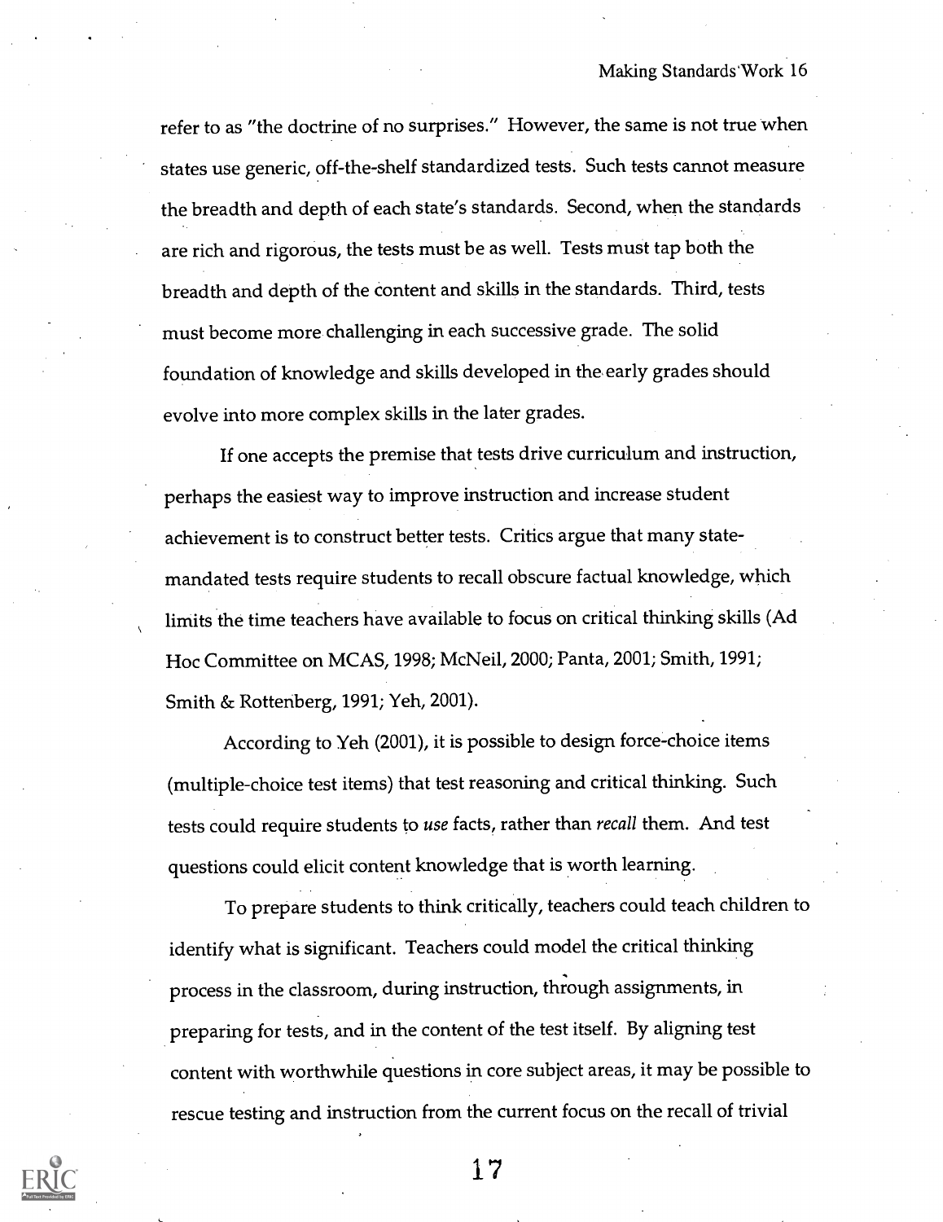refer to as "the doctrine of no surprises." However, the same is not true when states use generic, off-the-shelf standardized tests. Such tests cannot measure the breadth and depth of each state's standards. Second, when the standards are rich and rigorous, the tests must be as well. Tests must tap both the breadth and depth of the content and skills in the standards. Third, tests must become more challenging in each successive grade. The solid foundation of knowledge and skills developed in the early grades should evolve into more complex skills in the later grades.

If one accepts the premise that tests drive curriculum and instruction, perhaps the easiest way to improve instruction and increase student achievement is to construct better tests. Critics argue that many state-mandated tests require students to recall obscure factual knowledge, which limits the time teachers have available to focus on critical thinking skills (Ad Hoc Committee on MCAS, 1998; McNeil, 2000; Panta, 2001; Smith, 1991; Smith & Rottenberg, 1991; Yeh, 2001).

According to Yeh (2001), it is possible to design force-choice items (multiple-choice test items) that test reasoning and critical thinking. Such tests could require students to *use* facts, rather than *recall* them. And test questions could elicit content knowledge that is worth learning.

To prepare students to think critically, teachers could teach children to identify what is significant. Teachers could model the critical thinking process in the classroom, during instruction, through assignments, in preparing for tests, and in the content of the test itself. By aligning test content with worthwhile questions in core subject areas, it may be possible to rescue testing and instruction from the current focus on the recall of trivial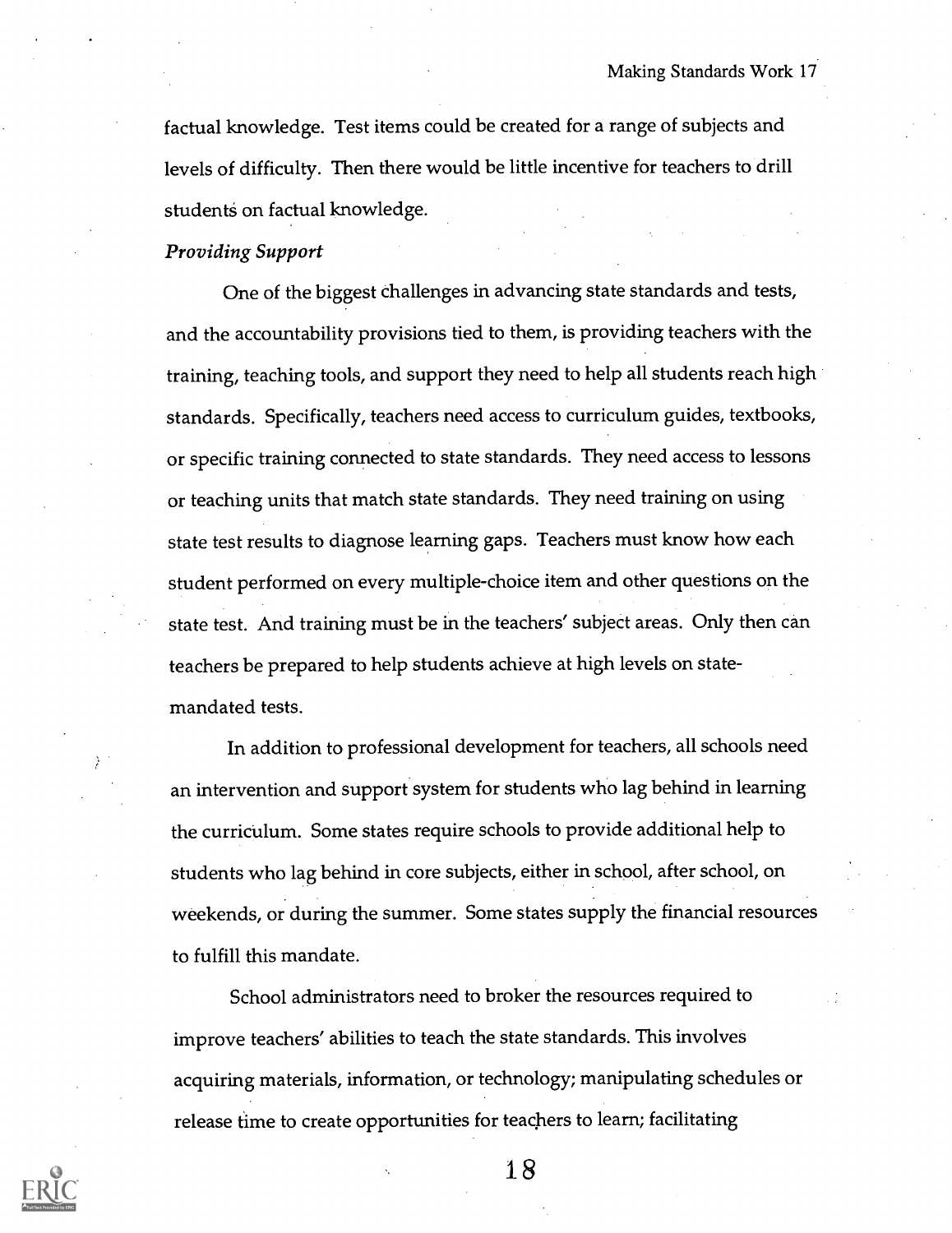factual knowledge. Test items could be created for a range of subjects and levels of difficulty. Then there would be little incentive for teachers to drill students on factual knowledge.

*Providing Support*

One of the biggest challenges in advancing state standards and tests, and the accountability provisions tied to them, is providing teachers with the training, teaching tools, and support they need to help all students reach high standards. Specifically, teachers need access to curriculum guides, textbooks, or specific training connected to state standards. They need access to lessons or teaching units that match state standards. They need training on using state test results to diagnose learning gaps. Teachers must know how each student performed on every multiple-choice item and other questions on the state test. And training must be in the teachers' subject areas. Only then can teachers be prepared to help students achieve at high levels on state-mandated tests.

In addition to professional development for teachers, all schools need an intervention and support system for students who lag behind in learning the curriculum. Some states require schools to provide additional help to students who lag behind in core subjects, either in school, after school, on weekends, or during the summer. Some states supply the financial resources to fulfill this mandate.

School administrators need to broker the resources required to improve teachers' abilities to teach the state standards. This involves acquiring materials, information, or technology; manipulating schedules or release time to create opportunities for teachers to learn; facilitating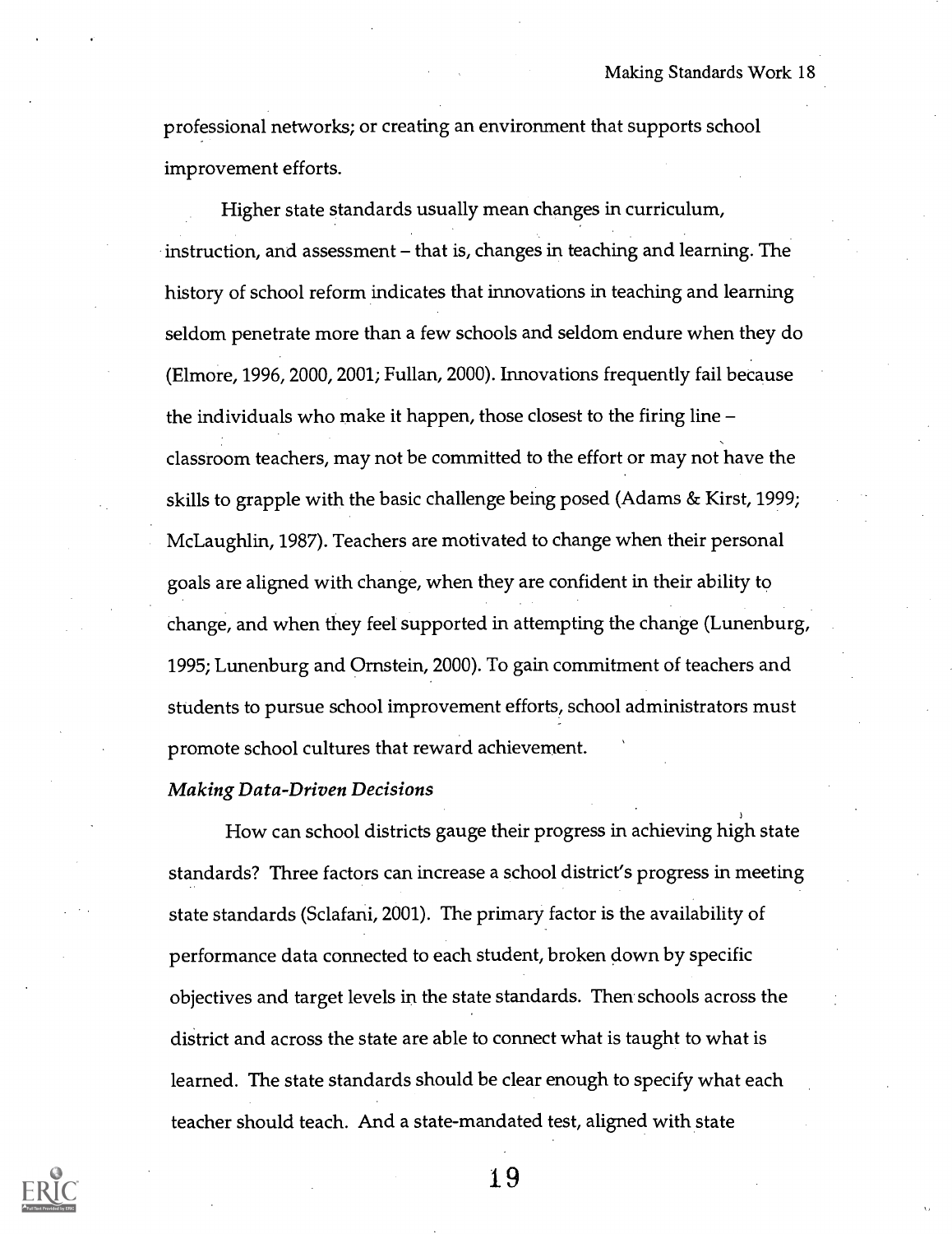professional networks; or creating an environment that supports school improvement efforts.

Higher state standards usually mean changes in curriculum, instruction, and assessment – that is, changes in teaching and learning. The history of school reform indicates that innovations in teaching and learning seldom penetrate more than a few schools and seldom endure when they do (Elmore, 1996, 2000, 2001; Fullan, 2000). Innovations frequently fail because the individuals who make it happen, those closest to the firing line – classroom teachers, may not be committed to the effort or may not have the skills to grapple with the basic challenge being posed (Adams & Kirst, 1999; McLaughlin, 1987). Teachers are motivated to change when their personal goals are aligned with change, when they are confident in their ability to change, and when they feel supported in attempting the change (Lunenburg, 1995; Lunenburg and Ornstein, 2000). To gain commitment of teachers and students to pursue school improvement efforts, school administrators must promote school cultures that reward achievement.

### *Making Data-Driven Decisions*

How can school districts gauge their progress in achieving high state standards? Three factors can increase a school district's progress in meeting state standards (Sclafani, 2001). The primary factor is the availability of performance data connected to each student, broken down by specific objectives and target levels in the state standards. Then schools across the district and across the state are able to connect what is taught to what is learned. The state standards should be clear enough to specify what each teacher should teach. And a state-mandated test, aligned with state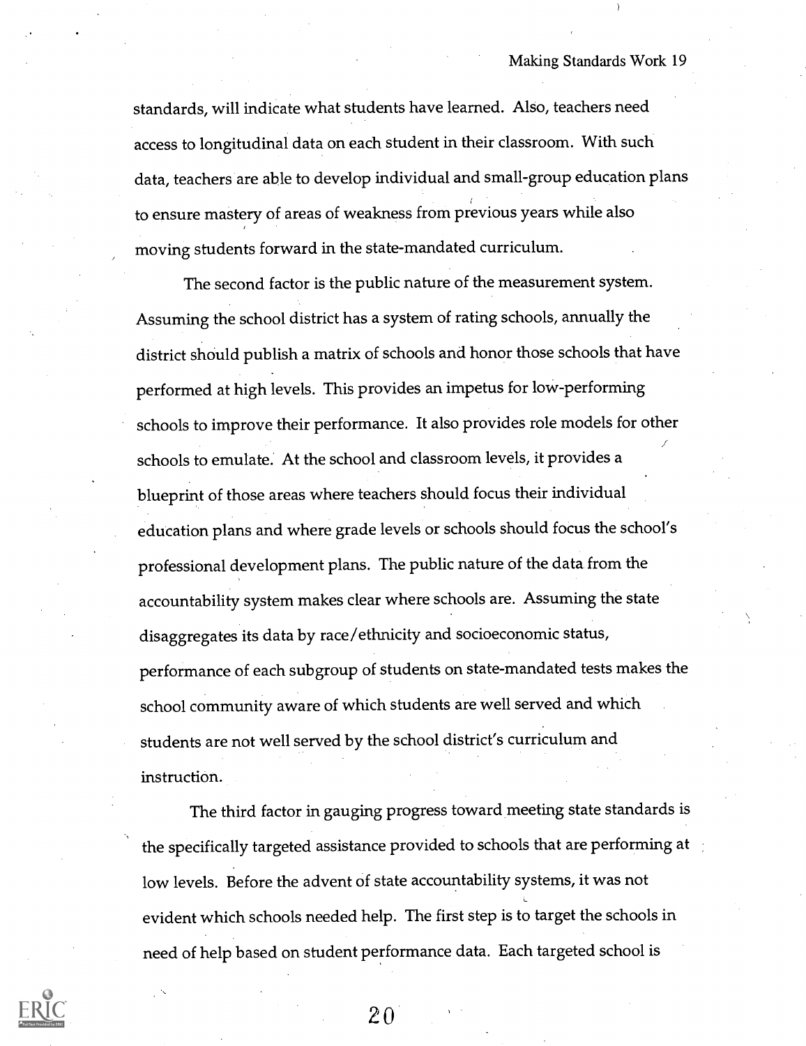standards, will indicate what students have learned. Also, teachers need access to longitudinal data on each student in their classroom. With such data, teachers are able to develop individual and small-group education plans to ensure mastery of areas of weakness from previous years while also moving students forward in the state-mandated curriculum.

The second factor is the public nature of the measurement system. Assuming the school district has a system of rating schools, annually the district should publish a matrix of schools and honor those schools that have performed at high levels. This provides an impetus for low-performing schools to improve their performance. It also provides role models for other schools to emulate. At the school and classroom levels, it provides a blueprint of those areas where teachers should focus their individual education plans and where grade levels or schools should focus the school's professional development plans. The public nature of the data from the accountability system makes clear where schools are. Assuming the state disaggregates its data by race/ethnicity and socioeconomic status, performance of each subgroup of students on state-mandated tests makes the school community aware of which students are well served and which students are not well served by the school district's curriculum and instruction.

The third factor in gauging progress toward meeting state standards is the specifically targeted assistance provided to schools that are performing at low levels. Before the advent of state accountability systems, it was not evident which schools needed help. The first step is to target the schools in need of help based on student performance data. Each targeted school is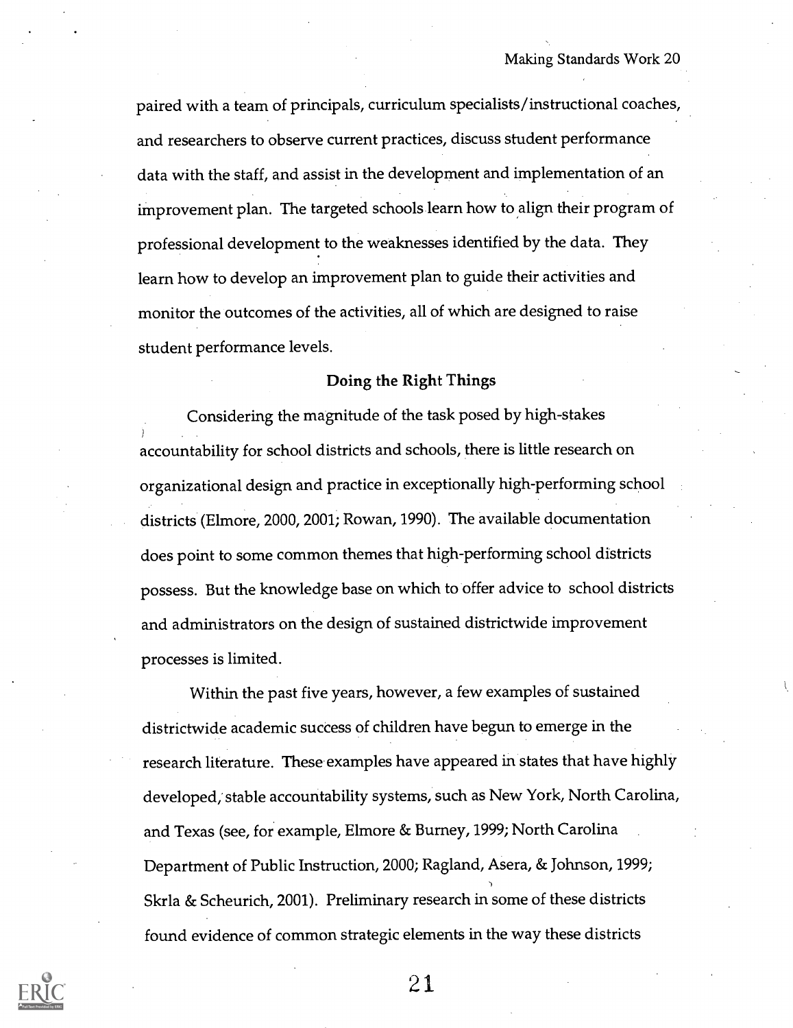paired with a team of principals, curriculum specialists/instructional coaches, and researchers to observe current practices, discuss student performance data with the staff, and assist in the development and implementation of an improvement plan. The targeted schools learn how to align their program of professional development to the weaknesses identified by the data. They learn how to develop an improvement plan to guide their activities and monitor the outcomes of the activities, all of which are designed to raise student performance levels.

## Doing the Right Things

Considering the magnitude of the task posed by high-stakes accountability for school districts and schools, there is little research on organizational design and practice in exceptionally high-performing school districts (Elmore, 2000, 2001; Rowan, 1990). The available documentation does point to some common themes that high-performing school districts possess. But the knowledge base on which to offer advice to school districts and administrators on the design of sustained districtwide improvement processes is limited.

Within the past five years, however, a few examples of sustained districtwide academic success of children have begun to emerge in the research literature. These examples have appeared in states that have highly developed, stable accountability systems, such as New York, North Carolina, and Texas (see, for example, Elmore & Burney, 1999; North Carolina Department of Public Instruction, 2000; Ragland, Asera, & Johnson, 1999; Skrla & Scheurich, 2001). Preliminary research in some of these districts found evidence of common strategic elements in the way these districts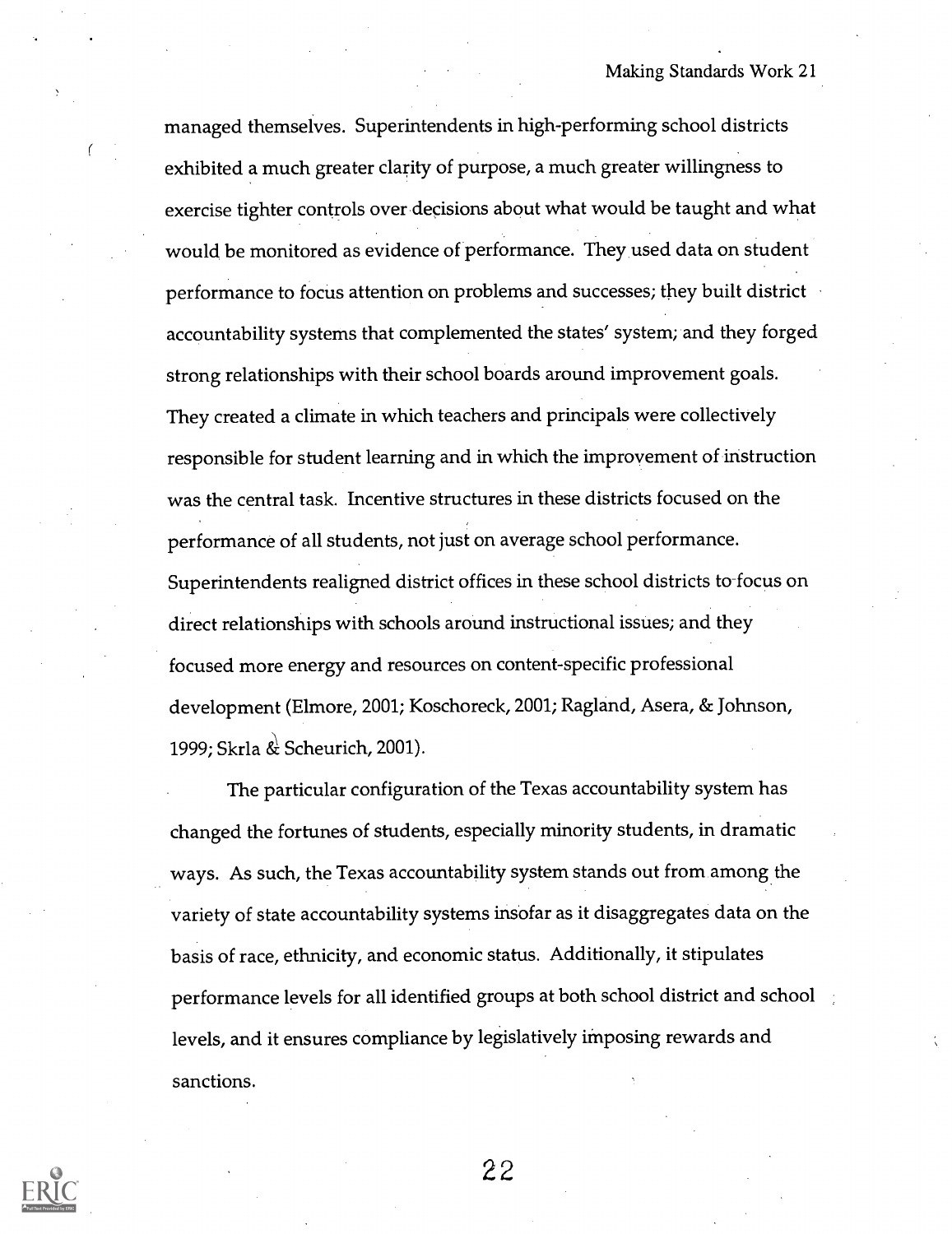managed themselves. Superintendents in high-performing school districts exhibited a much greater clarity of purpose, a much greater willingness to exercise tighter controls over decisions about what would be taught and what would be monitored as evidence of performance. They used data on student performance to focus attention on problems and successes; they built district accountability systems that complemented the states' system; and they forged strong relationships with their school boards around improvement goals. They created a climate in which teachers and principals were collectively responsible for student learning and in which the improvement of instruction was the central task. Incentive structures in these districts focused on the performance of all students, not just on average school performance. Superintendents realigned district offices in these school districts to focus on direct relationships with schools around instructional issues; and they focused more energy and resources on content-specific professional development (Elmore, 2001; Koschoreck, 2001; Ragland, Asera, & Johnson, 1999; Skrla & Scheurich, 2001).

The particular configuration of the Texas accountability system has changed the fortunes of students, especially minority students, in dramatic ways. As such, the Texas accountability system stands out from among the variety of state accountability systems insofar as it disaggregates data on the basis of race, ethnicity, and economic status. Additionally, it stipulates performance levels for all identified groups at both school district and school levels, and it ensures compliance by legislatively imposing rewards and sanctions.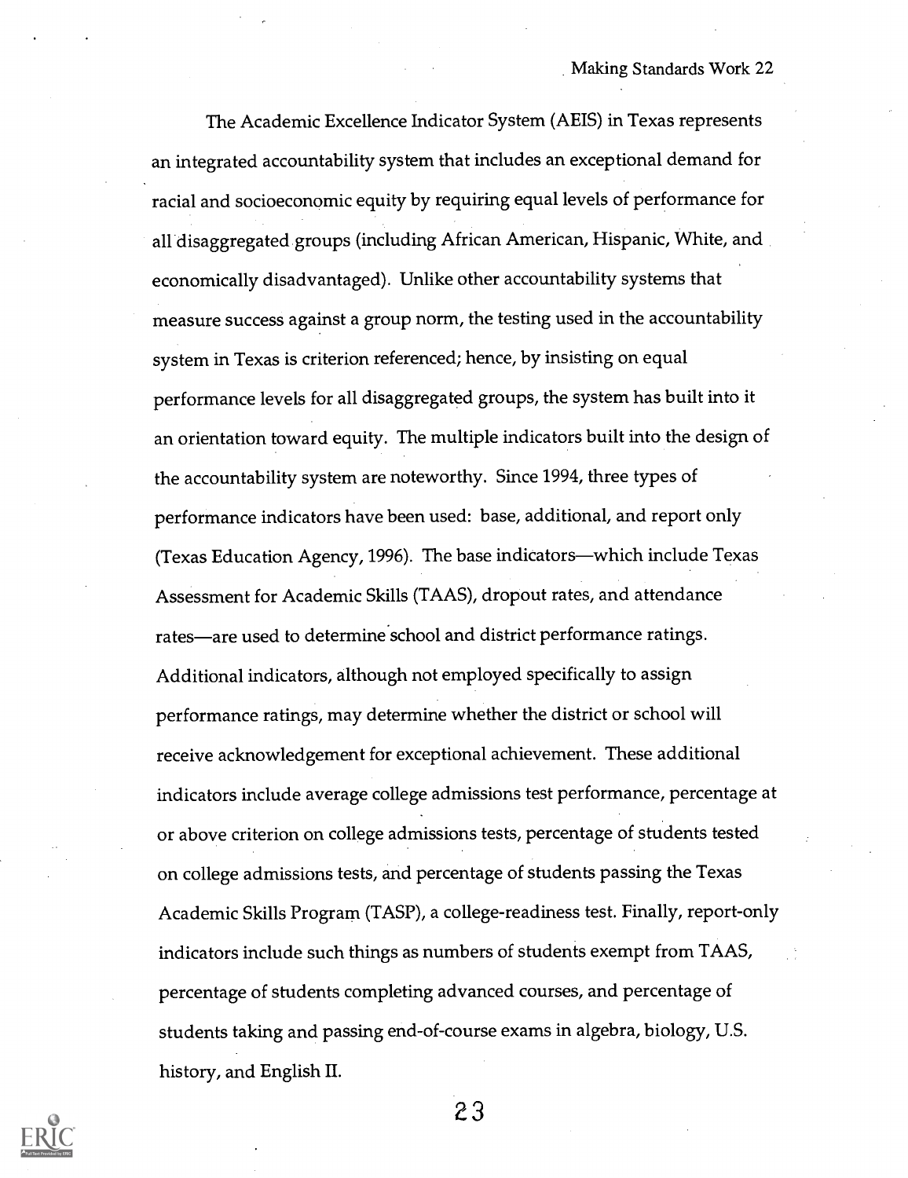The Academic Excellence Indicator System (AEIS) in Texas represents an integrated accountability system that includes an exceptional demand for racial and socioeconomic equity by requiring equal levels of performance for all disaggregated groups (including African American, Hispanic, White, and economically disadvantaged). Unlike other accountability systems that measure success against a group norm, the testing used in the accountability system in Texas is criterion referenced; hence, by insisting on equal performance levels for all disaggregated groups, the system has built into it an orientation toward equity. The multiple indicators built into the design of the accountability system are noteworthy. Since 1994, three types of performance indicators have been used: base, additional, and report only (Texas Education Agency, 1996). The base indicators—which include Texas Assessment for Academic Skills (TAAS), dropout rates, and attendance rates—are used to determine school and district performance ratings. Additional indicators, although not employed specifically to assign performance ratings, may determine whether the district or school will receive acknowledgement for exceptional achievement. These additional indicators include average college admissions test performance, percentage at or above criterion on college admissions tests, percentage of students tested on college admissions tests, and percentage of students passing the Texas Academic Skills Program (TASP), a college-readiness test. Finally, report-only indicators include such things as numbers of students exempt from TAAS, percentage of students completing advanced courses, and percentage of students taking and passing end-of-course exams in algebra, biology, U.S. history, and English II.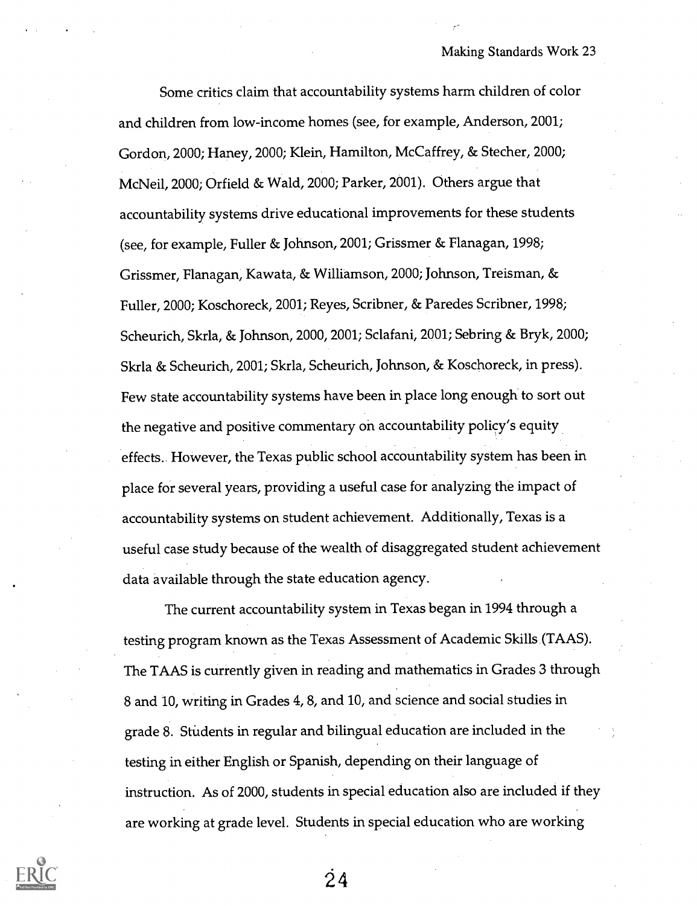Some critics claim that accountability systems harm children of color and children from low-income homes (see, for example, Anderson, 2001; Gordon, 2000; Haney, 2000; Klein, Hamilton, McCaffrey, & Stecher, 2000; McNeil, 2000; Orfield & Wald, 2000; Parker, 2001). Others argue that accountability systems drive educational improvements for these students (see, for example, Fuller & Johnson, 2001; Grissmer & Flanagan, 1998; Grissmer, Flanagan, Kawata, & Williamson, 2000; Johnson, Treisman, & Fuller, 2000; Koschoreck, 2001; Reyes, Scribner, & Paredes Scribner, 1998; Scheurich, Skrla, & Johnson, 2000, 2001; Sclafani, 2001; Sebring & Bryk, 2000; Skrla & Scheurich, 2001; Skrla, Scheurich, Johnson, & Koschoreck, in press). Few state accountability systems have been in place long enough to sort out the negative and positive commentary on accountability policy's equity effects. However, the Texas public school accountability system has been in place for several years, providing a useful case for analyzing the impact of accountability systems on student achievement. Additionally, Texas is a useful case study because of the wealth of disaggregated student achievement data available through the state education agency.

The current accountability system in Texas began in 1994 through a testing program known as the Texas Assessment of Academic Skills (TAAS). The TAAS is currently given in reading and mathematics in Grades 3 through 8 and 10, writing in Grades 4, 8, and 10, and science and social studies in grade 8. Students in regular and bilingual education are included in the testing in either English or Spanish, depending on their language of instruction. As of 2000, students in special education also are included if they are working at grade level. Students in special education who are working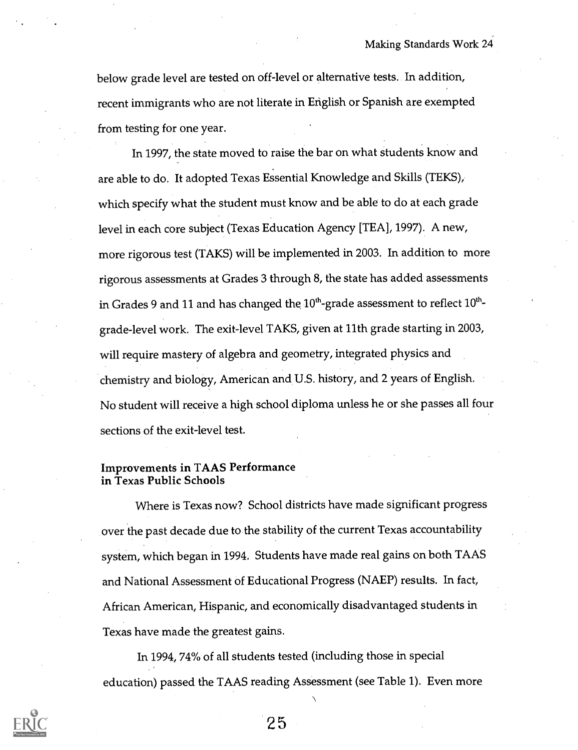below grade level are tested on off-level or alternative tests. In addition, recent immigrants who are not literate in English or Spanish are exempted from testing for one year.

In 1997, the state moved to raise the bar on what students know and are able to do. It adopted Texas Essential Knowledge and Skills (TEKS), which specify what the student must know and be able to do at each grade level in each core subject (Texas Education Agency [TEA], 1997). A new, more rigorous test (TAKS) will be implemented in 2003. In addition to more rigorous assessments at Grades 3 through 8, the state has added assessments in Grades 9 and 11 and has changed the 10th-grade assessment to reflect 10th-grade-level work. The exit-level TAKS, given at 11th grade starting in 2003, will require mastery of algebra and geometry, integrated physics and chemistry and biology, American and U.S. history, and 2 years of English. No student will receive a high school diploma unless he or she passes all four sections of the exit-level test.

### Improvements in TAAS Performance in Texas Public Schools

Where is Texas now? School districts have made significant progress over the past decade due to the stability of the current Texas accountability system, which began in 1994. Students have made real gains on both TAAS and National Assessment of Educational Progress (NAEP) results. In fact, African American, Hispanic, and economically disadvantaged students in Texas have made the greatest gains.

In 1994, 74% of all students tested (including those in special education) passed the TAAS reading Assessment (see Table 1). Even more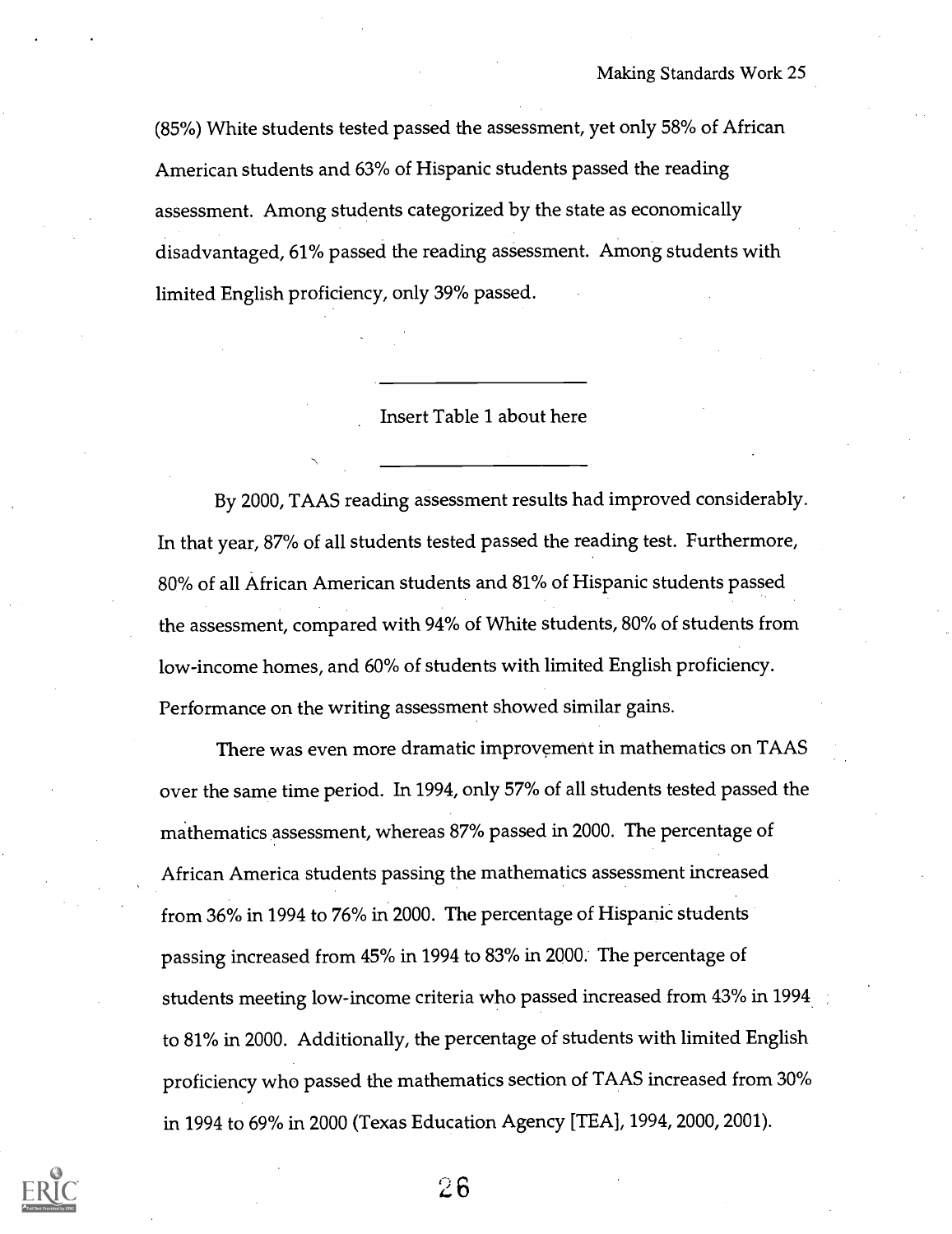(85%) White students tested passed the assessment, yet only 58% of African American students and 63% of Hispanic students passed the reading assessment. Among students categorized by the state as economically disadvantaged, 61% passed the reading assessment. Among students with limited English proficiency, only 39% passed.

---

Insert Table 1 about here

---

By 2000, TAAS reading assessment results had improved considerably. In that year, 87% of all students tested passed the reading test. Furthermore, 80% of all African American students and 81% of Hispanic students passed the assessment, compared with 94% of White students, 80% of students from low-income homes, and 60% of students with limited English proficiency. Performance on the writing assessment showed similar gains.

There was even more dramatic improvement in mathematics on TAAS over the same time period. In 1994, only 57% of all students tested passed the mathematics assessment, whereas 87% passed in 2000. The percentage of African America students passing the mathematics assessment increased from 36% in 1994 to 76% in 2000. The percentage of Hispanic students passing increased from 45% in 1994 to 83% in 2000. The percentage of students meeting low-income criteria who passed increased from 43% in 1994 to 81% in 2000. Additionally, the percentage of students with limited English proficiency who passed the mathematics section of TAAS increased from 30% in 1994 to 69% in 2000 (Texas Education Agency [TEA], 1994, 2000, 2001).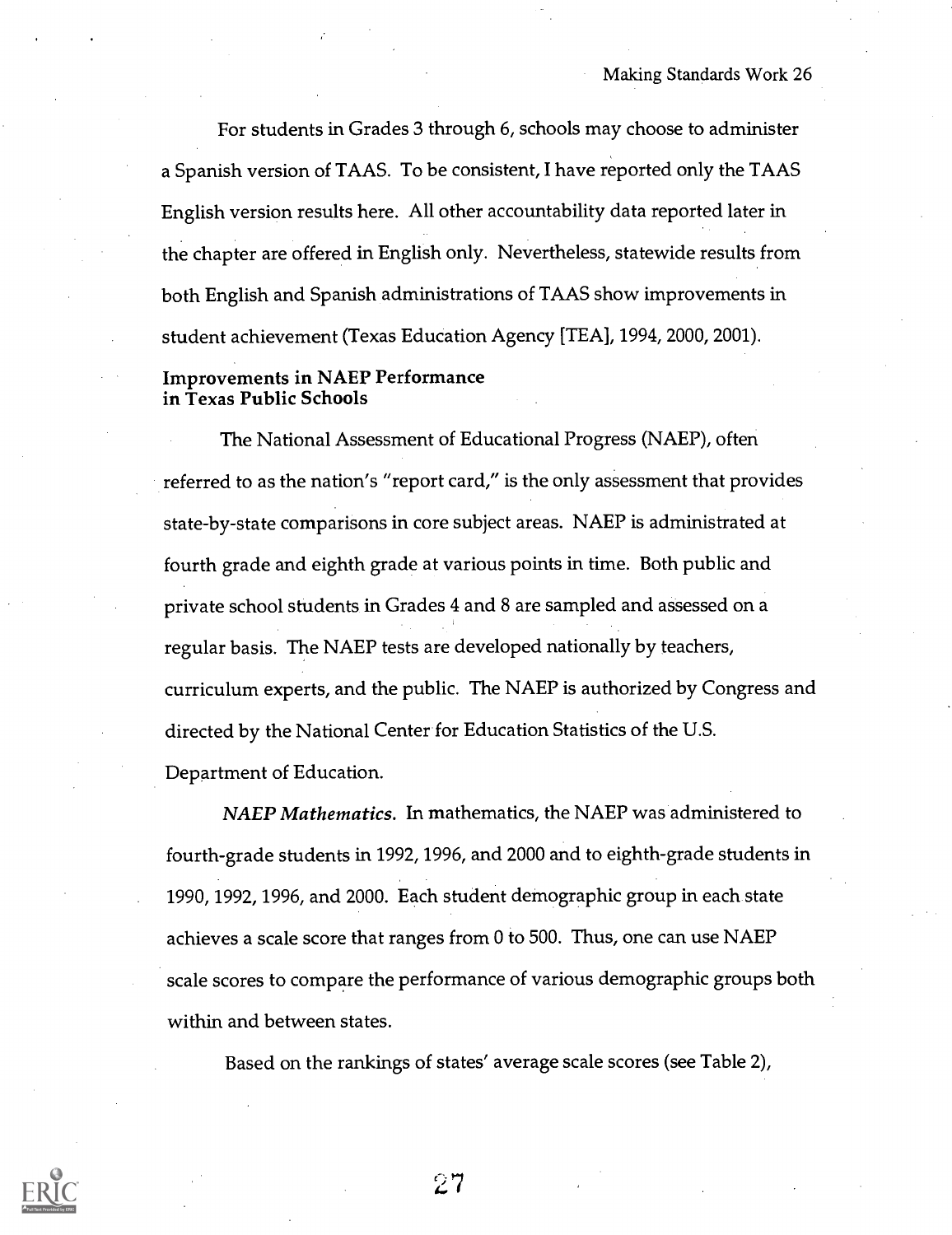For students in Grades 3 through 6, schools may choose to administer a Spanish version of TAAS. To be consistent, I have reported only the TAAS English version results here. All other accountability data reported later in the chapter are offered in English only. Nevertheless, statewide results from both English and Spanish administrations of TAAS show improvements in student achievement (Texas Education Agency [TEA], 1994, 2000, 2001).

### Improvements in NAEP Performance in Texas Public Schools

The National Assessment of Educational Progress (NAEP), often referred to as the nation's "report card," is the only assessment that provides state-by-state comparisons in core subject areas. NAEP is administrated at fourth grade and eighth grade at various points in time. Both public and private school students in Grades 4 and 8 are sampled and assessed on a regular basis. The NAEP tests are developed nationally by teachers, curriculum experts, and the public. The NAEP is authorized by Congress and directed by the National Center for Education Statistics of the U.S. Department of Education.

*NAEP Mathematics.* In mathematics, the NAEP was administered to fourth-grade students in 1992, 1996, and 2000 and to eighth-grade students in 1990, 1992, 1996, and 2000. Each student demographic group in each state achieves a scale score that ranges from 0 to 500. Thus, one can use NAEP scale scores to compare the performance of various demographic groups both within and between states.

Based on the rankings of states' average scale scores (see Table 2),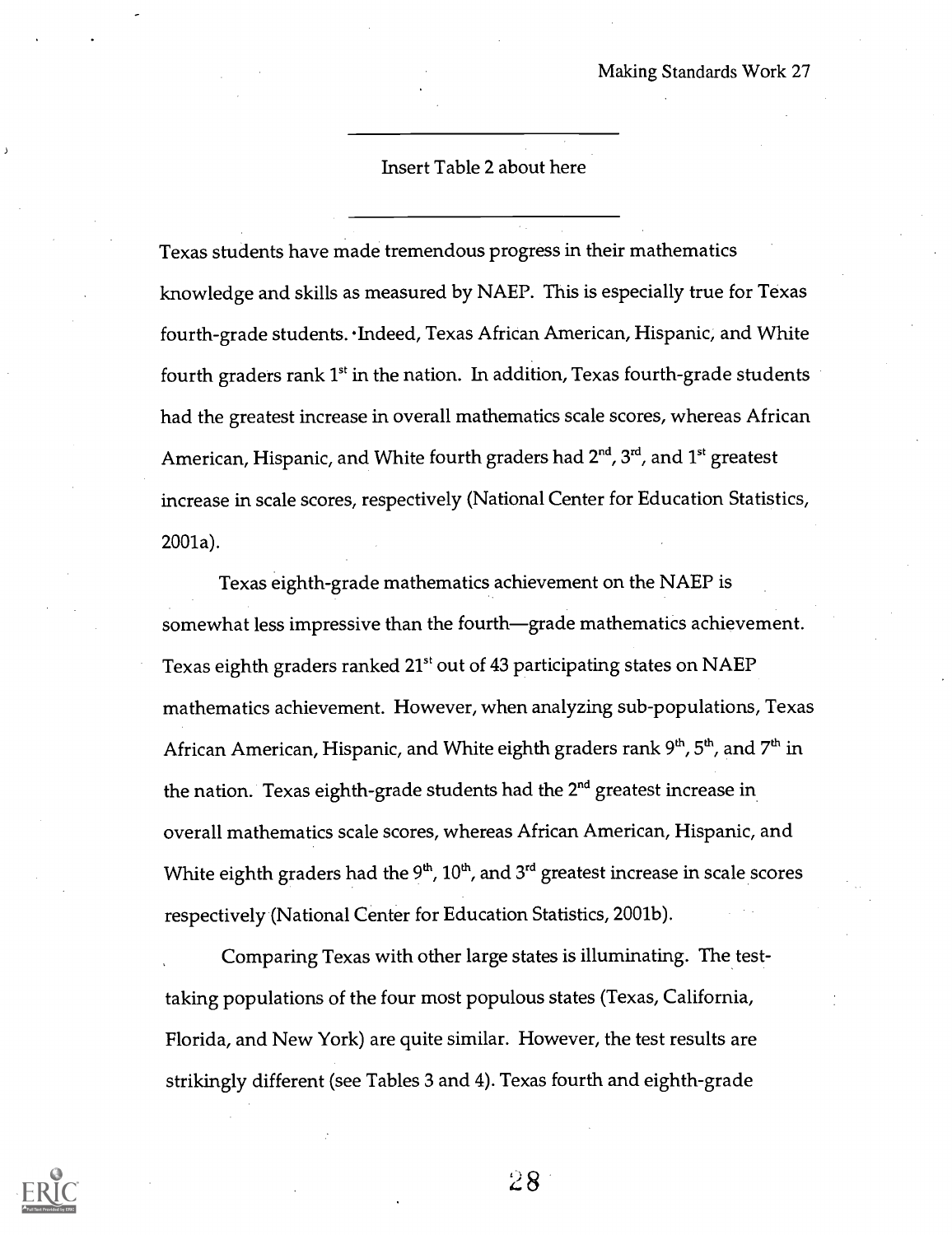Insert Table 2 about here

Texas students have made tremendous progress in their mathematics knowledge and skills as measured by NAEP. This is especially true for Texas fourth-grade students. Indeed, Texas African American, Hispanic, and White fourth graders rank 1st in the nation. In addition, Texas fourth-grade students had the greatest increase in overall mathematics scale scores, whereas African American, Hispanic, and White fourth graders had 2nd, 3rd, and 1st greatest increase in scale scores, respectively (National Center for Education Statistics, 2001a).

Texas eighth-grade mathematics achievement on the NAEP is somewhat less impressive than the fourth—grade mathematics achievement. Texas eighth graders ranked 21st out of 43 participating states on NAEP mathematics achievement. However, when analyzing sub-populations, Texas African American, Hispanic, and White eighth graders rank 9th, 5th, and 7th in the nation. Texas eighth-grade students had the 2nd greatest increase in overall mathematics scale scores, whereas African American, Hispanic, and White eighth graders had the 9th, 10th, and 3rd greatest increase in scale scores respectively (National Center for Education Statistics, 2001b).

Comparing Texas with other large states is illuminating. The test-taking populations of the four most populous states (Texas, California, Florida, and New York) are quite similar. However, the test results are strikingly different (see Tables 3 and 4). Texas fourth and eighth-grade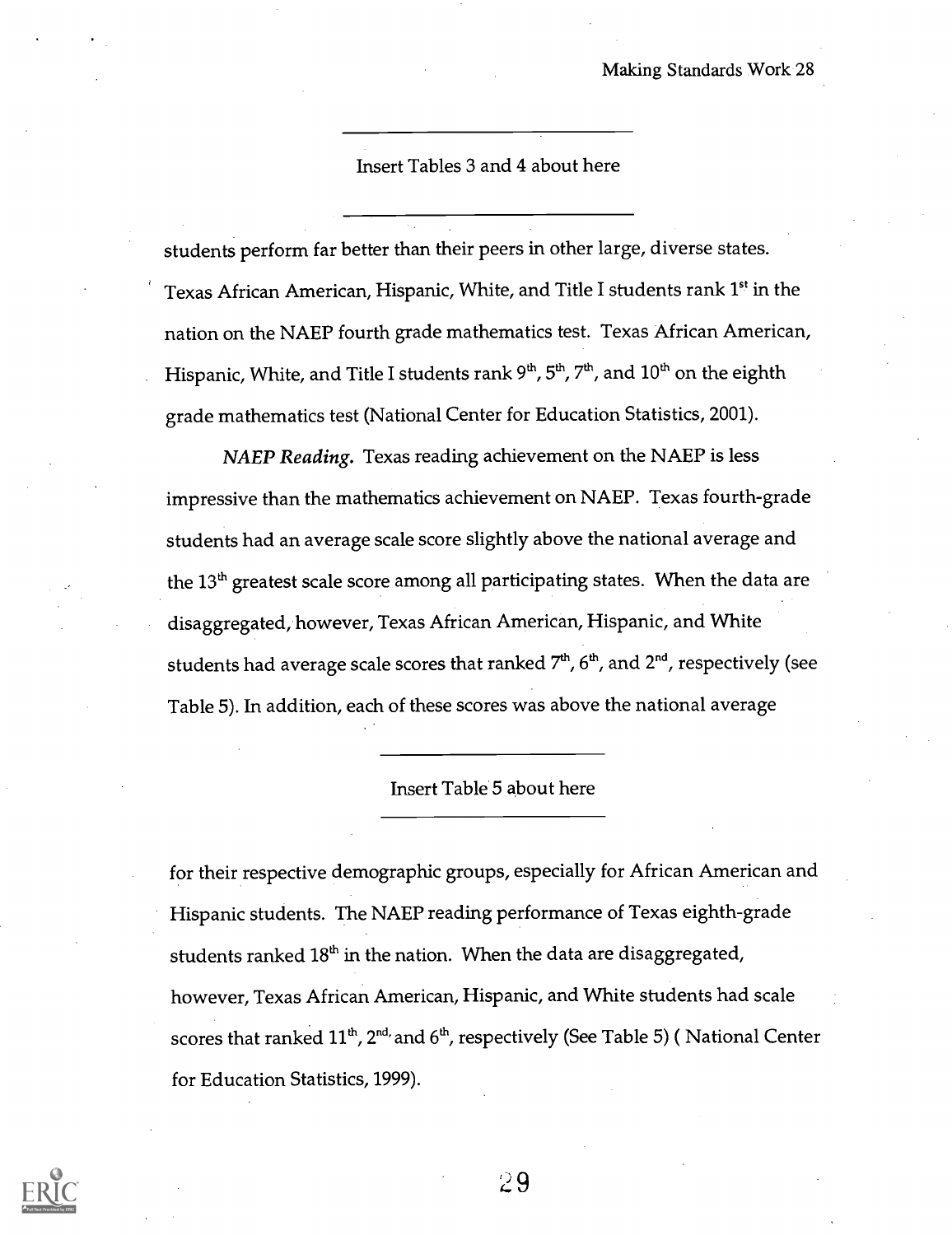---

Insert Tables 3 and 4 about here

---

students perform far better than their peers in other large, diverse states. Texas African American, Hispanic, White, and Title I students rank 1st in the nation on the NAEP fourth grade mathematics test. Texas African American, Hispanic, White, and Title I students rank 9th, 5th, 7th, and 10th on the eighth grade mathematics test (National Center for Education Statistics, 2001).

*NAEP Reading.* Texas reading achievement on the NAEP is less impressive than the mathematics achievement on NAEP. Texas fourth-grade students had an average scale score slightly above the national average and the 13th greatest scale score among all participating states. When the data are disaggregated, however, Texas African American, Hispanic, and White students had average scale scores that ranked 7th, 6th, and 2nd, respectively (see Table 5). In addition, each of these scores was above the national average

---

Insert Table 5 about here

---

for their respective demographic groups, especially for African American and Hispanic students. The NAEP reading performance of Texas eighth-grade students ranked 18th in the nation. When the data are disaggregated, however, Texas African American, Hispanic, and White students had scale scores that ranked 11th, 2nd, and 6th, respectively (See Table 5) ( National Center for Education Statistics, 1999).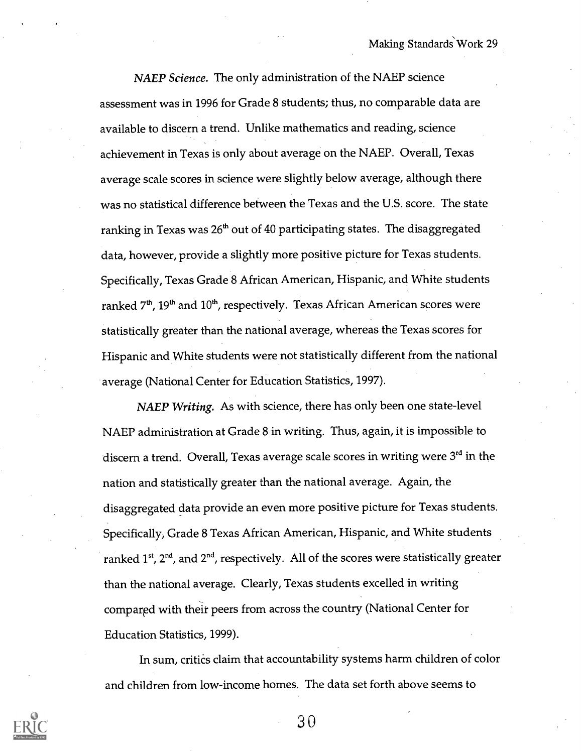*NAEP Science.* The only administration of the NAEP science assessment was in 1996 for Grade 8 students; thus, no comparable data are available to discern a trend. Unlike mathematics and reading, science achievement in Texas is only about average on the NAEP. Overall, Texas average scale scores in science were slightly below average, although there was no statistical difference between the Texas and the U.S. score. The state ranking in Texas was 26th out of 40 participating states. The disaggregated data, however, provide a slightly more positive picture for Texas students. Specifically, Texas Grade 8 African American, Hispanic, and White students ranked 7th, 19th and 10th, respectively. Texas African American scores were statistically greater than the national average, whereas the Texas scores for Hispanic and White students were not statistically different from the national average (National Center for Education Statistics, 1997).

*NAEP Writing.* As with science, there has only been one state-level NAEP administration at Grade 8 in writing. Thus, again, it is impossible to discern a trend. Overall, Texas average scale scores in writing were 3rd in the nation and statistically greater than the national average. Again, the disaggregated data provide an even more positive picture for Texas students. Specifically, Grade 8 Texas African American, Hispanic, and White students ranked 1st, 2nd, and 2nd, respectively. All of the scores were statistically greater than the national average. Clearly, Texas students excelled in writing compared with their peers from across the country (National Center for Education Statistics, 1999).

In sum, critics claim that accountability systems harm children of color and children from low-income homes. The data set forth above seems to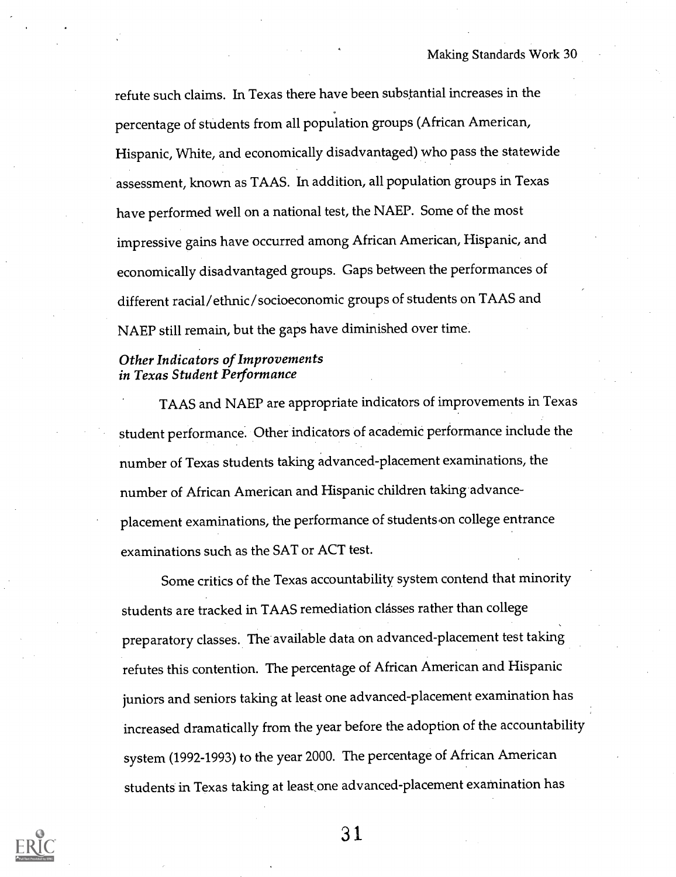refute such claims. In Texas there have been substantial increases in the percentage of students from all population groups (African American, Hispanic, White, and economically disadvantaged) who pass the statewide assessment, known as TAAS. In addition, all population groups in Texas have performed well on a national test, the NAEP. Some of the most impressive gains have occurred among African American, Hispanic, and economically disadvantaged groups. Gaps between the performances of different racial/ethnic/socioeconomic groups of students on TAAS and NAEP still remain, but the gaps have diminished over time.

### *Other Indicators of Improvements in Texas Student Performance*

TAAS and NAEP are appropriate indicators of improvements in Texas student performance. Other indicators of academic performance include the number of Texas students taking advanced-placement examinations, the number of African American and Hispanic children taking advance-placement examinations, the performance of students on college entrance examinations such as the SAT or ACT test.

Some critics of the Texas accountability system contend that minority students are tracked in TAAS remediation classes rather than college preparatory classes. The available data on advanced-placement test taking refutes this contention. The percentage of African American and Hispanic juniors and seniors taking at least one advanced-placement examination has increased dramatically from the year before the adoption of the accountability system (1992-1993) to the year 2000. The percentage of African American students in Texas taking at least one advanced-placement examination has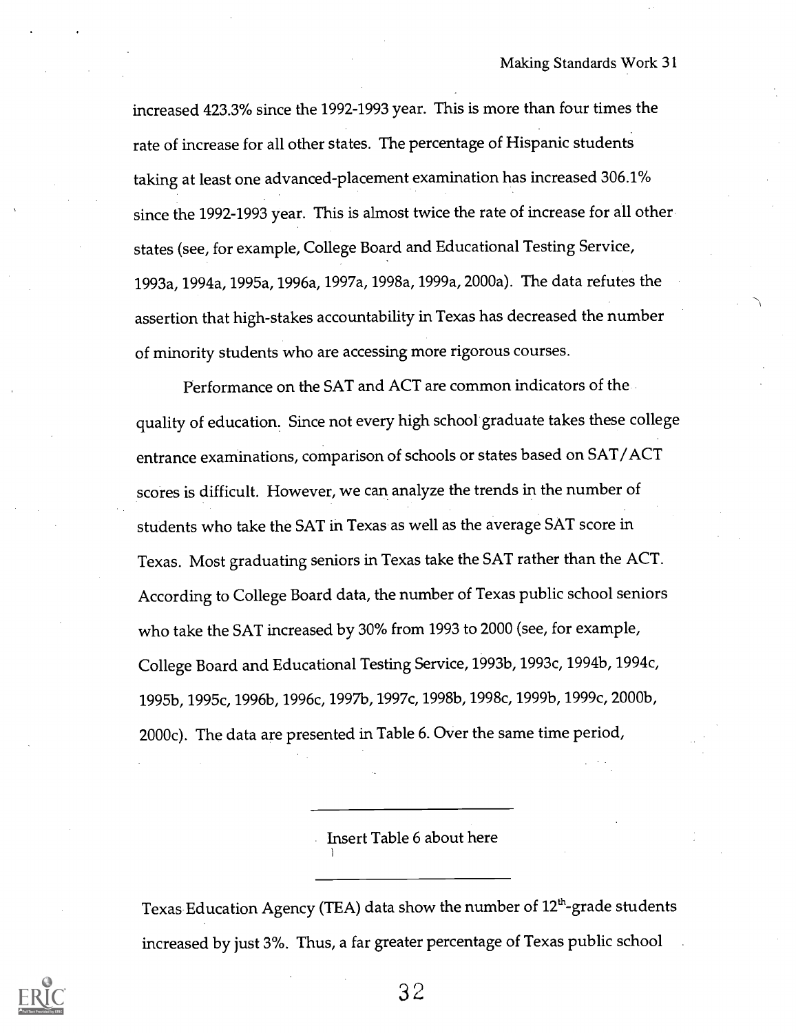increased 423.3% since the 1992-1993 year. This is more than four times the rate of increase for all other states. The percentage of Hispanic students taking at least one advanced-placement examination has increased 306.1% since the 1992-1993 year. This is almost twice the rate of increase for all other states (see, for example, College Board and Educational Testing Service, 1993a, 1994a, 1995a, 1996a, 1997a, 1998a, 1999a, 2000a). The data refutes the assertion that high-stakes accountability in Texas has decreased the number of minority students who are accessing more rigorous courses.

Performance on the SAT and ACT are common indicators of the quality of education. Since not every high school graduate takes these college entrance examinations, comparison of schools or states based on SAT/ACT scores is difficult. However, we can analyze the trends in the number of students who take the SAT in Texas as well as the average SAT score in Texas. Most graduating seniors in Texas take the SAT rather than the ACT. According to College Board data, the number of Texas public school seniors who take the SAT increased by 30% from 1993 to 2000 (see, for example, College Board and Educational Testing Service, 1993b, 1993c, 1994b, 1994c, 1995b, 1995c, 1996b, 1996c, 1997b, 1997c, 1998b, 1998c, 1999b, 1999c, 2000b, 2000c). The data are presented in Table 6. Over the same time period,

Insert Table 6 about here

Texas Education Agency (TEA) data show the number of 12th-grade students increased by just 3%. Thus, a far greater percentage of Texas public school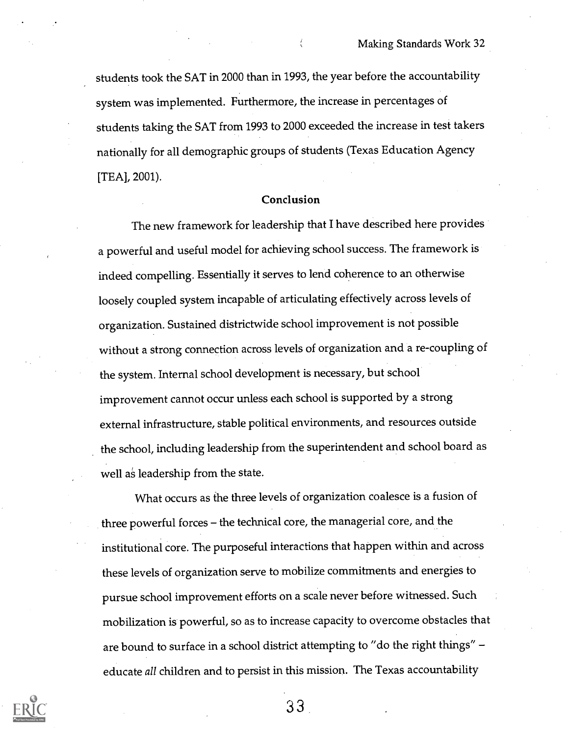students took the SAT in 2000 than in 1993, the year before the accountability system was implemented. Furthermore, the increase in percentages of students taking the SAT from 1993 to 2000 exceeded the increase in test takers nationally for all demographic groups of students (Texas Education Agency [TEA], 2001).

## Conclusion

The new framework for leadership that I have described here provides a powerful and useful model for achieving school success. The framework is indeed compelling. Essentially it serves to lend coherence to an otherwise loosely coupled system incapable of articulating effectively across levels of organization. Sustained districtwide school improvement is not possible without a strong connection across levels of organization and a re-coupling of the system. Internal school development is necessary, but school improvement cannot occur unless each school is supported by a strong external infrastructure, stable political environments, and resources outside the school, including leadership from the superintendent and school board as well as leadership from the state.

What occurs as the three levels of organization coalesce is a fusion of three powerful forces – the technical core, the managerial core, and the institutional core. The purposeful interactions that happen within and across these levels of organization serve to mobilize commitments and energies to pursue school improvement efforts on a scale never before witnessed. Such mobilization is powerful, so as to increase capacity to overcome obstacles that are bound to surface in a school district attempting to "do the right things" – educate *all* children and to persist in this mission. The Texas accountability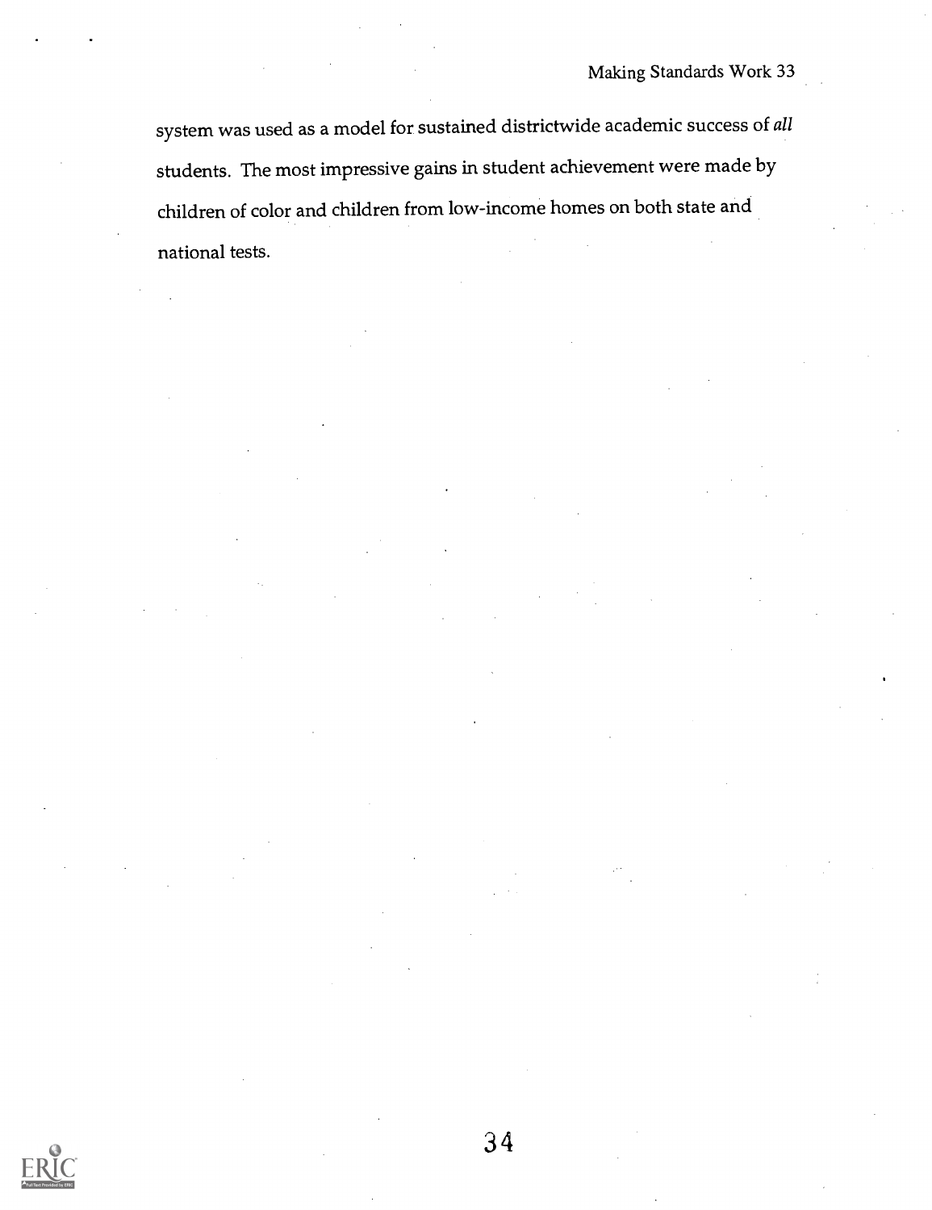system was used as a model for sustained districtwide academic success of *all* students. The most impressive gains in student achievement were made by children of color and children from low-income homes on both state and national tests.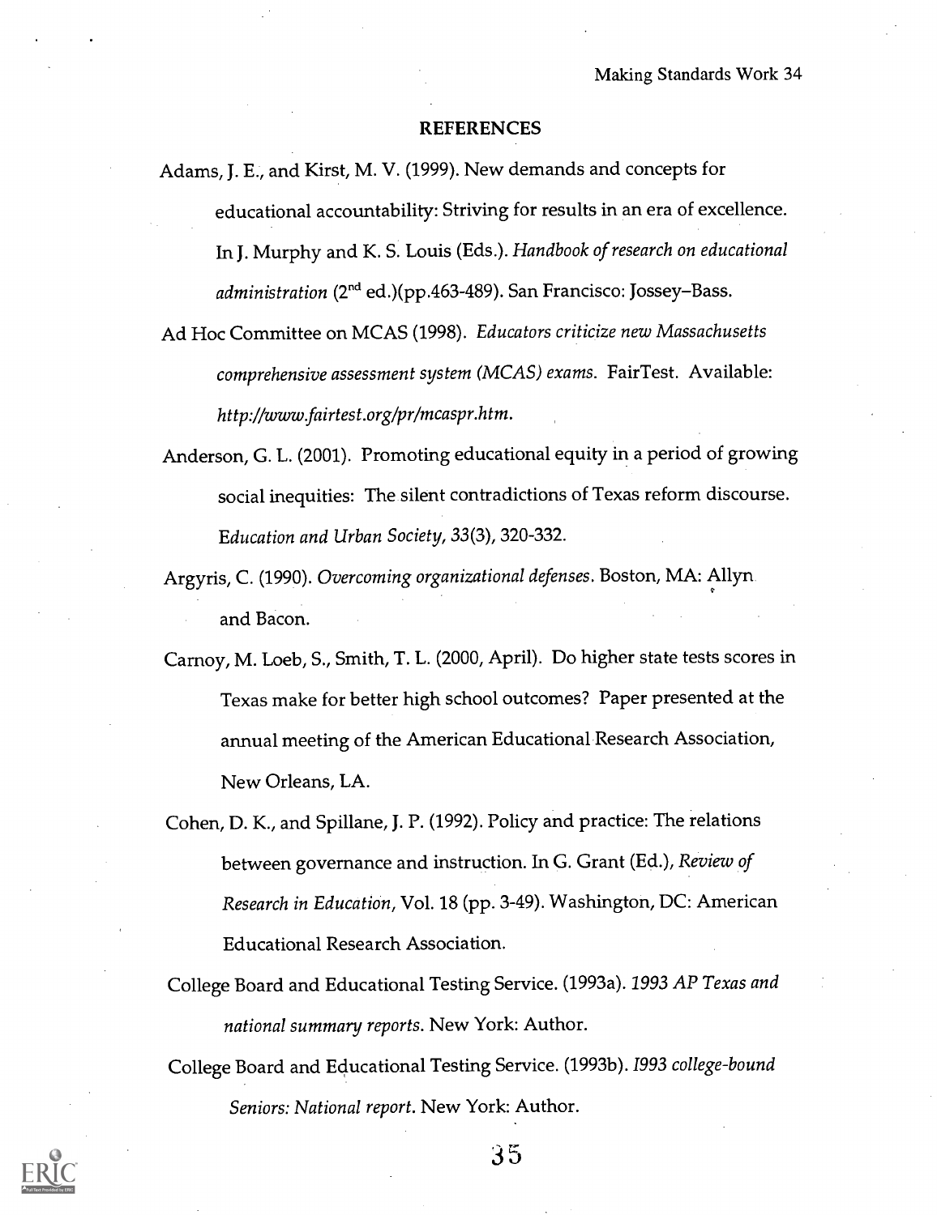## REFERENCES

Adams, J. E., and Kirst, M. V. (1999). New demands and concepts for educational accountability: Striving for results in an era of excellence. In J. Murphy and K. S. Louis (Eds.). *Handbook of research on educational administration* (2nd ed.)(pp.463-489). San Francisco: Jossey–Bass.

Ad Hoc Committee on MCAS (1998). *Educators criticize new Massachusetts comprehensive assessment system (MCAS) exams*. FairTest. Available: *http://www.fairtest.org/pr/mcaspr.htm*.

Anderson, G. L. (2001). Promoting educational equity in a period of growing social inequities: The silent contradictions of Texas reform discourse. *Education and Urban Society, 33*(3), 320-332.

Argyris, C. (1990). *Overcoming organizational defenses*. Boston, MA: Allyn and Bacon.

Carnoy, M. Loeb, S., Smith, T. L. (2000, April). Do higher state tests scores in Texas make for better high school outcomes? Paper presented at the annual meeting of the American Educational Research Association, New Orleans, LA.

Cohen, D. K., and Spillane, J. P. (1992). Policy and practice: The relations between governance and instruction. In G. Grant (Ed.), *Review of Research in Education*, Vol. 18 (pp. 3-49). Washington, DC: American Educational Research Association.

College Board and Educational Testing Service. (1993a). *1993 AP Texas and national summary reports*. New York: Author.

College Board and Educational Testing Service. (1993b). *1993 college-bound Seniors: National report*. New York: Author.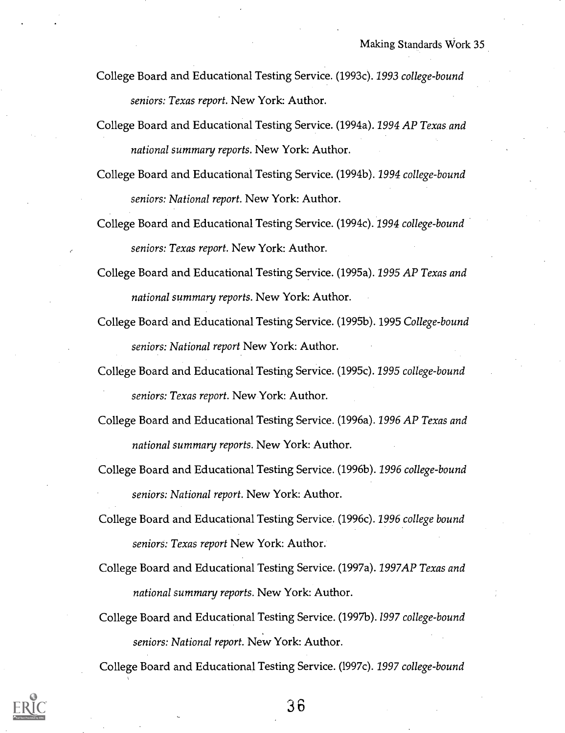College Board and Educational Testing Service. (1993c). *1993 college-bound seniors: Texas report.* New York: Author.

College Board and Educational Testing Service. (1994a). *1994 AP Texas and national summary reports.* New York: Author.

College Board and Educational Testing Service. (1994b). *1994 college-bound seniors: National report.* New York: Author.

College Board and Educational Testing Service. (1994c). *1994 college-bound seniors: Texas report.* New York: Author.

College Board and Educational Testing Service. (1995a). *1995 AP Texas and national summary reports.* New York: Author.

College Board and Educational Testing Service. (1995b). 1995 *College-bound seniors: National report* New York: Author.

College Board and Educational Testing Service. (1995c). *1995 college-bound seniors: Texas report.* New York: Author.

College Board and Educational Testing Service. (1996a). *1996 AP Texas and national summary reports.* New York: Author.

College Board and Educational Testing Service. (1996b). *1996 college-bound seniors: National report.* New York: Author.

College Board and Educational Testing Service. (1996c). *1996 college bound seniors: Texas report* New York: Author.

College Board and Educational Testing Service. (1997a). *1997AP Texas and national summary reports.* New York: Author.

College Board and Educational Testing Service. (1997b). *1997 college-bound seniors: National report.* New York: Author.

College Board and Educational Testing Service. (1997c). *1997 college-bound*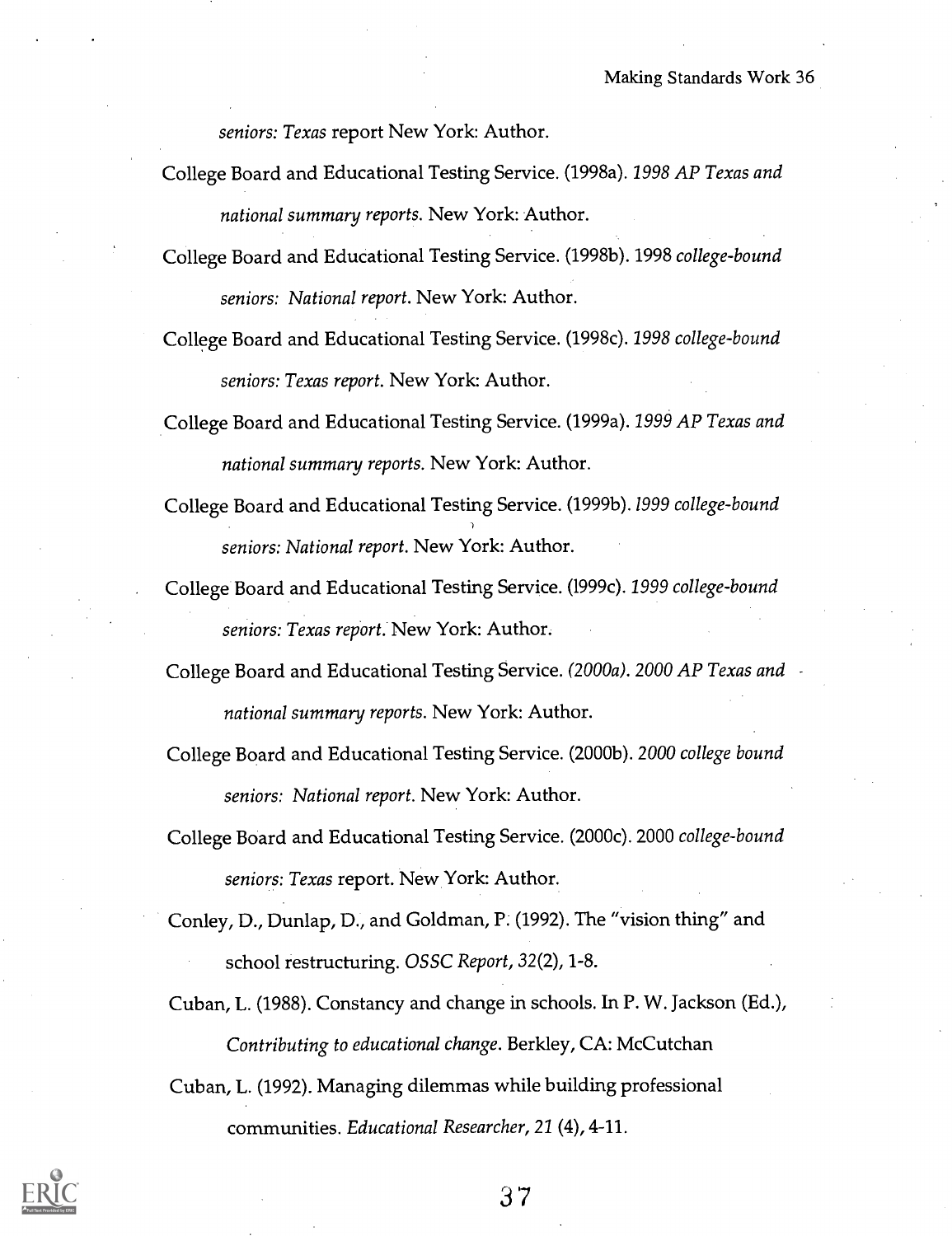*seniors: Texas* report New York: Author.

College Board and Educational Testing Service. (1998a). *1998 AP Texas and national summary reports.* New York: Author.

College Board and Educational Testing Service. (1998b). 1998 *college-bound seniors: National report.* New York: Author.

College Board and Educational Testing Service. (1998c). *1998 college-bound seniors: Texas report.* New York: Author.

College Board and Educational Testing Service. (1999a). *1999 AP Texas and national summary reports.* New York: Author.

College Board and Educational Testing Service. (1999b). *1999 college-bound seniors: National report.* New York: Author.

College Board and Educational Testing Service. (1999c). *1999 college-bound seniors: Texas report.* New York: Author.

College Board and Educational Testing Service. *(2000a). 2000 AP Texas and national summary reports.* New York: Author.

College Board and Educational Testing Service. (2000b). *2000 college bound seniors: National report.* New York: Author.

College Board and Educational Testing Service. (2000c). 2000 *college-bound seniors: Texas* report. New York: Author.

Conley, D., Dunlap, D., and Goldman, P. (1992). The "vision thing" and school restructuring. *OSSC Report, 32*(2), 1-8.

Cuban, L. (1988). Constancy and change in schools. In P. W. Jackson (Ed.), *Contributing to educational change.* Berkley, CA: McCutchan

Cuban, L. (1992). Managing dilemmas while building professional communities. *Educational Researcher, 21* (4), 4-11.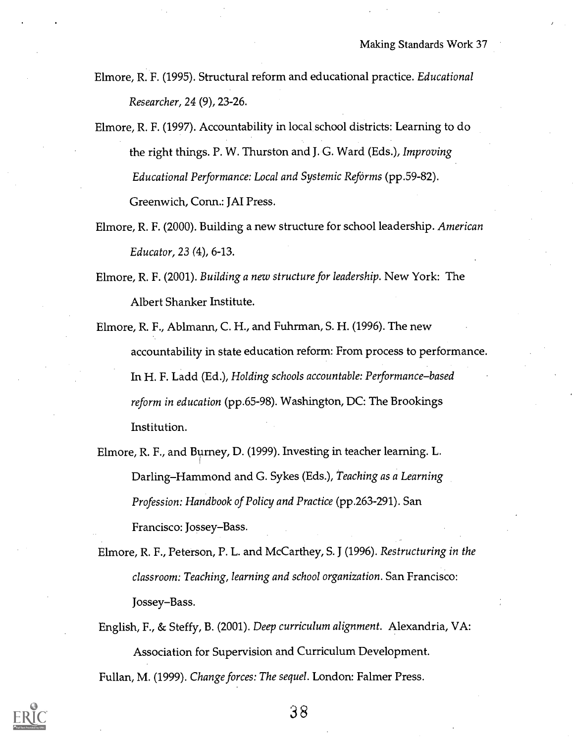Elmore, R. F. (1995). Structural reform and educational practice. *Educational Researcher, 24* (9), 23-26.

Elmore, R. F. (1997). Accountability in local school districts: Learning to do the right things. P. W. Thurston and J. G. Ward (Eds.), *Improving Educational Performance: Local and Systemic Reforms* (pp.59-82). Greenwich, Conn.: JAI Press.

Elmore, R. F. (2000). Building a new structure for school leadership. *American Educator, 23* (4), 6-13.

Elmore, R. F. (2001). *Building a new structure for leadership.* New York: The Albert Shanker Institute.

Elmore, R. F., Ablmann, C. H., and Fuhrman, S. H. (1996). The new accountability in state education reform: From process to performance. In H. F. Ladd (Ed.), *Holding schools accountable: Performance–based reform in education* (pp.65-98). Washington, DC: The Brookings Institution.

Elmore, R. F., and Burney, D. (1999). Investing in teacher learning. L. Darling–Hammond and G. Sykes (Eds.), *Teaching as a Learning Profession: Handbook of Policy and Practice* (pp.263-291). San Francisco: Jossey–Bass.

Elmore, R. F., Peterson, P. L. and McCarthey, S. J (1996). *Restructuring in the classroom: Teaching, learning and school organization.* San Francisco: Jossey–Bass.

English, F., & Steffy, B. (2001). *Deep curriculum alignment.* Alexandria, VA: Association for Supervision and Curriculum Development.

Fullan, M. (1999). *Change forces: The sequel.* London: Falmer Press.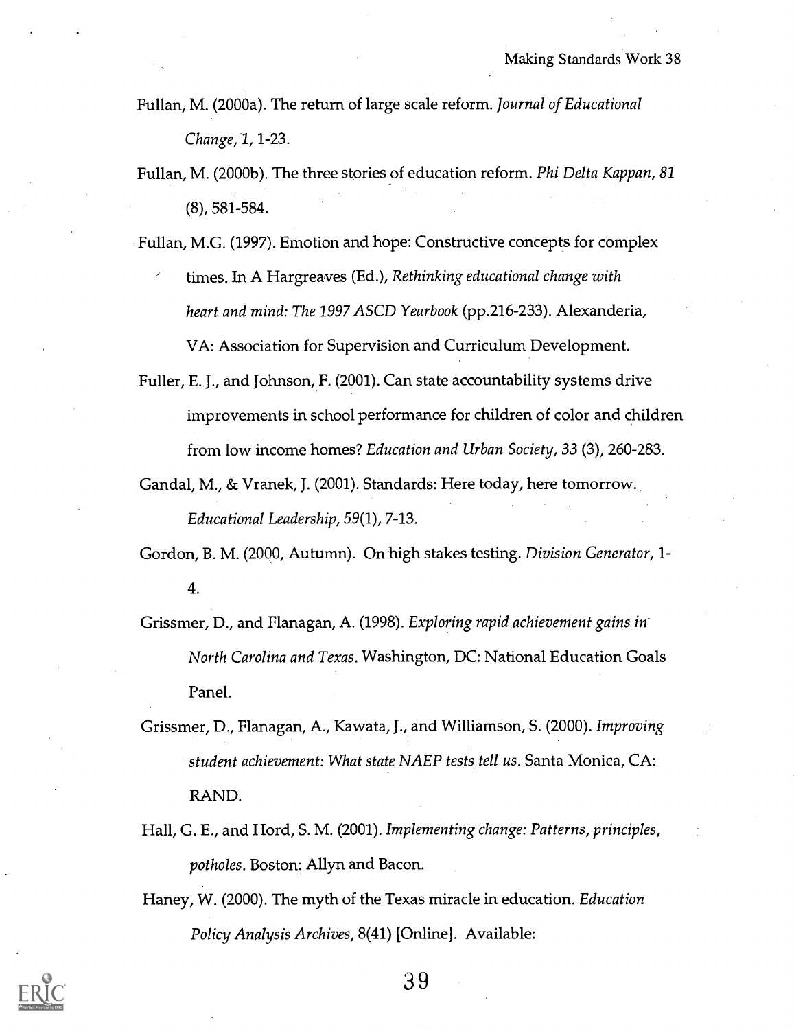Fullan, M. (2000a). The return of large scale reform. *Journal of Educational Change*, *1*, 1-23.

Fullan, M. (2000b). The three stories of education reform. *Phi Delta Kappan*, *81* (8), 581-584.

Fullan, M.G. (1997). Emotion and hope: Constructive concepts for complex times. In A Hargreaves (Ed.), *Rethinking educational change with heart and mind: The 1997 ASCD Yearbook* (pp.216-233). Alexanderia, VA: Association for Supervision and Curriculum Development.

Fuller, E. J., and Johnson, F. (2001). Can state accountability systems drive improvements in school performance for children of color and children from low income homes? *Education and Urban Society*, *33* (3), 260-283.

Gandal, M., & Vranek, J. (2001). Standards: Here today, here tomorrow. *Educational Leadership*, *59*(1), 7-13.

Gordon, B. M. (2000, Autumn). On high stakes testing. *Division Generator*, 1-4.

Grissmer, D., and Flanagan, A. (1998). *Exploring rapid achievement gains in North Carolina and Texas*. Washington, DC: National Education Goals Panel.

Grissmer, D., Flanagan, A., Kawata, J., and Williamson, S. (2000). *Improving student achievement: What state NAEP tests tell us*. Santa Monica, CA: RAND.

Hall, G. E., and Hord, S. M. (2001). *Implementing change: Patterns, principles, potholes*. Boston: Allyn and Bacon.

Haney, W. (2000). The myth of the Texas miracle in education. *Education Policy Analysis Archives*, 8(41) [Online]. Available: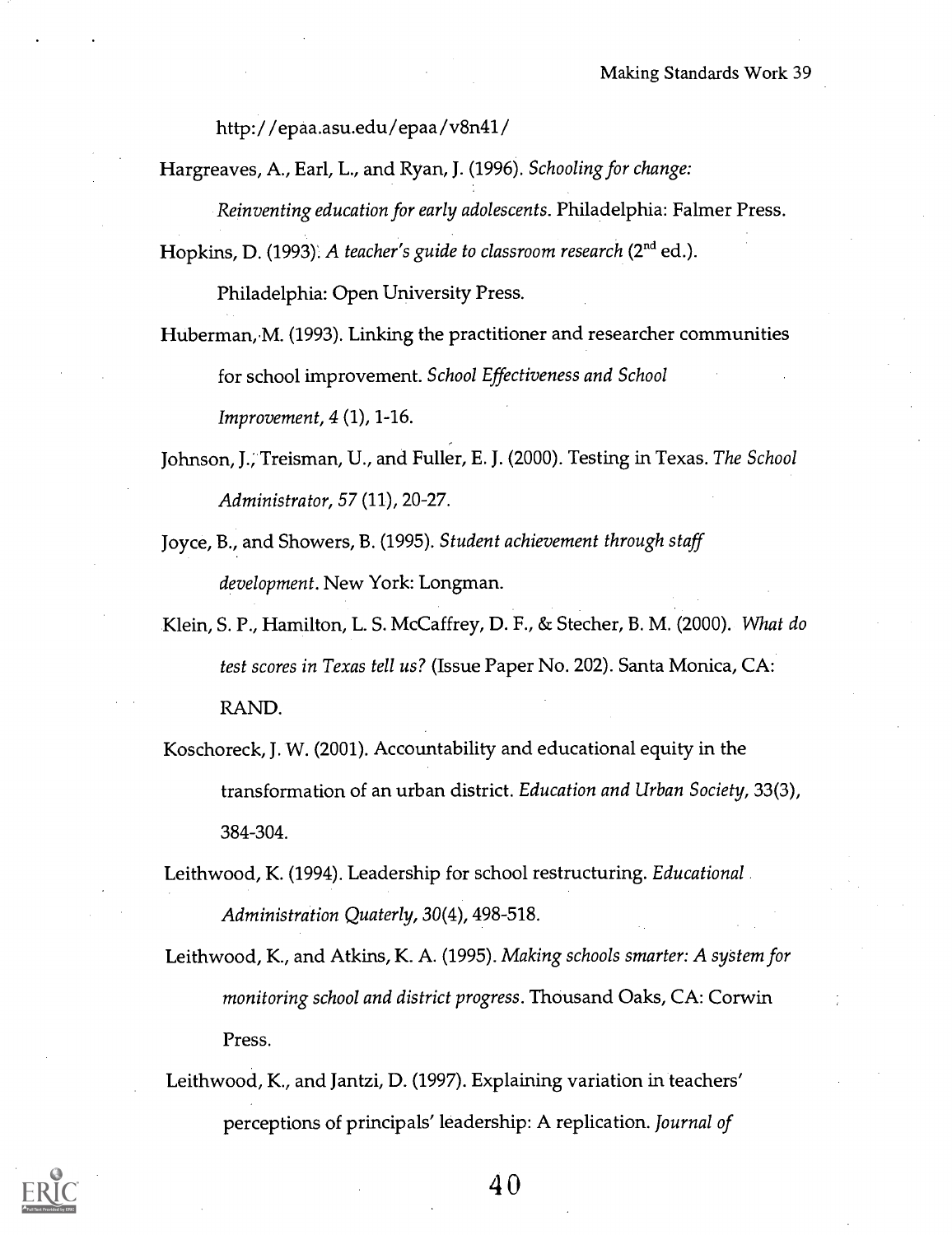http://epaa.asu.edu/epaa/v8n41/

Hargreaves, A., Earl, L., and Ryan, J. (1996). *Schooling for change: Reinventing education for early adolescents*. Philadelphia: Falmer Press.

Hopkins, D. (1993). *A teacher's guide to classroom research* (2nd ed.). Philadelphia: Open University Press.

Huberman, M. (1993). Linking the practitioner and researcher communities for school improvement. *School Effectiveness and School Improvement, 4* (1), 1-16.

Johnson, J., Treisman, U., and Fuller, E. J. (2000). Testing in Texas. *The School Administrator, 57* (11), 20-27.

Joyce, B., and Showers, B. (1995). *Student achievement through staff development*. New York: Longman.

Klein, S. P., Hamilton, L. S. McCaffrey, D. F., & Stecher, B. M. (2000). *What do test scores in Texas tell us?* (Issue Paper No. 202). Santa Monica, CA: RAND.

Koschoreck, J. W. (2001). Accountability and educational equity in the transformation of an urban district. *Education and Urban Society*, 33(3), 384-304.

Leithwood, K. (1994). Leadership for school restructuring. *Educational Administration Quaterly, 30*(4), 498-518.

Leithwood, K., and Atkins, K. A. (1995). *Making schools smarter: A system for monitoring school and district progress*. Thousand Oaks, CA: Corwin Press.

Leithwood, K., and Jantzi, D. (1997). Explaining variation in teachers' perceptions of principals' leadership: A replication. *Journal of*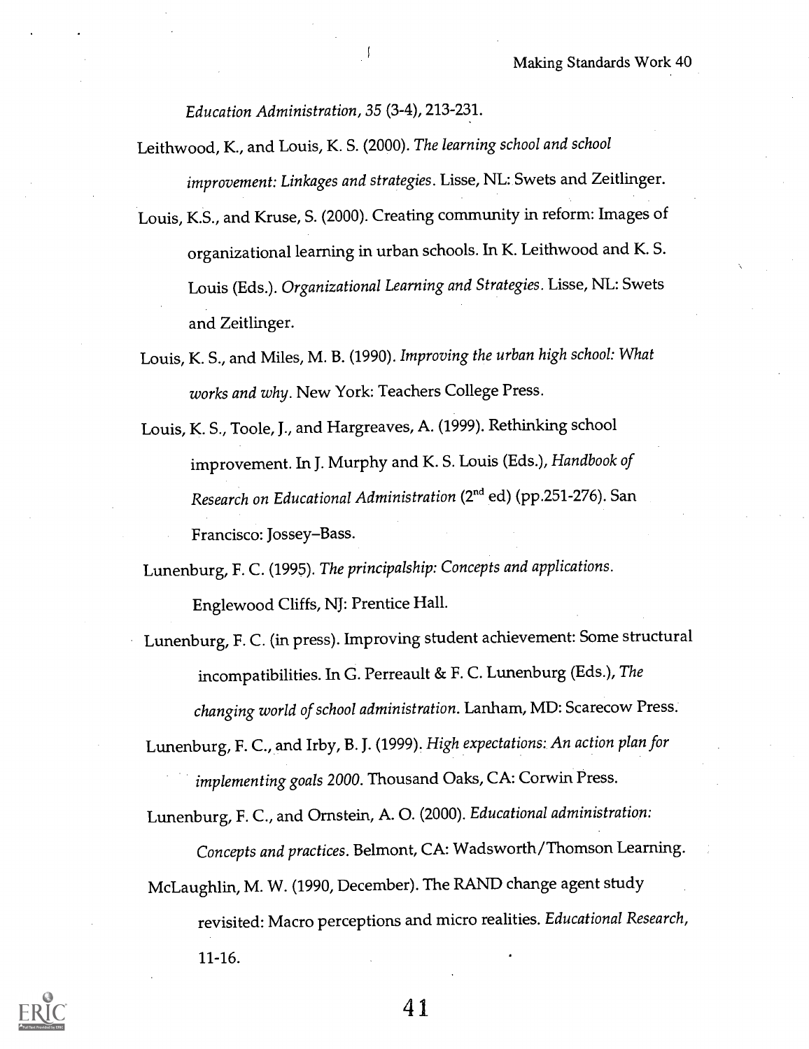*Education Administration, 35* (3-4), 213-231.

Leithwood, K., and Louis, K. S. (2000). *The learning school and school improvement: Linkages and strategies*. Lisse, NL: Swets and Zeitlinger.

Louis, K.S., and Kruse, S. (2000). Creating community in reform: Images of organizational learning in urban schools. In K. Leithwood and K. S. Louis (Eds.). *Organizational Learning and Strategies*. Lisse, NL: Swets and Zeitlinger.

Louis, K. S., and Miles, M. B. (1990). *Improving the urban high school: What works and why*. New York: Teachers College Press.

Louis, K. S., Toole, J., and Hargreaves, A. (1999). Rethinking school improvement. In J. Murphy and K. S. Louis (Eds.), *Handbook of Research on Educational Administration* (2nd ed) (pp.251-276). San Francisco: Jossey–Bass.

Lunenburg, F. C. (1995). *The principalship: Concepts and applications*. Englewood Cliffs, NJ: Prentice Hall.

Lunenburg, F. C. (in press). Improving student achievement: Some structural incompatibilities. In G. Perreault & F. C. Lunenburg (Eds.), *The changing world of school administration*. Lanham, MD: Scarecow Press.

Lunenburg, F. C., and Irby, B. J. (1999). *High expectations: An action plan for implementing goals 2000*. Thousand Oaks, CA: Corwin Press.

Lunenburg, F. C., and Ornstein, A. O. (2000). *Educational administration: Concepts and practices*. Belmont, CA: Wadsworth/Thomson Learning.

McLaughlin, M. W. (1990, December). The RAND change agent study revisited: Macro perceptions and micro realities. *Educational Research*, 11-16.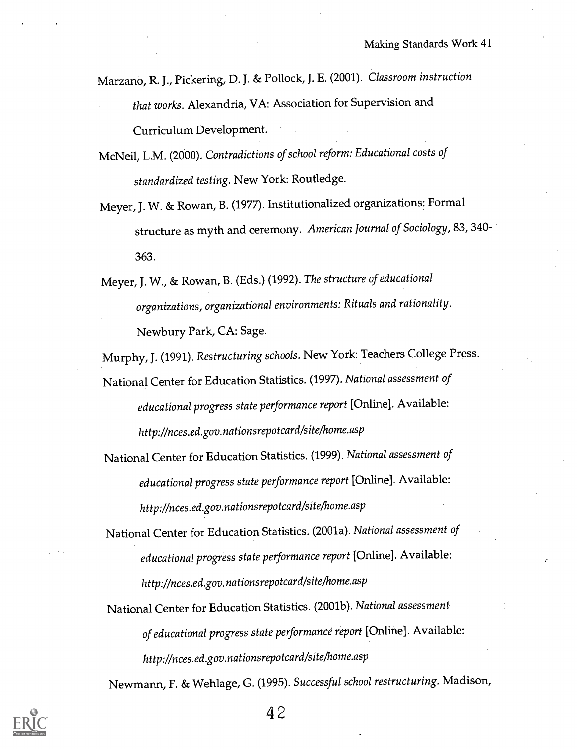Marzano, R. J., Pickering, D. J. & Pollock, J. E. (2001). *Classroom instruction that works.* Alexandria, VA: Association for Supervision and Curriculum Development.

McNeil, L.M. (2000). *Contradictions of school reform: Educational costs of standardized testing.* New York: Routledge.

Meyer, J. W. & Rowan, B. (1977). Institutionalized organizations: Formal structure as myth and ceremony. *American Journal of Sociology*, 83, 340-363.

Meyer, J. W., & Rowan, B. (Eds.) (1992). *The structure of educational organizations, organizational environments: Rituals and rationality.* Newbury Park, CA: Sage.

Murphy, J. (1991). *Restructuring schools.* New York: Teachers College Press.

National Center for Education Statistics. (1997). *National assessment of educational progress state performance report* [Online]. Available: *http://nces.ed.gov.nationsrepotcard/site/home.asp*

National Center for Education Statistics. (1999). *National assessment of educational progress state performance report* [Online]. Available: *http://nces.ed.gov.nationsrepotcard/site/home.asp*

National Center for Education Statistics. (2001a). *National assessment of educational progress state performance report* [Online]. Available: *http://nces.ed.gov.nationsrepotcard/site/home.asp*

National Center for Education Statistics. (2001b). *National assessment of educational progress state performance report* [Online]. Available: *http://nces.ed.gov.nationsrepotcard/site/home.asp*

Newmann, F. & Wehlage, G. (1995). *Successful school restructuring.* Madison,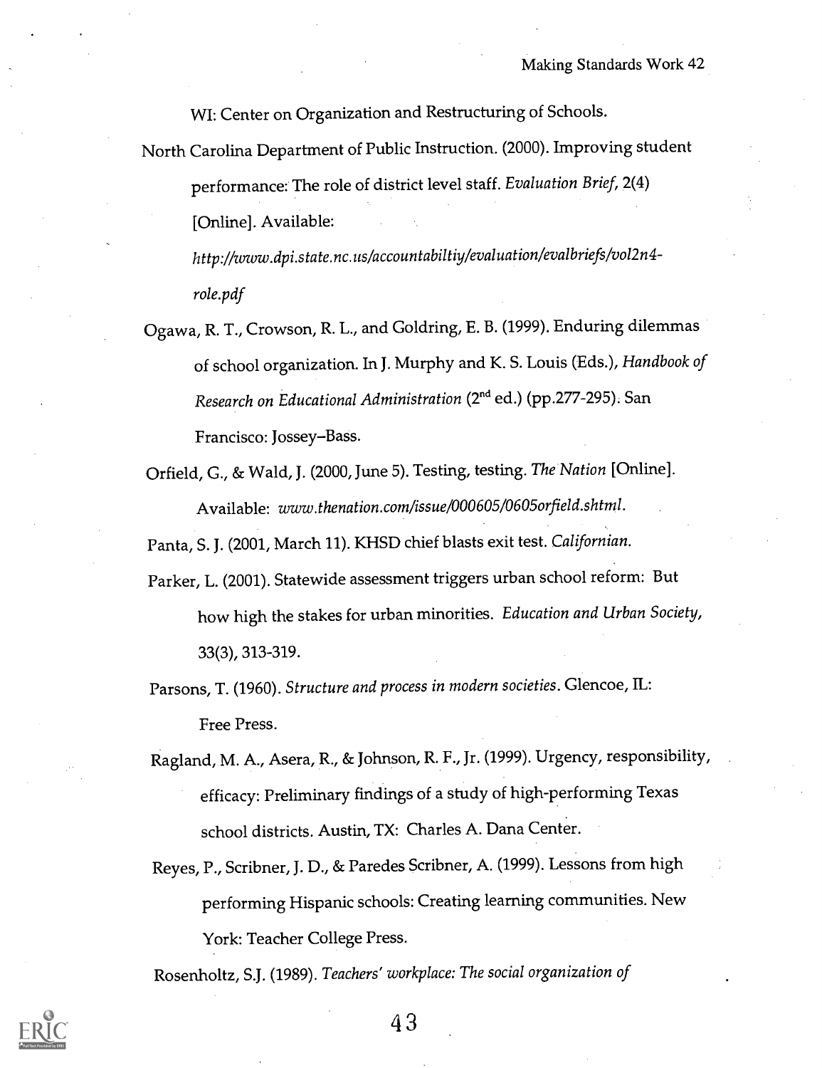WI: Center on Organization and Restructuring of Schools.

North Carolina Department of Public Instruction. (2000). Improving student performance: The role of district level staff. *Evaluation Brief*, 2(4) [Online]. Available: *http://www.dpi.state.nc.us/accountabiltiy/evaluation/evalbriefs/vol2n4-role.pdf*

Ogawa, R. T., Crowson, R. L., and Goldring, E. B. (1999). Enduring dilemmas of school organization. In J. Murphy and K. S. Louis (Eds.), *Handbook of Research on Educational Administration* (2nd ed.) (pp.277-295). San Francisco: Jossey–Bass.

Orfield, G., & Wald, J. (2000, June 5). Testing, testing. *The Nation* [Online]. Available: *www.thenation.com/issue/000605/0605orfield.shtml.*

Panta, S. J. (2001, March 11). KHSD chief blasts exit test. *Californian.*

Parker, L. (2001). Statewide assessment triggers urban school reform: But how high the stakes for urban minorities. *Education and Urban Society*, 33(3), 313-319.

Parsons, T. (1960). *Structure and process in modern societies*. Glencoe, IL: Free Press.

Ragland, M. A., Asera, R., & Johnson, R. F., Jr. (1999). Urgency, responsibility, efficacy: Preliminary findings of a study of high-performing Texas school districts. Austin, TX: Charles A. Dana Center.

Reyes, P., Scribner, J. D., & Paredes Scribner, A. (1999). Lessons from high performing Hispanic schools: Creating learning communities. New York: Teacher College Press.

Rosenholtz, S.J. (1989). *Teachers' workplace: The social organization of*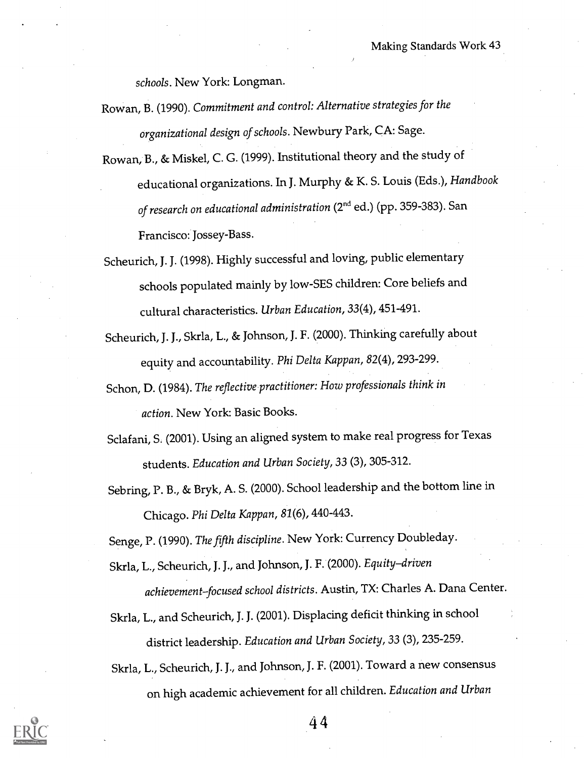*schools*. New York: Longman.

Rowan, B. (1990). *Commitment and control: Alternative strategies for the organizational design of schools*. Newbury Park, CA: Sage.

Rowan, B., & Miskel, C. G. (1999). Institutional theory and the study of educational organizations. In J. Murphy & K. S. Louis (Eds.), *Handbook of research on educational administration* (2nd ed.) (pp. 359-383). San Francisco: Jossey-Bass.

Scheurich, J. J. (1998). Highly successful and loving, public elementary schools populated mainly by low-SES children: Core beliefs and cultural characteristics. *Urban Education, 33*(4), 451-491.

Scheurich, J. J., Skrla, L., & Johnson, J. F. (2000). Thinking carefully about equity and accountability. *Phi Delta Kappan, 82*(4), 293-299.

Schon, D. (1984). *The reflective practitioner: How professionals think in action*. New York: Basic Books.

Sclafani, S. (2001). Using an aligned system to make real progress for Texas students. *Education and Urban Society, 33* (3), 305-312.

Sebring, P. B., & Bryk, A. S. (2000). School leadership and the bottom line in Chicago. *Phi Delta Kappan, 81*(6), 440-443.

Senge, P. (1990). *The fifth discipline*. New York: Currency Doubleday.

Skrla, L., Scheurich, J. J., and Johnson, J. F. (2000). *Equity–driven achievement–focused school districts*. Austin, TX: Charles A. Dana Center.

Skrla, L., and Scheurich, J. J. (2001). Displacing deficit thinking in school district leadership. *Education and Urban Society, 33* (3), 235-259.

Skrla, L., Scheurich, J. J., and Johnson, J. F. (2001). Toward a new consensus on high academic achievement for all children. *Education and Urban*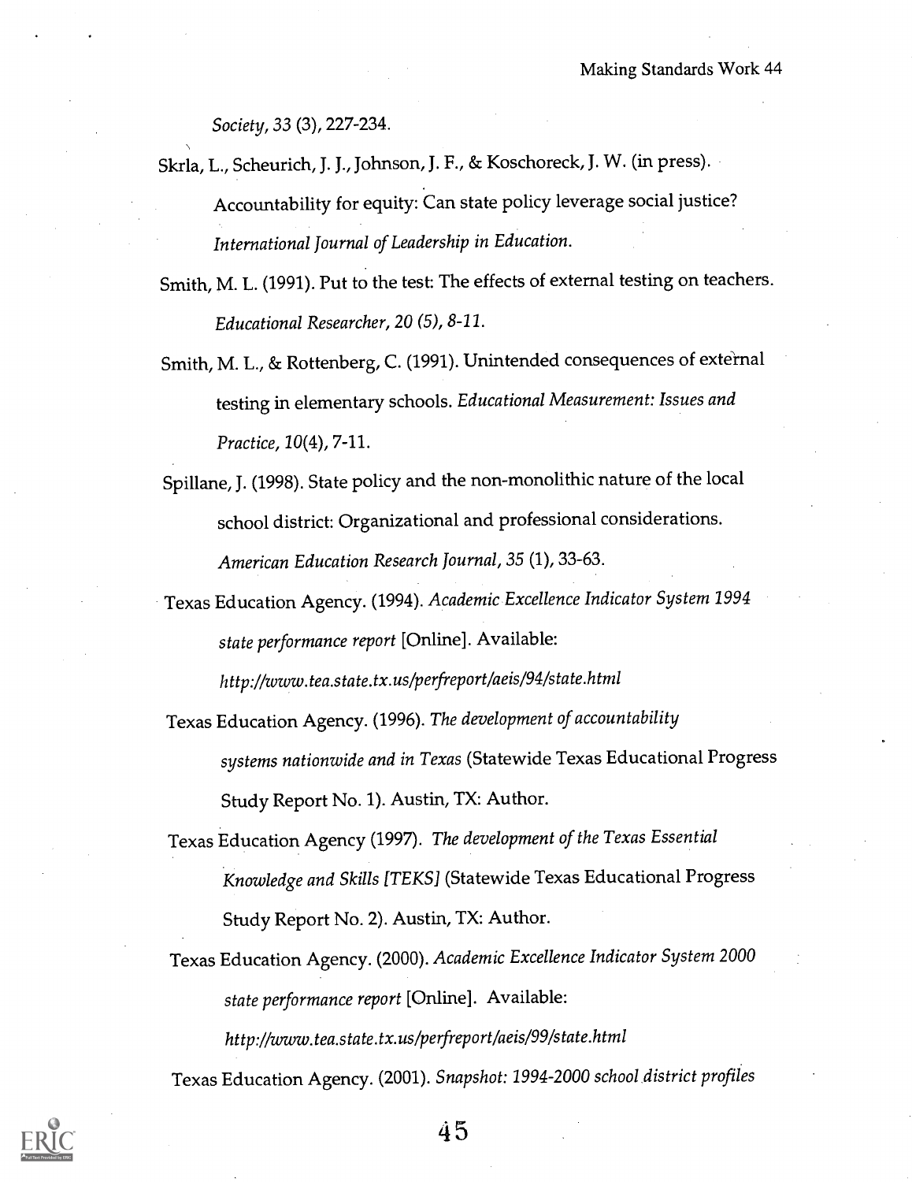*Society, 33* (3), 227-234.

Skrla, L., Scheurich, J. J., Johnson, J. F., & Koschoreck, J. W. (in press). Accountability for equity: Can state policy leverage social justice? *International Journal of Leadership in Education.*

Smith, M. L. (1991). Put to the test: The effects of external testing on teachers. *Educational Researcher, 20 (5), 8-11.*

Smith, M. L., & Rottenberg, C. (1991). Unintended consequences of external testing in elementary schools. *Educational Measurement: Issues and Practice, 10*(4), 7-11.

Spillane, J. (1998). State policy and the non-monolithic nature of the local school district: Organizational and professional considerations. *American Education Research Journal, 35* (1), 33-63.

Texas Education Agency. (1994). *Academic Excellence Indicator System 1994 state performance report* [Online]. Available: *http://www.tea.state.tx.us/perfreport/aeis/94/state.html*

Texas Education Agency. (1996). *The development of accountability systems nationwide and in Texas* (Statewide Texas Educational Progress Study Report No. 1). Austin, TX: Author.

Texas Education Agency (1997). *The development of the Texas Essential Knowledge and Skills [TEKS]* (Statewide Texas Educational Progress Study Report No. 2). Austin, TX: Author.

Texas Education Agency. (2000). *Academic Excellence Indicator System 2000 state performance report* [Online]. Available: *http://www.tea.state.tx.us/perfreport/aeis/99/state.html*

Texas Education Agency. (2001). *Snapshot: 1994-2000 school district profiles*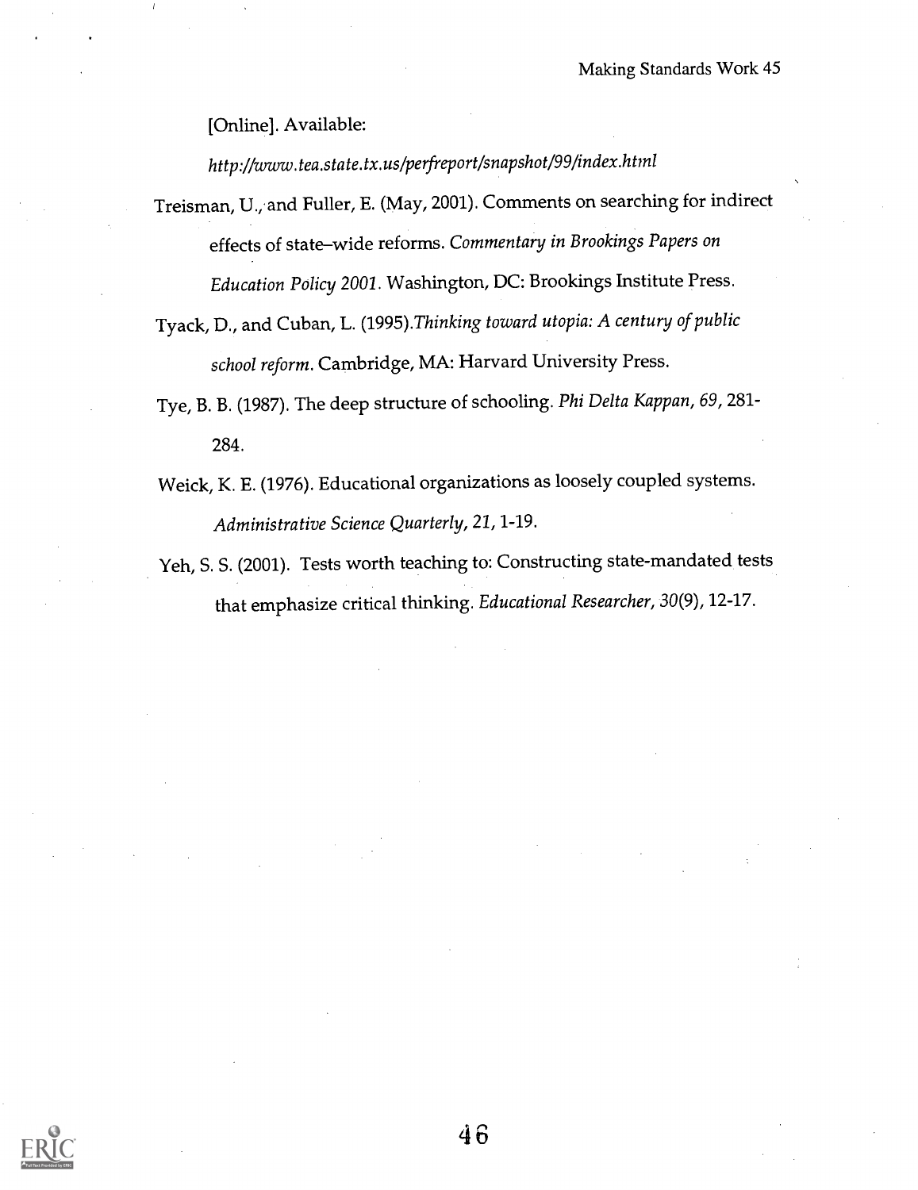[Online]. Available:

*http://www.tea.state.tx.us/perfreport/snapshot/99/index.html*

Treisman, U., and Fuller, E. (May, 2001). Comments on searching for indirect effects of state–wide reforms. *Commentary in Brookings Papers on Education Policy 2001*. Washington, DC: Brookings Institute Press.

Tyack, D., and Cuban, L. (1995).*Thinking toward utopia: A century of public school reform*. Cambridge, MA: Harvard University Press.

Tye, B. B. (1987). The deep structure of schooling. *Phi Delta Kappan, 69*, 281-284.

Weick, K. E. (1976). Educational organizations as loosely coupled systems. *Administrative Science Quarterly, 21*, 1-19.

Yeh, S. S. (2001). Tests worth teaching to: Constructing state-mandated tests that emphasize critical thinking. *Educational Researcher, 30*(9), 12-17.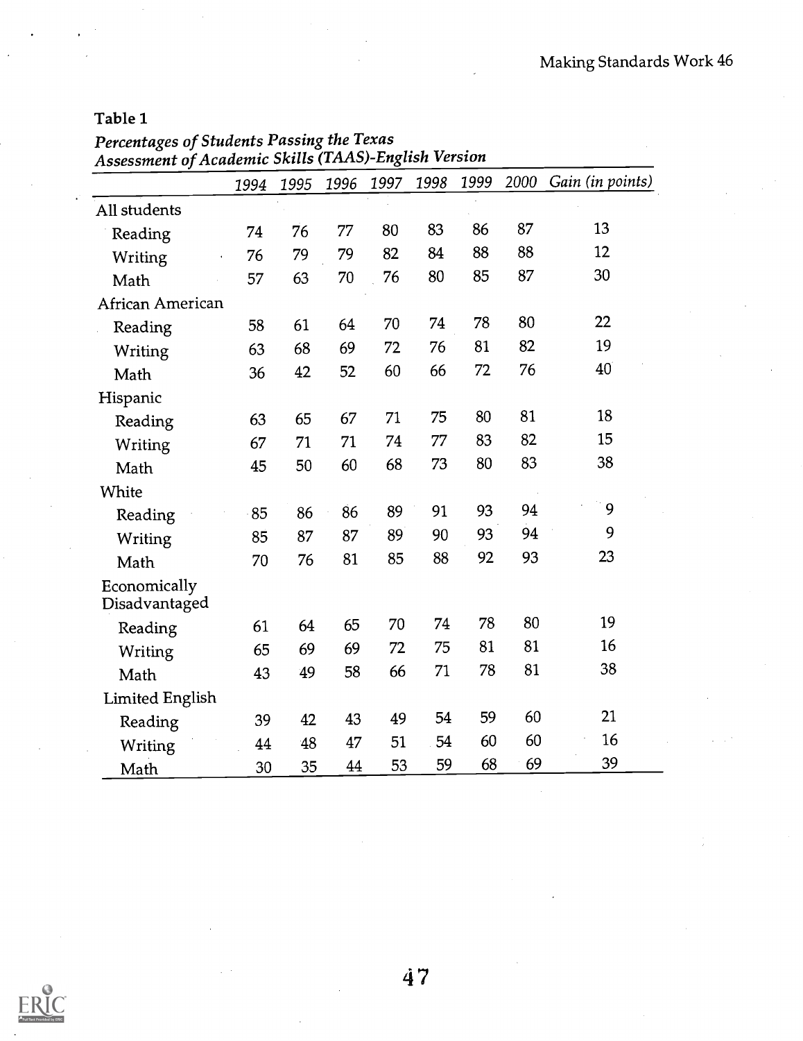Table 1

*Percentages of Students Passing the Texas Assessment of Academic Skills (TAAS)-English Version*

| | 1994 | 1995 | 1996 | 1997 | 1998 | 1999 | 2000 | Gain (in points) |
|---|---|---|---|---|---|---|---|---|
| All students | | | | | | | | |
| Reading | 74 | 76 | 77 | 80 | 83 | 86 | 87 | 13 |
| Writing | 76 | 79 | 79 | 82 | 84 | 88 | 88 | 12 |
| Math | 57 | 63 | 70 | 76 | 80 | 85 | 87 | 30 |
| African American | | | | | | | | |
| Reading | 58 | 61 | 64 | 70 | 74 | 78 | 80 | 22 |
| Writing | 63 | 68 | 69 | 72 | 76 | 81 | 82 | 19 |
| Math | 36 | 42 | 52 | 60 | 66 | 72 | 76 | 40 |
| Hispanic | | | | | | | | |
| Reading | 63 | 65 | 67 | 71 | 75 | 80 | 81 | 18 |
| Writing | 67 | 71 | 71 | 74 | 77 | 83 | 82 | 15 |
| Math | 45 | 50 | 60 | 68 | 73 | 80 | 83 | 38 |
| White | | | | | | | | |
| Reading | 85 | 86 | 86 | 89 | 91 | 93 | 94 | 9 |
| Writing | 85 | 87 | 87 | 89 | 90 | 93 | 94 | 9 |
| Math | 70 | 76 | 81 | 85 | 88 | 92 | 93 | 23 |
| Economically Disadvantaged | | | | | | | | |
| Reading | 61 | 64 | 65 | 70 | 74 | 78 | 80 | 19 |
| Writing | 65 | 69 | 69 | 72 | 75 | 81 | 81 | 16 |
| Math | 43 | 49 | 58 | 66 | 71 | 78 | 81 | 38 |
| Limited English | | | | | | | | |
| Reading | 39 | 42 | 43 | 49 | 54 | 59 | 60 | 21 |
| Writing | 44 | 48 | 47 | 51 | 54 | 60 | 60 | 16 |
| Math | 30 | 35 | 44 | 53 | 59 | 68 | 69 | 39 |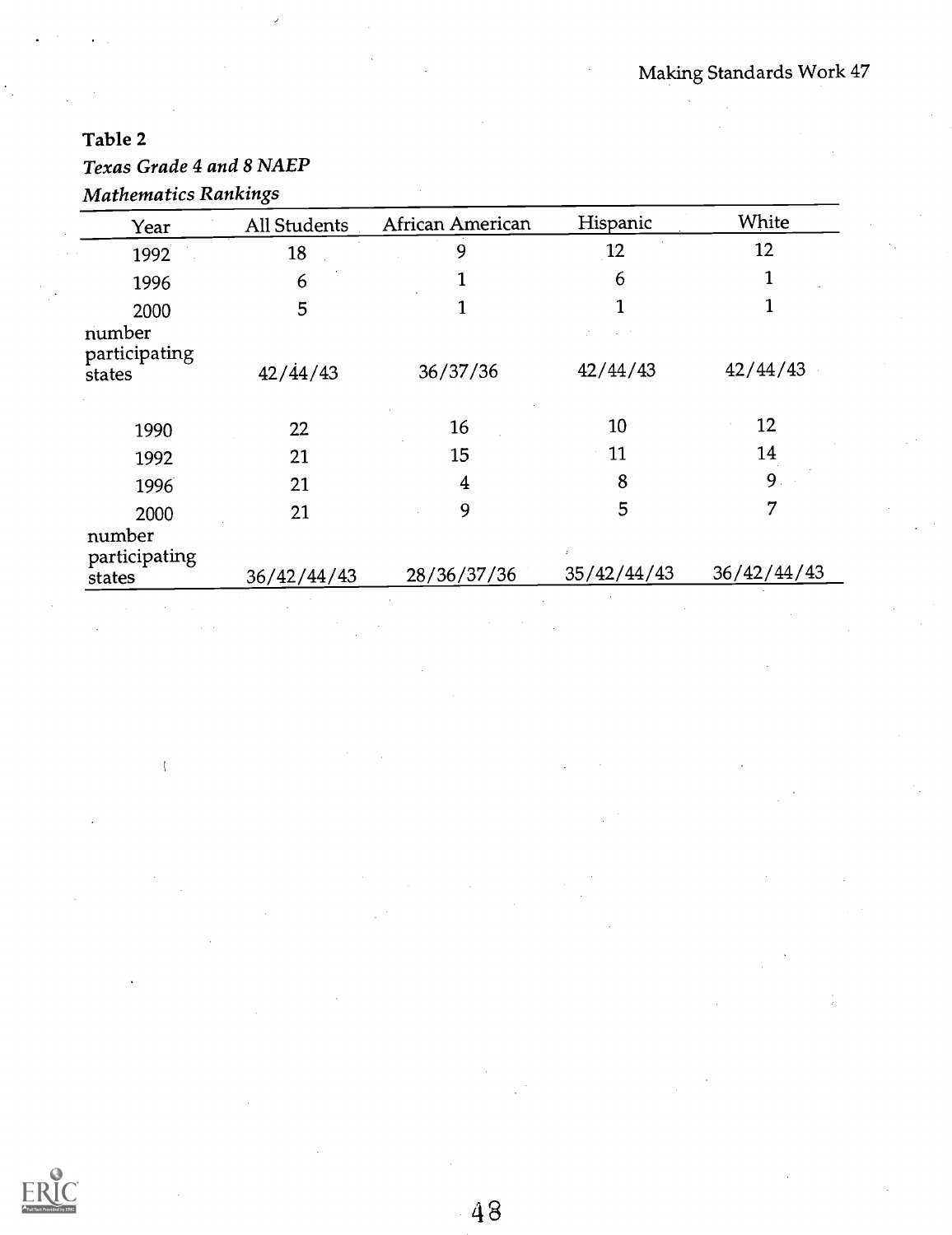**Table 2**

*Texas Grade 4 and 8 NAEP*

*Mathematics Rankings*

| Year | All Students | African American | Hispanic | White |
|---|---|---|---|---|
| 1992 | 18 | 9 | 12 | 12 |
| 1996 | 6 | 1 | 6 | 1 |
| 2000 | 5 | 1 | 1 | 1 |
| number participating states | 42/44/43 | 36/37/36 | 42/44/43 | 42/44/43 |
| | | | | |
| 1990 | 22 | 16 | 10 | 12 |
| 1992 | 21 | 15 | 11 | 14 |
| 1996 | 21 | 4 | 8 | 9 |
| 2000 | 21 | 9 | 5 | 7 |
| number participating states | 36/42/44/43 | 28/36/37/36 | 35/42/44/43 | 36/42/44/43 |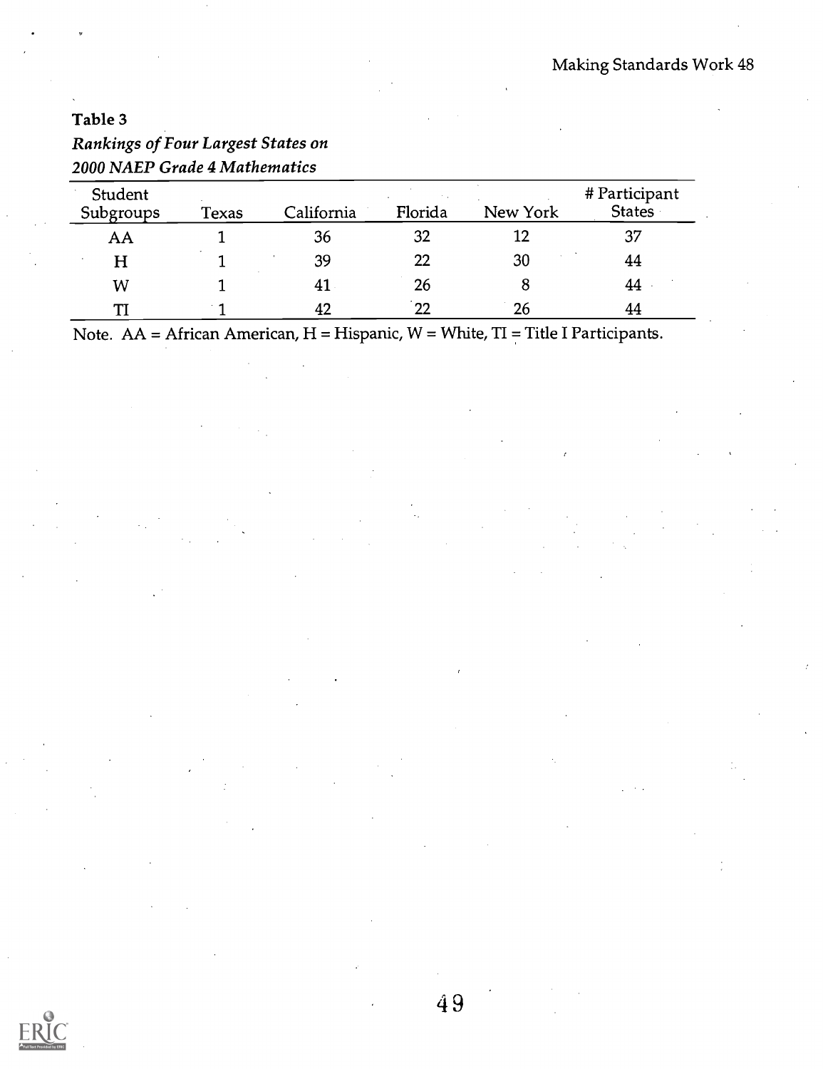**Table 3**

*Rankings of Four Largest States on 2000 NAEP Grade 4 Mathematics*

| Student Subgroups | Texas | California | Florida | New York | # Participant States |
|---|---|---|---|---|---|
| AA | 1 | 36 | 32 | 12 | 37 |
| H | 1 | 39 | 22 | 30 | 44 |
| W | 1 | 41 | 26 | 8 | 44 |
| TI | 1 | 42 | 22 | 26 | 44 |

Note. AA = African American, H = Hispanic, W = White, TI = Title I Participants.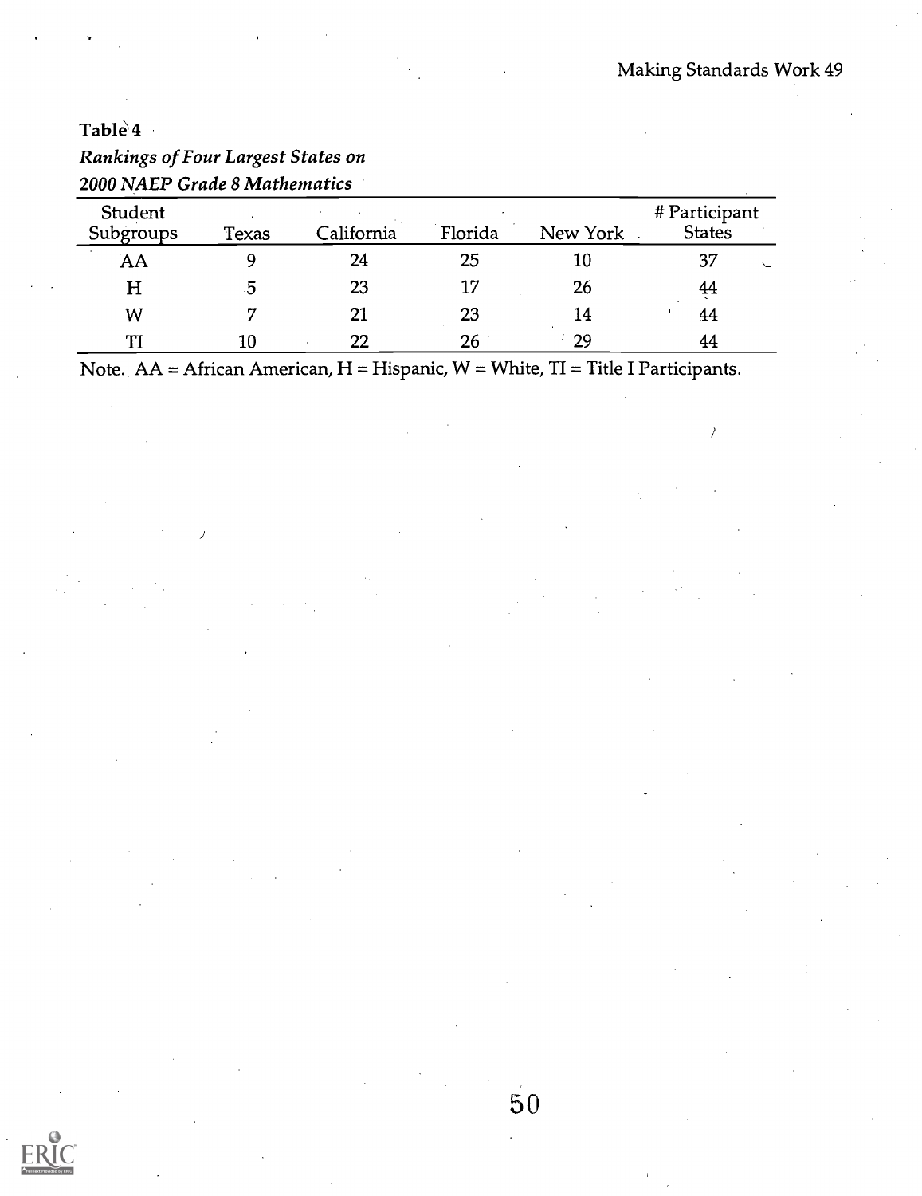**Table 4**

*Rankings of Four Largest States on 2000 NAEP Grade 8 Mathematics*

| Student Subgroups | Texas | California | Florida | New York | # Participant States |
|---|---|---|---|---|---|
| AA | 9 | 24 | 25 | 10 | 37 |
| H | 5 | 23 | 17 | 26 | 44 |
| W | 7 | 21 | 23 | 14 | 44 |
| TI | 10 | 22 | 26 | 29 | 44 |

Note. AA = African American, H = Hispanic, W = White, TI = Title I Participants.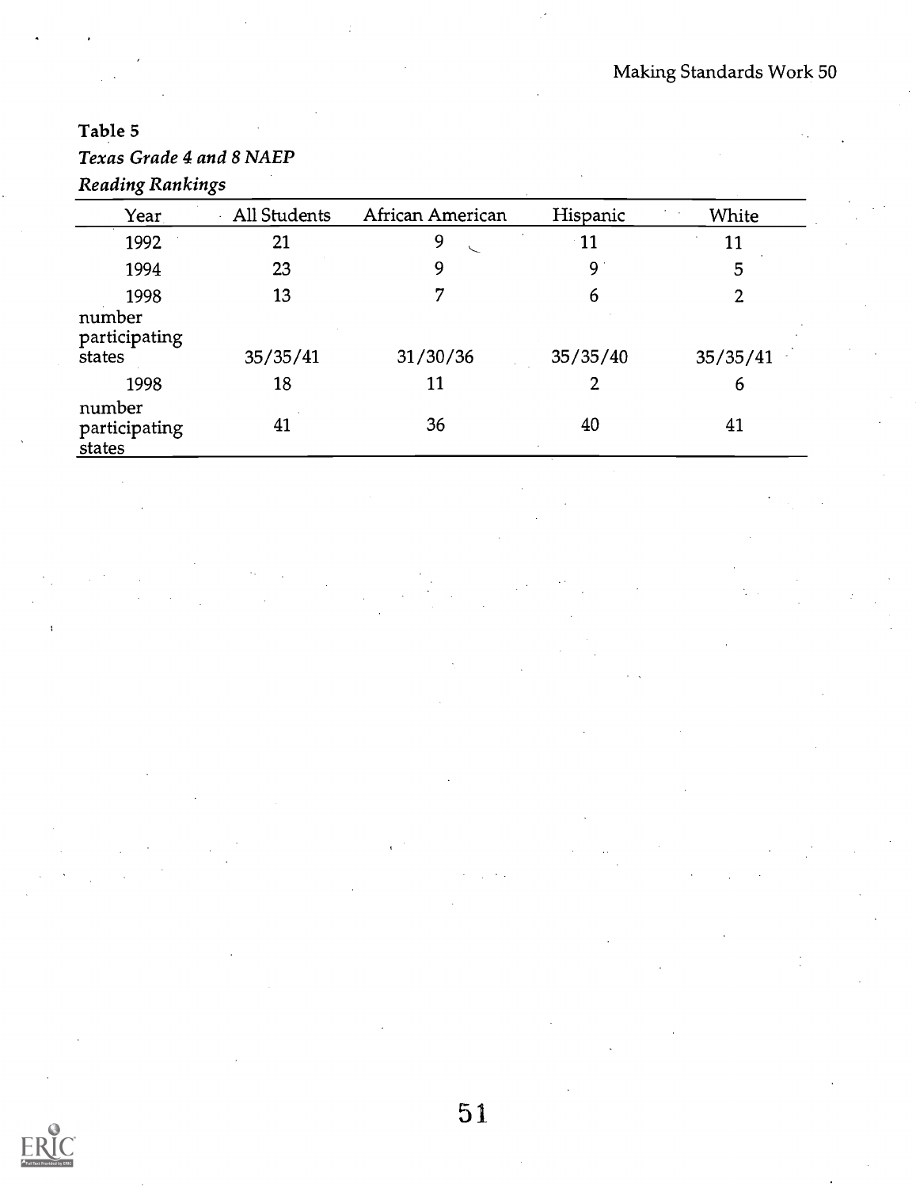**Table 5**

*Texas Grade 4 and 8 NAEP*

*Reading Rankings*

| Year | All Students | African American | Hispanic | White |
|---|---|---|---|---|
| 1992 | 21 | 9 | 11 | 11 |
| 1994 | 23 | 9 | 9 | 5 |
| 1998 | 13 | 7 | 6 | 2 |
| number participating states | 35/35/41 | 31/30/36 | 35/35/40 | 35/35/41 |
| 1998 | 18 | 11 | 2 | 6 |
| number participating states | 41 | 36 | 40 | 41 |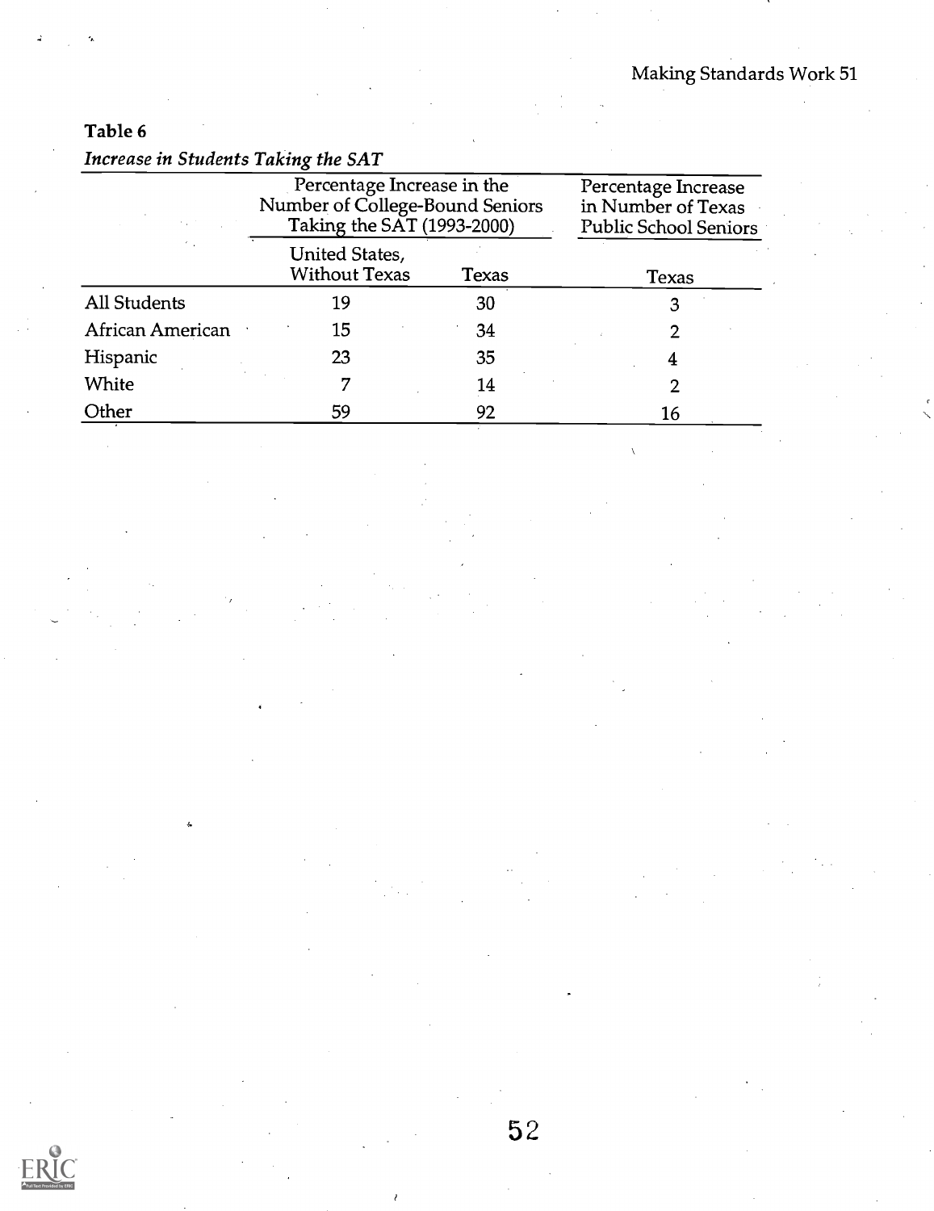**Table 6**

*Increase in Students Taking the SAT*

| | Percentage Increase in the Number of College-Bound Seniors Taking the SAT (1993-2000) | | Percentage Increase in Number of Texas Public School Seniors |
|---|---|---|---|
| | United States, Without Texas | Texas | Texas |
| All Students | 19 | 30 | 3 |
| African American | 15 | 34 | 2 |
| Hispanic | 23 | 35 | 4 |
| White | 7 | 14 | 2 |
| Other | 59 | 92 | 16 |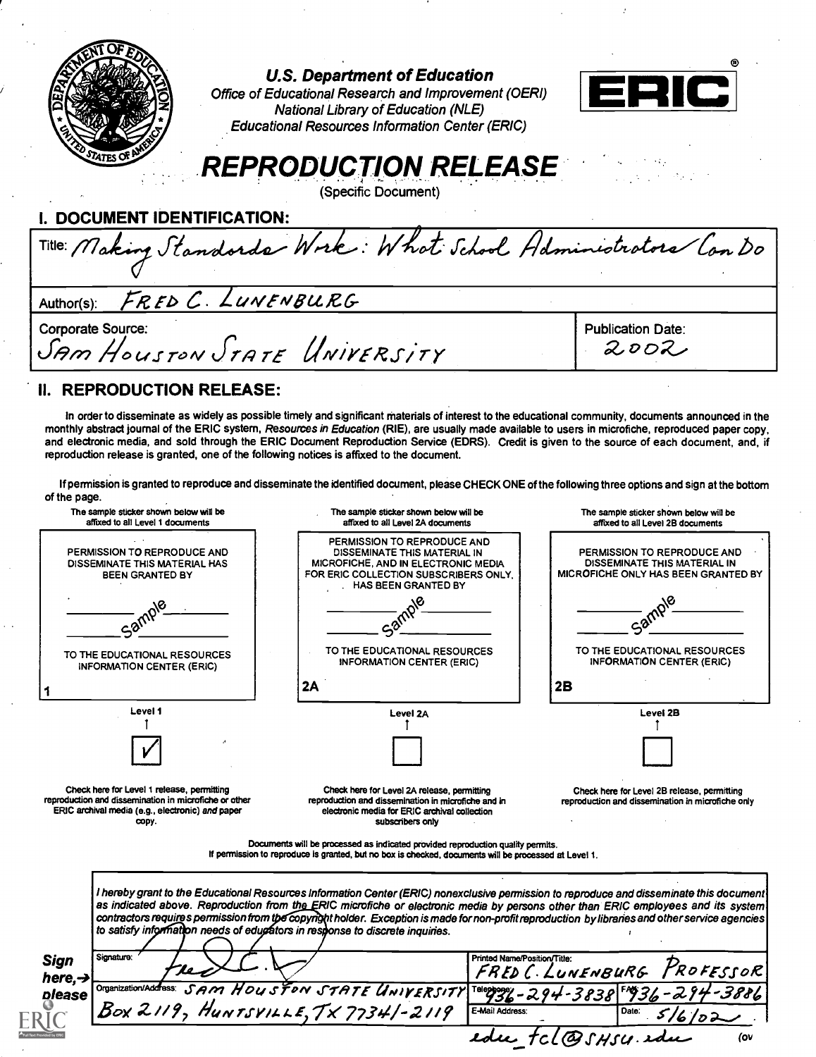U.S. Department of Education
Office of Educational Research and Improvement (OERI)
National Library of Education (NLE)
Educational Resources Information Center (ERIC)

# REPRODUCTION RELEASE

(Specific Document)

## I. DOCUMENT IDENTIFICATION:

Title: Making Standards Work: What School Administrators Can Do

Author(s): FRED C. LUNENBURG

Corporate Source: SAM HOUSTON STATE UNIVERSITY

Publication Date: 2002

## II. REPRODUCTION RELEASE:

In order to disseminate as widely as possible timely and significant materials of interest to the educational community, documents announced in the monthly abstract journal of the ERIC system, *Resources in Education* (RIE), are usually made available to users in microfiche, reproduced paper copy, and electronic media, and sold through the ERIC Document Reproduction Service (EDRS). Credit is given to the source of each document, and, if reproduction release is granted, one of the following notices is affixed to the document.

If permission is granted to reproduce and disseminate the identified document, please CHECK ONE of the following three options and sign at the bottom of the page.

| The sample sticker shown below will be affixed to all Level 1 documents | The sample sticker shown below will be affixed to all Level 2A documents | The sample sticker shown below will be affixed to all Level 2B documents |
|---|---|---|
| PERMISSION TO REPRODUCE AND DISSEMINATE THIS MATERIAL HAS BEEN GRANTED BY | PERMISSION TO REPRODUCE AND DISSEMINATE THIS MATERIAL IN MICROFICHE, AND IN ELECTRONIC MEDIA FOR ERIC COLLECTION SUBSCRIBERS ONLY, HAS BEEN GRANTED BY | PERMISSION TO REPRODUCE AND DISSEMINATE THIS MATERIAL IN MICROFICHE ONLY HAS BEEN GRANTED BY |
| Sample | Sample | Sample |
| TO THE EDUCATIONAL RESOURCES INFORMATION CENTER (ERIC) | TO THE EDUCATIONAL RESOURCES INFORMATION CENTER (ERIC) | TO THE EDUCATIONAL RESOURCES INFORMATION CENTER (ERIC) |
| 1 | 2A | 2B |
| Level 1 | Level 2A | Level 2B |
| ☑ | ☐ | ☐ |
| Check here for Level 1 release, permitting reproduction and dissemination in microfiche or other ERIC archival media (e.g., electronic) *and* paper copy. | Check here for Level 2A release, permitting reproduction and dissemination in microfiche and in electronic media for ERIC archival collection subscribers only | Check here for Level 2B release, permitting reproduction and dissemination in microfiche only |

Documents will be processed as indicated provided reproduction quality permits.
If permission to reproduce is granted, but no box is checked, documents will be processed at Level 1.

*I hereby grant to the Educational Resources Information Center (ERIC) nonexclusive permission to reproduce and disseminate this document as indicated above. Reproduction from the ERIC microfiche or electronic media by persons other than ERIC employees and its system contractors requires permission from the copyright holder. Exception is made for non-profit reproduction by libraries and other service agencies to satisfy information needs of educators in response to discrete inquiries.*

**Sign here, → please**

| Signature: Fred C. L | Printed Name/Position/Title: FRED C. LUNENBURG PROFESSOR | |
|---|---|---|
| Organization/Address: SAM HOUSTON STATE UNIVERSITY Box 2119, HUNTSVILLE, TX 77341-2119 | Telephone: 936-294-3838 | FAX: 936-294-3886 |
| | E-Mail Address: edu_fcl@SHSU.edu | Date: 5/6/02 |

(ov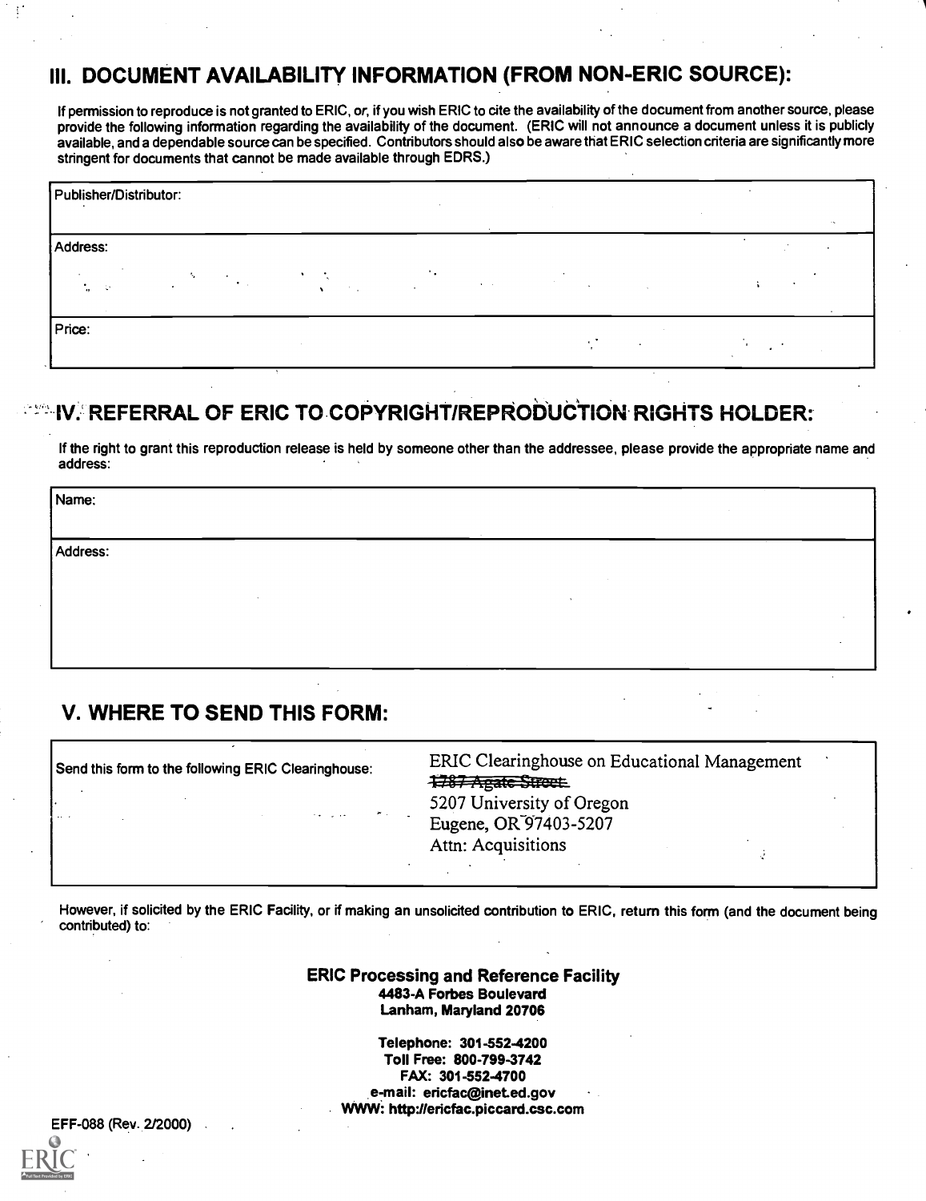## III. DOCUMENT AVAILABILITY INFORMATION (FROM NON-ERIC SOURCE):

If permission to reproduce is not granted to ERIC, or, if you wish ERIC to cite the availability of the document from another source, please provide the following information regarding the availability of the document. (ERIC will not announce a document unless it is publicly available, and a dependable source can be specified. Contributors should also be aware that ERIC selection criteria are significantly more stringent for documents that cannot be made available through EDRS.)

| |
|---|
| Publisher/Distributor: |
| Address: |
| Price: |

## IV. REFERRAL OF ERIC TO COPYRIGHT/REPRODUCTION RIGHTS HOLDER:

If the right to grant this reproduction release is held by someone other than the addressee, please provide the appropriate name and address:

| |
|---|
| Name: |
| Address: |

## V. WHERE TO SEND THIS FORM:

| | |
|---|---|
| Send this form to the following ERIC Clearinghouse: | ERIC Clearinghouse on Educational Management<br>~~1787 Agate Street~~<br>5207 University of Oregon<br>Eugene, OR 97403-5207<br>Attn: Acquisitions |

However, if solicited by the ERIC Facility, or if making an unsolicited contribution to ERIC, return this form (and the document being contributed) to:

**ERIC Processing and Reference Facility**
**4483-A Forbes Boulevard**
**Lanham, Maryland 20706**

**Telephone: 301-552-4200**
**Toll Free: 800-799-3742**
**FAX: 301-552-4700**
**e-mail: ericfac@inet.ed.gov**
**WWW: http://ericfac.piccard.csc.com**

EFF-088 (Rev. 2/2000)